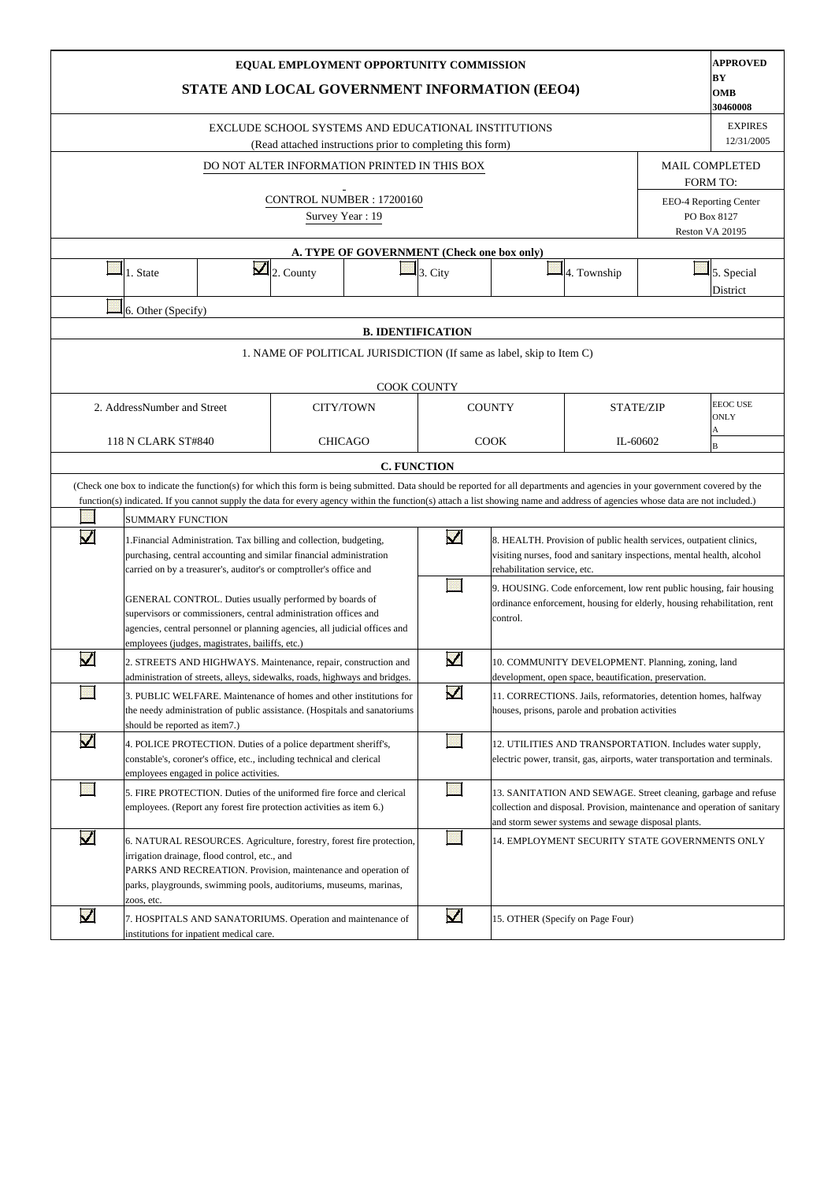# EQUAL EMPLOYMENT OPPORTUNITY COMMISSION

## STATE AND LOCAL GOVERNMENT INFORMATION (EEO4)

**APPROVED BY OMB 30460008**

EXCLUDE SCHOOL SYSTEMS AND EDUCATIONAL INSTITUTIONS
(Read attached instructions prior to completing this form)

EXPIRES 12/31/2005

DO NOT ALTER INFORMATION PRINTED IN THIS BOX

CONTROL NUMBER : 17200160
Survey Year : 19

MAIL COMPLETED FORM TO:
EEO-4 Reporting Center
PO Box 8127
Reston VA 20195

### A. TYPE OF GOVERNMENT (Check one box only)

| | | | | |
|---|---|---|---|---|
| ☐ 1. State | ☑ 2. County | ☐ 3. City | ☐ 4. Township | ☐ 5. Special District |
| ☐ 6. Other (Specify) | | | | |

### B. IDENTIFICATION

1. NAME OF POLITICAL JURISDICTION (If same as label, skip to Item C)

COOK COUNTY

| 2. AddressNumber and Street | CITY/TOWN | COUNTY | STATE/ZIP | EEOC USE ONLY |
|---|---|---|---|---|
| 118 N CLARK ST#840 | CHICAGO | COOK | IL-60602 | A / B |

### C. FUNCTION

(Check one box to indicate the function(s) for which this form is being submitted. Data should be reported for all departments and agencies in your government covered by the function(s) indicated. If you cannot supply the data for every agency within the function(s) attach a list showing name and address of agencies whose data are not included.)

☐ SUMMARY FUNCTION

| | | | |
|---|---|---|---|
| ☑ | 1.Financial Administration. Tax billing and collection, budgeting, purchasing, central accounting and similar financial administration carried on by a treasurer's, auditor's or comptroller's office and GENERAL CONTROL. Duties usually performed by boards of supervisors or commissioners, central administration offices and agencies, central personnel or planning agencies, all judicial offices and employees (judges, magistrates, bailiffs, etc.) | ☑ | 8. HEALTH. Provision of public health services, outpatient clinics, visiting nurses, food and sanitary inspections, mental health, alcohol rehabilitation service, etc. |
| | | ☐ | 9. HOUSING. Code enforcement, low rent public housing, fair housing ordinance enforcement, housing for elderly, housing rehabilitation, rent control. |
| ☑ | 2. STREETS AND HIGHWAYS. Maintenance, repair, construction and administration of streets, alleys, sidewalks, roads, highways and bridges. | ☑ | 10. COMMUNITY DEVELOPMENT. Planning, zoning, land development, open space, beautification, preservation. |
| ☐ | 3. PUBLIC WELFARE. Maintenance of homes and other institutions for the needy administration of public assistance. (Hospitals and sanatoriums should be reported as item7.) | ☑ | 11. CORRECTIONS. Jails, reformatories, detention homes, halfway houses, prisons, parole and probation activities |
| ☑ | 4. POLICE PROTECTION. Duties of a police department sheriff's, constable's, coroner's office, etc., including technical and clerical employees engaged in police activities. | ☐ | 12. UTILITIES AND TRANSPORTATION. Includes water supply, electric power, transit, gas, airports, water transportation and terminals. |
| ☐ | 5. FIRE PROTECTION. Duties of the uniformed fire force and clerical employees. (Report any forest fire protection activities as item 6.) | ☐ | 13. SANITATION AND SEWAGE. Street cleaning, garbage and refuse collection and disposal. Provision, maintenance and operation of sanitary and storm sewer systems and sewage disposal plants. |
| ☑ | 6. NATURAL RESOURCES. Agriculture, forestry, forest fire protection, irrigation drainage, flood control, etc., and PARKS AND RECREATION. Provision, maintenance and operation of parks, playgrounds, swimming pools, auditoriums, museums, marinas, zoos, etc. | ☐ | 14. EMPLOYMENT SECURITY STATE GOVERNMENTS ONLY |
| ☑ | 7. HOSPITALS AND SANATORIUMS. Operation and maintenance of institutions for inpatient medical care. | ☑ | 15. OTHER (Specify on Page Four) |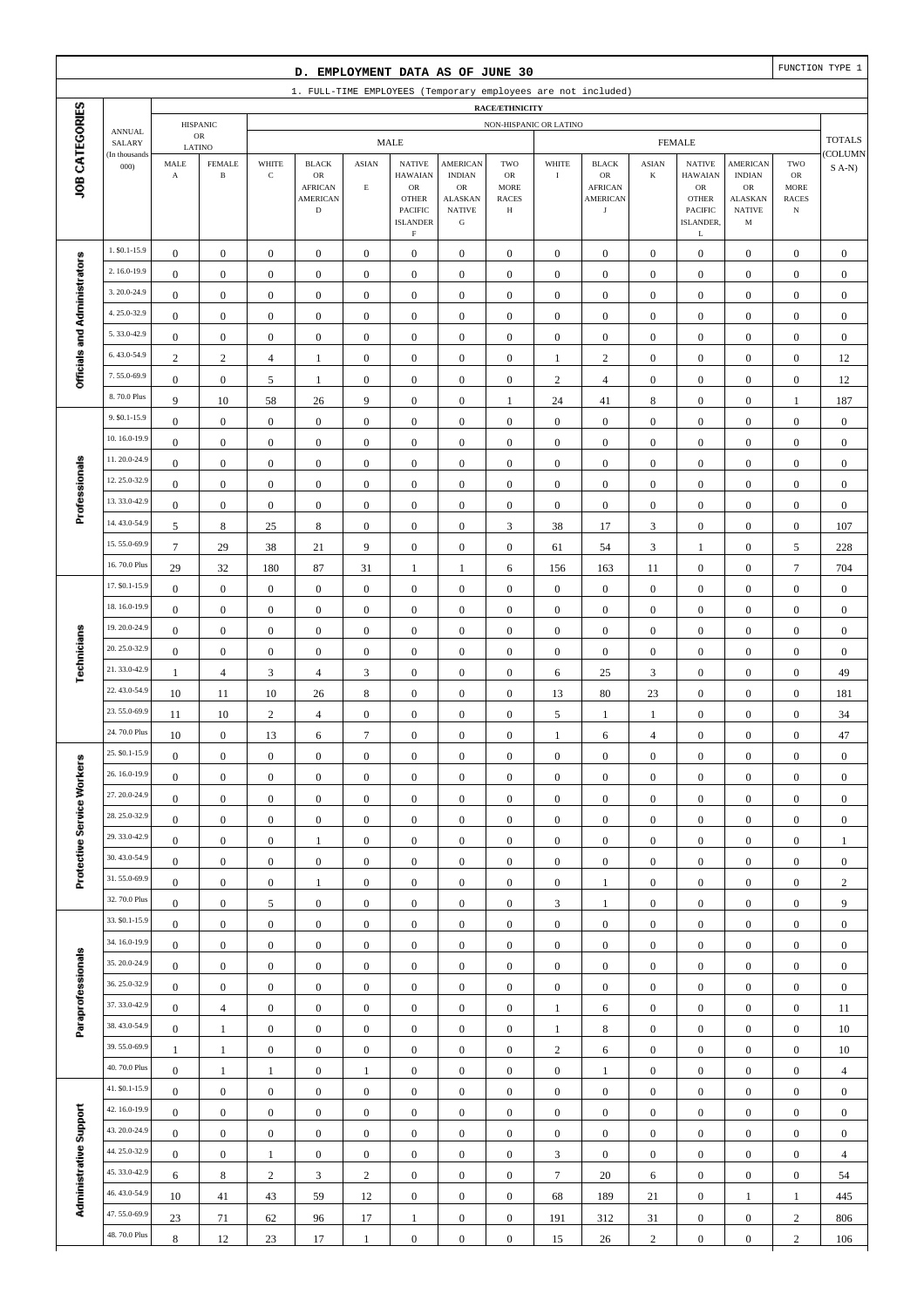## D. EMPLOYMENT DATA AS OF JUNE 30

FUNCTION TYPE 1

1. FULL-TIME EMPLOYEES (Temporary employees are not included)

| JOB CATEGORIES | ANNUAL SALARY (In thousands 000) | HISPANIC OR LATINO MALE A | HISPANIC OR LATINO FEMALE B | NON-HISPANIC OR LATINO MALE WHITE C | BLACK OR AFRICAN AMERICAN D | ASIAN E | NATIVE HAWAIIAN OR OTHER PACIFIC ISLANDER F | AMERICAN INDIAN OR ALASKAN NATIVE G | TWO OR MORE RACES H | NON-HISPANIC OR LATINO FEMALE WHITE I | BLACK OR AFRICAN AMERICAN J | ASIAN K | NATIVE HAWAIIAN OR OTHER PACIFIC ISLANDER, L | AMERICAN INDIAN OR ALASKAN NATIVE M | TWO OR MORE RACES N | TOTALS (COLUMNS A-N) |
|---|---|---|---|---|---|---|---|---|---|---|---|---|---|---|---|---|
| Officials and Administrators | 1. $0.1-15.9 | 0 | 0 | 0 | 0 | 0 | 0 | 0 | 0 | 0 | 0 | 0 | 0 | 0 | 0 | 0 |
| | 2. 16.0-19.9 | 0 | 0 | 0 | 0 | 0 | 0 | 0 | 0 | 0 | 0 | 0 | 0 | 0 | 0 | 0 |
| | 3. 20.0-24.9 | 0 | 0 | 0 | 0 | 0 | 0 | 0 | 0 | 0 | 0 | 0 | 0 | 0 | 0 | 0 |
| | 4. 25.0-32.9 | 0 | 0 | 0 | 0 | 0 | 0 | 0 | 0 | 0 | 0 | 0 | 0 | 0 | 0 | 0 |
| | 5. 33.0-42.9 | 0 | 0 | 0 | 0 | 0 | 0 | 0 | 0 | 0 | 0 | 0 | 0 | 0 | 0 | 0 |
| | 6. 43.0-54.9 | 2 | 2 | 4 | 1 | 0 | 0 | 0 | 0 | 1 | 2 | 0 | 0 | 0 | 0 | 12 |
| | 7. 55.0-69.9 | 0 | 0 | 5 | 1 | 0 | 0 | 0 | 0 | 2 | 4 | 0 | 0 | 0 | 0 | 12 |
| | 8. 70.0 Plus | 9 | 10 | 58 | 26 | 9 | 0 | 0 | 1 | 24 | 41 | 8 | 0 | 0 | 1 | 187 |
| Professionals | 9. $0.1-15.9 | 0 | 0 | 0 | 0 | 0 | 0 | 0 | 0 | 0 | 0 | 0 | 0 | 0 | 0 | 0 |
| | 10. 16.0-19.9 | 0 | 0 | 0 | 0 | 0 | 0 | 0 | 0 | 0 | 0 | 0 | 0 | 0 | 0 | 0 |
| | 11. 20.0-24.9 | 0 | 0 | 0 | 0 | 0 | 0 | 0 | 0 | 0 | 0 | 0 | 0 | 0 | 0 | 0 |
| | 12. 25.0-32.9 | 0 | 0 | 0 | 0 | 0 | 0 | 0 | 0 | 0 | 0 | 0 | 0 | 0 | 0 | 0 |
| | 13. 33.0-42.9 | 0 | 0 | 0 | 0 | 0 | 0 | 0 | 0 | 0 | 0 | 0 | 0 | 0 | 0 | 0 |
| | 14. 43.0-54.9 | 5 | 8 | 25 | 8 | 0 | 0 | 0 | 3 | 38 | 17 | 3 | 0 | 0 | 0 | 107 |
| | 15. 55.0-69.9 | 7 | 29 | 38 | 21 | 9 | 0 | 0 | 0 | 61 | 54 | 3 | 1 | 0 | 5 | 228 |
| | 16. 70.0 Plus | 29 | 32 | 180 | 87 | 31 | 1 | 1 | 6 | 156 | 163 | 11 | 0 | 0 | 7 | 704 |
| Technicians | 17. $0.1-15.9 | 0 | 0 | 0 | 0 | 0 | 0 | 0 | 0 | 0 | 0 | 0 | 0 | 0 | 0 | 0 |
| | 18. 16.0-19.9 | 0 | 0 | 0 | 0 | 0 | 0 | 0 | 0 | 0 | 0 | 0 | 0 | 0 | 0 | 0 |
| | 19. 20.0-24.9 | 0 | 0 | 0 | 0 | 0 | 0 | 0 | 0 | 0 | 0 | 0 | 0 | 0 | 0 | 0 |
| | 20. 25.0-32.9 | 0 | 0 | 0 | 0 | 0 | 0 | 0 | 0 | 0 | 0 | 0 | 0 | 0 | 0 | 0 |
| | 21. 33.0-42.9 | 1 | 4 | 3 | 4 | 3 | 0 | 0 | 0 | 6 | 25 | 3 | 0 | 0 | 0 | 49 |
| | 22. 43.0-54.9 | 10 | 11 | 10 | 26 | 8 | 0 | 0 | 0 | 13 | 80 | 23 | 0 | 0 | 0 | 181 |
| | 23. 55.0-69.9 | 11 | 10 | 2 | 4 | 0 | 0 | 0 | 0 | 5 | 1 | 1 | 0 | 0 | 0 | 34 |
| | 24. 70.0 Plus | 10 | 0 | 13 | 6 | 7 | 0 | 0 | 0 | 1 | 6 | 4 | 0 | 0 | 0 | 47 |
| Protective Service Workers | 25. $0.1-15.9 | 0 | 0 | 0 | 0 | 0 | 0 | 0 | 0 | 0 | 0 | 0 | 0 | 0 | 0 | 0 |
| | 26. 16.0-19.9 | 0 | 0 | 0 | 0 | 0 | 0 | 0 | 0 | 0 | 0 | 0 | 0 | 0 | 0 | 0 |
| | 27. 20.0-24.9 | 0 | 0 | 0 | 0 | 0 | 0 | 0 | 0 | 0 | 0 | 0 | 0 | 0 | 0 | 0 |
| | 28. 25.0-32.9 | 0 | 0 | 0 | 0 | 0 | 0 | 0 | 0 | 0 | 0 | 0 | 0 | 0 | 0 | 0 |
| | 29. 33.0-42.9 | 0 | 0 | 0 | 1 | 0 | 0 | 0 | 0 | 0 | 0 | 0 | 0 | 0 | 0 | 1 |
| | 30. 43.0-54.9 | 0 | 0 | 0 | 0 | 0 | 0 | 0 | 0 | 0 | 0 | 0 | 0 | 0 | 0 | 0 |
| | 31. 55.0-69.9 | 0 | 0 | 0 | 1 | 0 | 0 | 0 | 0 | 0 | 1 | 0 | 0 | 0 | 0 | 2 |
| | 32. 70.0 Plus | 0 | 0 | 5 | 0 | 0 | 0 | 0 | 0 | 3 | 1 | 0 | 0 | 0 | 0 | 9 |
| Paraprofessionals | 33. $0.1-15.9 | 0 | 0 | 0 | 0 | 0 | 0 | 0 | 0 | 0 | 0 | 0 | 0 | 0 | 0 | 0 |
| | 34. 16.0-19.9 | 0 | 0 | 0 | 0 | 0 | 0 | 0 | 0 | 0 | 0 | 0 | 0 | 0 | 0 | 0 |
| | 35. 20.0-24.9 | 0 | 0 | 0 | 0 | 0 | 0 | 0 | 0 | 0 | 0 | 0 | 0 | 0 | 0 | 0 |
| | 36. 25.0-32.9 | 0 | 0 | 0 | 0 | 0 | 0 | 0 | 0 | 0 | 0 | 0 | 0 | 0 | 0 | 0 |
| | 37. 33.0-42.9 | 0 | 4 | 0 | 0 | 0 | 0 | 0 | 0 | 1 | 6 | 0 | 0 | 0 | 0 | 11 |
| | 38. 43.0-54.9 | 0 | 1 | 0 | 0 | 0 | 0 | 0 | 0 | 1 | 8 | 0 | 0 | 0 | 0 | 10 |
| | 39. 55.0-69.9 | 1 | 1 | 0 | 0 | 0 | 0 | 0 | 0 | 2 | 6 | 0 | 0 | 0 | 0 | 10 |
| | 40. 70.0 Plus | 0 | 1 | 1 | 0 | 1 | 0 | 0 | 0 | 0 | 1 | 0 | 0 | 0 | 0 | 4 |
| Administrative Support | 41. $0.1-15.9 | 0 | 0 | 0 | 0 | 0 | 0 | 0 | 0 | 0 | 0 | 0 | 0 | 0 | 0 | 0 |
| | 42. 16.0-19.9 | 0 | 0 | 0 | 0 | 0 | 0 | 0 | 0 | 0 | 0 | 0 | 0 | 0 | 0 | 0 |
| | 43. 20.0-24.9 | 0 | 0 | 0 | 0 | 0 | 0 | 0 | 0 | 0 | 0 | 0 | 0 | 0 | 0 | 0 |
| | 44. 25.0-32.9 | 0 | 0 | 1 | 0 | 0 | 0 | 0 | 0 | 3 | 0 | 0 | 0 | 0 | 0 | 4 |
| | 45. 33.0-42.9 | 6 | 8 | 2 | 3 | 2 | 0 | 0 | 0 | 7 | 20 | 6 | 0 | 0 | 0 | 54 |
| | 46. 43.0-54.9 | 10 | 41 | 43 | 59 | 12 | 0 | 0 | 0 | 68 | 189 | 21 | 0 | 1 | 1 | 445 |
| | 47. 55.0-69.9 | 23 | 71 | 62 | 96 | 17 | 1 | 0 | 0 | 191 | 312 | 31 | 0 | 0 | 2 | 806 |
| | 48. 70.0 Plus | 8 | 12 | 23 | 17 | 1 | 0 | 0 | 0 | 15 | 26 | 2 | 0 | 0 | 2 | 106 |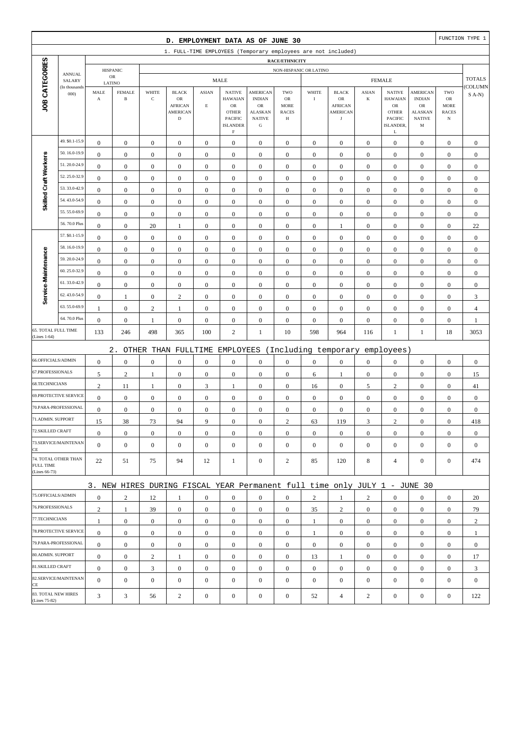## D. EMPLOYMENT DATA AS OF JUNE 30

FUNCTION TYPE 1

### 1. FULL-TIME EMPLOYEES (Temporary employees are not included)

| JOB CATEGORIES | ANNUAL SALARY (In thousands 000) | HISPANIC OR LATINO | | NON-HISPANIC OR LATINO | | | | | | | | | | | | | | TOTALS (COLUMNS A-N) |
|---|---|---|---|---|---|---|---|---|---|---|---|---|---|---|---|---|---|---|
| | | | | MALE | | | | | | FEMALE | | | | | | | | |
| | | MALE A | FEMALE B | WHITE C | BLACK OR AFRICAN AMERICAN D | ASIAN E | NATIVE HAWAIAN OR OTHER PACIFIC ISLANDER F | AMERICAN INDIAN OR ALASKAN NATIVE G | TWO OR MORE RACES H | WHITE I | BLACK OR AFRICAN AMERICAN J | ASIAN K | NATIVE HAWAIAN OR OTHER PACIFIC ISLANDER, L | AMERICAN INDIAN OR ALASKAN NATIVE M | TWO OR MORE RACES N | |
| Skilled Craft Workers | 49. $0.1-15.9 | 0 | 0 | 0 | 0 | 0 | 0 | 0 | 0 | 0 | 0 | 0 | 0 | 0 | 0 | 0 |
| | 50. 16.0-19.9 | 0 | 0 | 0 | 0 | 0 | 0 | 0 | 0 | 0 | 0 | 0 | 0 | 0 | 0 | 0 |
| | 51. 20.0-24.9 | 0 | 0 | 0 | 0 | 0 | 0 | 0 | 0 | 0 | 0 | 0 | 0 | 0 | 0 | 0 |
| | 52. 25.0-32.9 | 0 | 0 | 0 | 0 | 0 | 0 | 0 | 0 | 0 | 0 | 0 | 0 | 0 | 0 | 0 |
| | 53. 33.0-42.9 | 0 | 0 | 0 | 0 | 0 | 0 | 0 | 0 | 0 | 0 | 0 | 0 | 0 | 0 | 0 |
| | 54. 43.0-54.9 | 0 | 0 | 0 | 0 | 0 | 0 | 0 | 0 | 0 | 0 | 0 | 0 | 0 | 0 | 0 |
| | 55. 55.0-69.9 | 0 | 0 | 0 | 0 | 0 | 0 | 0 | 0 | 0 | 0 | 0 | 0 | 0 | 0 | 0 |
| | 56. 70.0 Plus | 0 | 0 | 20 | 1 | 0 | 0 | 0 | 0 | 0 | 1 | 0 | 0 | 0 | 0 | 22 |
| Service-Maintenance | 57. $0.1-15.9 | 0 | 0 | 0 | 0 | 0 | 0 | 0 | 0 | 0 | 0 | 0 | 0 | 0 | 0 | 0 |
| | 58. 16.0-19.9 | 0 | 0 | 0 | 0 | 0 | 0 | 0 | 0 | 0 | 0 | 0 | 0 | 0 | 0 | 0 |
| | 59. 20.0-24.9 | 0 | 0 | 0 | 0 | 0 | 0 | 0 | 0 | 0 | 0 | 0 | 0 | 0 | 0 | 0 |
| | 60. 25.0-32.9 | 0 | 0 | 0 | 0 | 0 | 0 | 0 | 0 | 0 | 0 | 0 | 0 | 0 | 0 | 0 |
| | 61. 33.0-42.9 | 0 | 0 | 0 | 0 | 0 | 0 | 0 | 0 | 0 | 0 | 0 | 0 | 0 | 0 | 0 |
| | 62. 43.0-54.9 | 0 | 1 | 0 | 2 | 0 | 0 | 0 | 0 | 0 | 0 | 0 | 0 | 0 | 0 | 3 |
| | 63. 55.0-69.9 | 1 | 0 | 2 | 1 | 0 | 0 | 0 | 0 | 0 | 0 | 0 | 0 | 0 | 0 | 4 |
| | 64. 70.0 Plus | 0 | 0 | 1 | 0 | 0 | 0 | 0 | 0 | 0 | 0 | 0 | 0 | 0 | 0 | 1 |
| 65. TOTAL FULL TIME (Lines 1-64) | | 133 | 246 | 498 | 365 | 100 | 2 | 1 | 10 | 598 | 964 | 116 | 1 | 1 | 18 | 3053 |

### 2. OTHER THAN FULLTIME EMPLOYEES (Including temporary employees)

| | A | B | C | D | E | F | G | H | I | J | K | L | M | N | TOTALS |
|---|---|---|---|---|---|---|---|---|---|---|---|---|---|---|---|
| 66.OFFICIALS/ADMIN | 0 | 0 | 0 | 0 | 0 | 0 | 0 | 0 | 0 | 0 | 0 | 0 | 0 | 0 | 0 |
| 67.PROFESSIONALS | 5 | 2 | 1 | 0 | 0 | 0 | 0 | 0 | 6 | 1 | 0 | 0 | 0 | 0 | 15 |
| 68.TECHNICIANS | 2 | 11 | 1 | 0 | 3 | 1 | 0 | 0 | 16 | 0 | 5 | 2 | 0 | 0 | 41 |
| 69.PROTECTIVE SERVICE | 0 | 0 | 0 | 0 | 0 | 0 | 0 | 0 | 0 | 0 | 0 | 0 | 0 | 0 | 0 |
| 70.PARA-PROFESSIONAL | 0 | 0 | 0 | 0 | 0 | 0 | 0 | 0 | 0 | 0 | 0 | 0 | 0 | 0 | 0 |
| 71.ADMIN. SUPPORT | 15 | 38 | 73 | 94 | 9 | 0 | 0 | 2 | 63 | 119 | 3 | 2 | 0 | 0 | 418 |
| 72.SKILLED CRAFT | 0 | 0 | 0 | 0 | 0 | 0 | 0 | 0 | 0 | 0 | 0 | 0 | 0 | 0 | 0 |
| 73.SERVICE/MAINTENANCE | 0 | 0 | 0 | 0 | 0 | 0 | 0 | 0 | 0 | 0 | 0 | 0 | 0 | 0 | 0 |
| 74. TOTAL OTHER THAN FULL TIME (Lines 66-73) | 22 | 51 | 75 | 94 | 12 | 1 | 0 | 2 | 85 | 120 | 8 | 4 | 0 | 0 | 474 |

### 3. NEW HIRES DURING FISCAL YEAR Permanent full time only JULY 1 - JUNE 30

| | A | B | C | D | E | F | G | H | I | J | K | L | M | N | TOTALS |
|---|---|---|---|---|---|---|---|---|---|---|---|---|---|---|---|
| 75.OFFICIALS/ADMIN | 0 | 2 | 12 | 1 | 0 | 0 | 0 | 0 | 2 | 1 | 2 | 0 | 0 | 0 | 20 |
| 76.PROFESSIONALS | 2 | 1 | 39 | 0 | 0 | 0 | 0 | 0 | 35 | 2 | 0 | 0 | 0 | 0 | 79 |
| 77.TECHNICIANS | 1 | 0 | 0 | 0 | 0 | 0 | 0 | 0 | 1 | 0 | 0 | 0 | 0 | 0 | 2 |
| 78.PROTECTIVE SERVICE | 0 | 0 | 0 | 0 | 0 | 0 | 0 | 0 | 1 | 0 | 0 | 0 | 0 | 0 | 1 |
| 79.PARA-PROFESSIONAL | 0 | 0 | 0 | 0 | 0 | 0 | 0 | 0 | 0 | 0 | 0 | 0 | 0 | 0 | 0 |
| 80.ADMIN. SUPPORT | 0 | 0 | 2 | 1 | 0 | 0 | 0 | 0 | 13 | 1 | 0 | 0 | 0 | 0 | 17 |
| 81.SKILLED CRAFT | 0 | 0 | 3 | 0 | 0 | 0 | 0 | 0 | 0 | 0 | 0 | 0 | 0 | 0 | 3 |
| 82.SERVICE/MAINTENANCE | 0 | 0 | 0 | 0 | 0 | 0 | 0 | 0 | 0 | 0 | 0 | 0 | 0 | 0 | 0 |
| 83. TOTAL NEW HIRES (Lines 75-82) | 3 | 3 | 56 | 2 | 0 | 0 | 0 | 0 | 52 | 4 | 2 | 0 | 0 | 0 | 122 |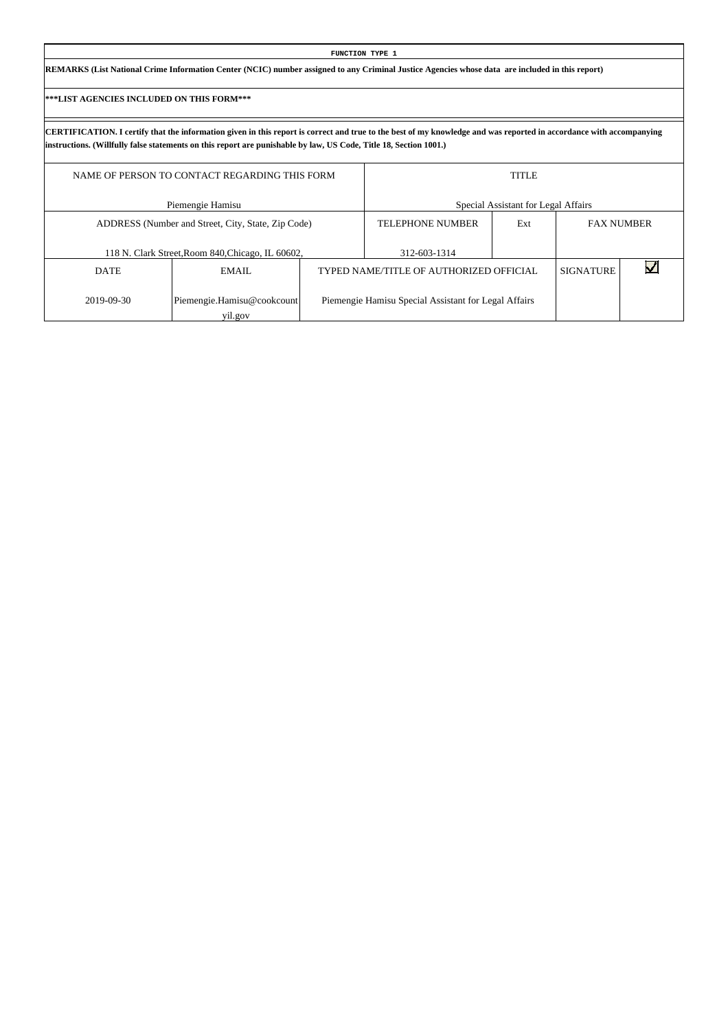**FUNCTION TYPE 1**

**REMARKS (List National Crime Information Center (NCIC) number assigned to any Criminal Justice Agencies whose data are included in this report)**

**\*\*\*LIST AGENCIES INCLUDED ON THIS FORM\*\*\***

**CERTIFICATION. I certify that the information given in this report is correct and true to the best of my knowledge and was reported in accordance with accompanying instructions. (Willfully false statements on this report are punishable by law, US Code, Title 18, Section 1001.)**

| NAME OF PERSON TO CONTACT REGARDING THIS FORM | | | TITLE | | | |
|---|---|---|---|---|---|---|
| Piemengie Hamisu | | | Special Assistant for Legal Affairs | | | |
| ADDRESS (Number and Street, City, State, Zip Code) | | | TELEPHONE NUMBER | Ext | FAX NUMBER | |
| 118 N. Clark Street,Room 840,Chicago, IL 60602, | | | 312-603-1314 | | | |
| DATE | EMAIL | TYPED NAME/TITLE OF AUTHORIZED OFFICIAL | | | SIGNATURE | ☑ |
| 2019-09-30 | Piemengie.Hamisu@cookcountyil.gov | Piemengie Hamisu Special Assistant for Legal Affairs | | | | |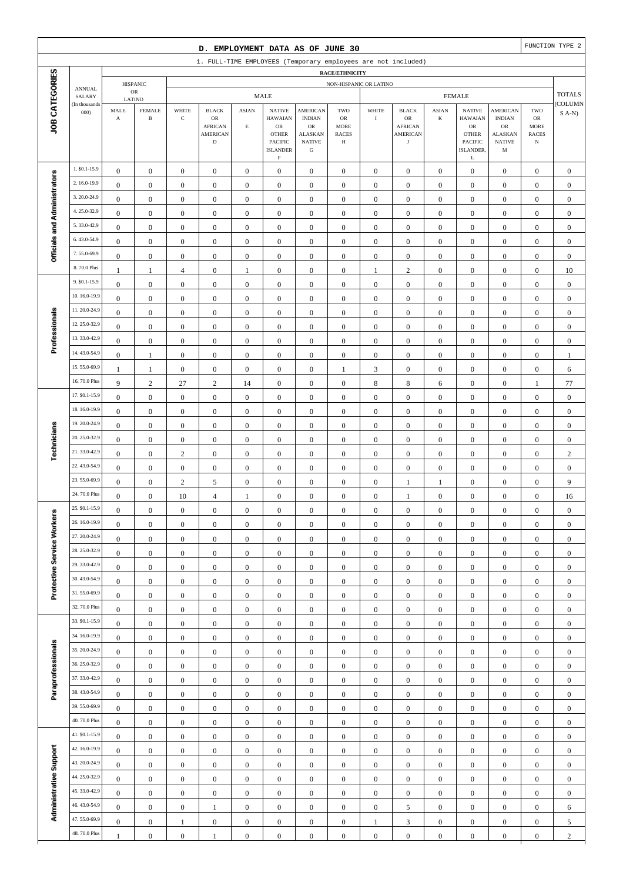## D. EMPLOYMENT DATA AS OF JUNE 30

FUNCTION TYPE 2

1. FULL-TIME EMPLOYEES (Temporary employees are not included)

| JOB CATEGORIES | ANNUAL SALARY (In thousands 000) | HISPANIC OR LATINO MALE A | HISPANIC OR LATINO FEMALE B | NON-HISPANIC OR LATINO MALE WHITE C | MALE BLACK OR AFRICAN AMERICAN D | MALE ASIAN E | MALE NATIVE HAWAIIAN OR OTHER PACIFIC ISLANDER F | MALE AMERICAN INDIAN OR ALASKAN NATIVE G | MALE TWO OR MORE RACES H | FEMALE WHITE I | FEMALE BLACK OR AFRICAN AMERICAN J | FEMALE ASIAN K | FEMALE NATIVE HAWAIIAN OR OTHER PACIFIC ISLANDER, L | FEMALE AMERICAN INDIAN OR ALASKAN NATIVE M | FEMALE TWO OR MORE RACES N | TOTALS (COLUMNS A-N) |
|---|---|---|---|---|---|---|---|---|---|---|---|---|---|---|---|---|
| Officials and Administrators | 1. $0.1-15.9 | 0 | 0 | 0 | 0 | 0 | 0 | 0 | 0 | 0 | 0 | 0 | 0 | 0 | 0 | 0 |
| | 2. 16.0-19.9 | 0 | 0 | 0 | 0 | 0 | 0 | 0 | 0 | 0 | 0 | 0 | 0 | 0 | 0 | 0 |
| | 3. 20.0-24.9 | 0 | 0 | 0 | 0 | 0 | 0 | 0 | 0 | 0 | 0 | 0 | 0 | 0 | 0 | 0 |
| | 4. 25.0-32.9 | 0 | 0 | 0 | 0 | 0 | 0 | 0 | 0 | 0 | 0 | 0 | 0 | 0 | 0 | 0 |
| | 5. 33.0-42.9 | 0 | 0 | 0 | 0 | 0 | 0 | 0 | 0 | 0 | 0 | 0 | 0 | 0 | 0 | 0 |
| | 6. 43.0-54.9 | 0 | 0 | 0 | 0 | 0 | 0 | 0 | 0 | 0 | 0 | 0 | 0 | 0 | 0 | 0 |
| | 7. 55.0-69.9 | 0 | 0 | 0 | 0 | 0 | 0 | 0 | 0 | 0 | 0 | 0 | 0 | 0 | 0 | 0 |
| | 8. 70.0 Plus | 1 | 1 | 4 | 0 | 1 | 0 | 0 | 0 | 1 | 2 | 0 | 0 | 0 | 0 | 10 |
| Professionals | 9. $0.1-15.9 | 0 | 0 | 0 | 0 | 0 | 0 | 0 | 0 | 0 | 0 | 0 | 0 | 0 | 0 | 0 |
| | 10. 16.0-19.9 | 0 | 0 | 0 | 0 | 0 | 0 | 0 | 0 | 0 | 0 | 0 | 0 | 0 | 0 | 0 |
| | 11. 20.0-24.9 | 0 | 0 | 0 | 0 | 0 | 0 | 0 | 0 | 0 | 0 | 0 | 0 | 0 | 0 | 0 |
| | 12. 25.0-32.9 | 0 | 0 | 0 | 0 | 0 | 0 | 0 | 0 | 0 | 0 | 0 | 0 | 0 | 0 | 0 |
| | 13. 33.0-42.9 | 0 | 0 | 0 | 0 | 0 | 0 | 0 | 0 | 0 | 0 | 0 | 0 | 0 | 0 | 0 |
| | 14. 43.0-54.9 | 0 | 1 | 0 | 0 | 0 | 0 | 0 | 0 | 0 | 0 | 0 | 0 | 0 | 0 | 1 |
| | 15. 55.0-69.9 | 1 | 1 | 0 | 0 | 0 | 0 | 0 | 1 | 3 | 0 | 0 | 0 | 0 | 0 | 6 |
| | 16. 70.0 Plus | 9 | 2 | 27 | 2 | 14 | 0 | 0 | 0 | 8 | 8 | 6 | 0 | 0 | 1 | 77 |
| Technicians | 17. $0.1-15.9 | 0 | 0 | 0 | 0 | 0 | 0 | 0 | 0 | 0 | 0 | 0 | 0 | 0 | 0 | 0 |
| | 18. 16.0-19.9 | 0 | 0 | 0 | 0 | 0 | 0 | 0 | 0 | 0 | 0 | 0 | 0 | 0 | 0 | 0 |
| | 19. 20.0-24.9 | 0 | 0 | 0 | 0 | 0 | 0 | 0 | 0 | 0 | 0 | 0 | 0 | 0 | 0 | 0 |
| | 20. 25.0-32.9 | 0 | 0 | 0 | 0 | 0 | 0 | 0 | 0 | 0 | 0 | 0 | 0 | 0 | 0 | 0 |
| | 21. 33.0-42.9 | 0 | 0 | 2 | 0 | 0 | 0 | 0 | 0 | 0 | 0 | 0 | 0 | 0 | 0 | 2 |
| | 22. 43.0-54.9 | 0 | 0 | 0 | 0 | 0 | 0 | 0 | 0 | 0 | 0 | 0 | 0 | 0 | 0 | 0 |
| | 23. 55.0-69.9 | 0 | 0 | 2 | 5 | 0 | 0 | 0 | 0 | 0 | 1 | 1 | 0 | 0 | 0 | 9 |
| | 24. 70.0 Plus | 0 | 0 | 10 | 4 | 1 | 0 | 0 | 0 | 0 | 1 | 0 | 0 | 0 | 0 | 16 |
| Protective Service Workers | 25. $0.1-15.9 | 0 | 0 | 0 | 0 | 0 | 0 | 0 | 0 | 0 | 0 | 0 | 0 | 0 | 0 | 0 |
| | 26. 16.0-19.9 | 0 | 0 | 0 | 0 | 0 | 0 | 0 | 0 | 0 | 0 | 0 | 0 | 0 | 0 | 0 |
| | 27. 20.0-24.9 | 0 | 0 | 0 | 0 | 0 | 0 | 0 | 0 | 0 | 0 | 0 | 0 | 0 | 0 | 0 |
| | 28. 25.0-32.9 | 0 | 0 | 0 | 0 | 0 | 0 | 0 | 0 | 0 | 0 | 0 | 0 | 0 | 0 | 0 |
| | 29. 33.0-42.9 | 0 | 0 | 0 | 0 | 0 | 0 | 0 | 0 | 0 | 0 | 0 | 0 | 0 | 0 | 0 |
| | 30. 43.0-54.9 | 0 | 0 | 0 | 0 | 0 | 0 | 0 | 0 | 0 | 0 | 0 | 0 | 0 | 0 | 0 |
| | 31. 55.0-69.9 | 0 | 0 | 0 | 0 | 0 | 0 | 0 | 0 | 0 | 0 | 0 | 0 | 0 | 0 | 0 |
| | 32. 70.0 Plus | 0 | 0 | 0 | 0 | 0 | 0 | 0 | 0 | 0 | 0 | 0 | 0 | 0 | 0 | 0 |
| Paraprofessionals | 33. $0.1-15.9 | 0 | 0 | 0 | 0 | 0 | 0 | 0 | 0 | 0 | 0 | 0 | 0 | 0 | 0 | 0 |
| | 34. 16.0-19.9 | 0 | 0 | 0 | 0 | 0 | 0 | 0 | 0 | 0 | 0 | 0 | 0 | 0 | 0 | 0 |
| | 35. 20.0-24.9 | 0 | 0 | 0 | 0 | 0 | 0 | 0 | 0 | 0 | 0 | 0 | 0 | 0 | 0 | 0 |
| | 36. 25.0-32.9 | 0 | 0 | 0 | 0 | 0 | 0 | 0 | 0 | 0 | 0 | 0 | 0 | 0 | 0 | 0 |
| | 37. 33.0-42.9 | 0 | 0 | 0 | 0 | 0 | 0 | 0 | 0 | 0 | 0 | 0 | 0 | 0 | 0 | 0 |
| | 38. 43.0-54.9 | 0 | 0 | 0 | 0 | 0 | 0 | 0 | 0 | 0 | 0 | 0 | 0 | 0 | 0 | 0 |
| | 39. 55.0-69.9 | 0 | 0 | 0 | 0 | 0 | 0 | 0 | 0 | 0 | 0 | 0 | 0 | 0 | 0 | 0 |
| | 40. 70.0 Plus | 0 | 0 | 0 | 0 | 0 | 0 | 0 | 0 | 0 | 0 | 0 | 0 | 0 | 0 | 0 |
| Administrative Support | 41. $0.1-15.9 | 0 | 0 | 0 | 0 | 0 | 0 | 0 | 0 | 0 | 0 | 0 | 0 | 0 | 0 | 0 |
| | 42. 16.0-19.9 | 0 | 0 | 0 | 0 | 0 | 0 | 0 | 0 | 0 | 0 | 0 | 0 | 0 | 0 | 0 |
| | 43. 20.0-24.9 | 0 | 0 | 0 | 0 | 0 | 0 | 0 | 0 | 0 | 0 | 0 | 0 | 0 | 0 | 0 |
| | 44. 25.0-32.9 | 0 | 0 | 0 | 0 | 0 | 0 | 0 | 0 | 0 | 0 | 0 | 0 | 0 | 0 | 0 |
| | 45. 33.0-42.9 | 0 | 0 | 0 | 0 | 0 | 0 | 0 | 0 | 0 | 0 | 0 | 0 | 0 | 0 | 0 |
| | 46. 43.0-54.9 | 0 | 0 | 0 | 1 | 0 | 0 | 0 | 0 | 0 | 5 | 0 | 0 | 0 | 0 | 6 |
| | 47. 55.0-69.9 | 0 | 0 | 1 | 0 | 0 | 0 | 0 | 0 | 1 | 3 | 0 | 0 | 0 | 0 | 5 |
| | 48. 70.0 Plus | 1 | 0 | 0 | 1 | 0 | 0 | 0 | 0 | 0 | 0 | 0 | 0 | 0 | 0 | 2 |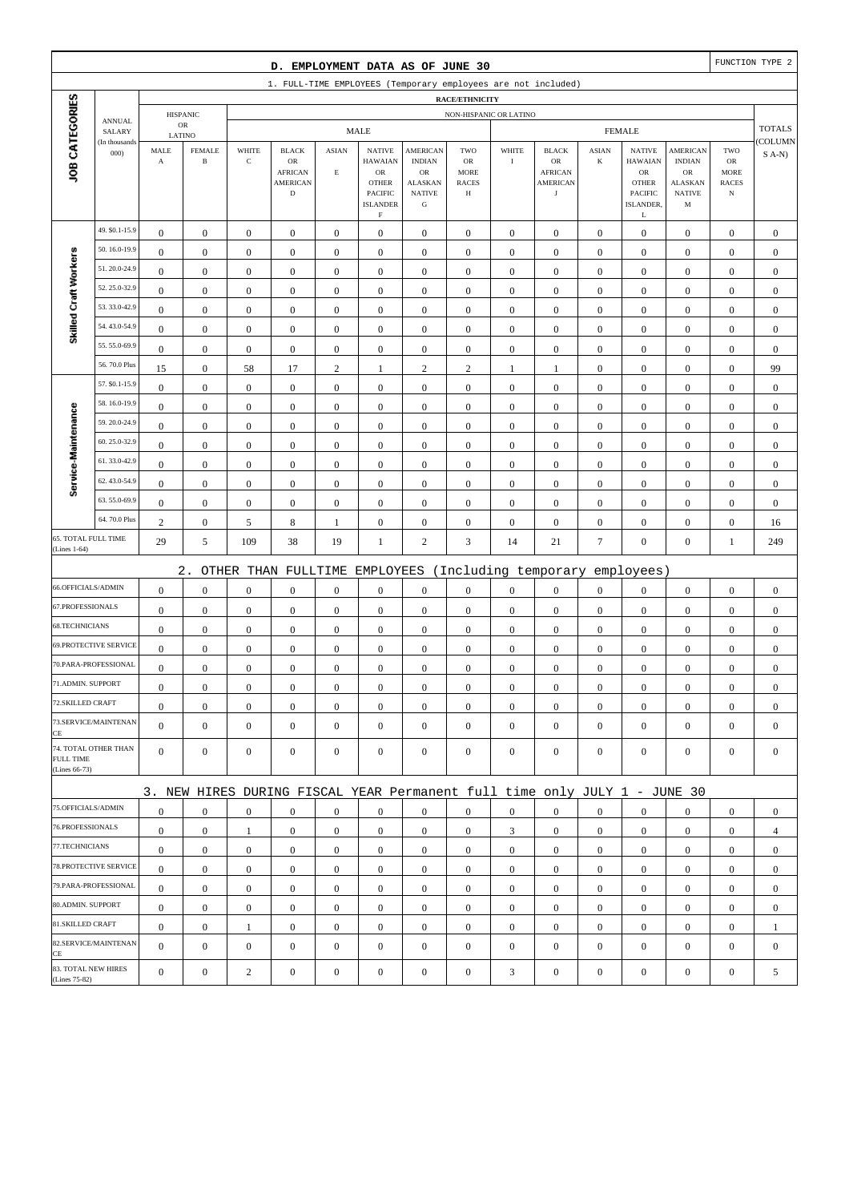## D. EMPLOYMENT DATA AS OF JUNE 30

FUNCTION TYPE 2

### 1. FULL-TIME EMPLOYEES (Temporary employees are not included)

| JOB CATEGORIES | ANNUAL SALARY (In thousands 000) | HISPANIC OR LATINO MALE A | HISPANIC OR LATINO FEMALE B | NON-HISPANIC OR LATINO MALE WHITE C | MALE BLACK OR AFRICAN AMERICAN D | MALE ASIAN E | MALE NATIVE HAWAIIAN OR OTHER PACIFIC ISLANDER F | MALE AMERICAN INDIAN OR ALASKAN NATIVE G | MALE TWO OR MORE RACES H | FEMALE WHITE I | FEMALE BLACK OR AFRICAN AMERICAN J | FEMALE ASIAN K | FEMALE NATIVE HAWAIIAN OR OTHER PACIFIC ISLANDER, L | FEMALE AMERICAN INDIAN OR ALASKAN NATIVE M | FEMALE TWO OR MORE RACES N | TOTALS (COLUMNS A-N) |
|---|---|---|---|---|---|---|---|---|---|---|---|---|---|---|---|---|
| Skilled Craft Workers | 49. $0.1-15.9 | 0 | 0 | 0 | 0 | 0 | 0 | 0 | 0 | 0 | 0 | 0 | 0 | 0 | 0 | 0 |
| | 50. 16.0-19.9 | 0 | 0 | 0 | 0 | 0 | 0 | 0 | 0 | 0 | 0 | 0 | 0 | 0 | 0 | 0 |
| | 51. 20.0-24.9 | 0 | 0 | 0 | 0 | 0 | 0 | 0 | 0 | 0 | 0 | 0 | 0 | 0 | 0 | 0 |
| | 52. 25.0-32.9 | 0 | 0 | 0 | 0 | 0 | 0 | 0 | 0 | 0 | 0 | 0 | 0 | 0 | 0 | 0 |
| | 53. 33.0-42.9 | 0 | 0 | 0 | 0 | 0 | 0 | 0 | 0 | 0 | 0 | 0 | 0 | 0 | 0 | 0 |
| | 54. 43.0-54.9 | 0 | 0 | 0 | 0 | 0 | 0 | 0 | 0 | 0 | 0 | 0 | 0 | 0 | 0 | 0 |
| | 55. 55.0-69.9 | 0 | 0 | 0 | 0 | 0 | 0 | 0 | 0 | 0 | 0 | 0 | 0 | 0 | 0 | 0 |
| | 56. 70.0 Plus | 15 | 0 | 58 | 17 | 2 | 1 | 2 | 2 | 1 | 1 | 0 | 0 | 0 | 0 | 99 |
| Service-Maintenance | 57. $0.1-15.9 | 0 | 0 | 0 | 0 | 0 | 0 | 0 | 0 | 0 | 0 | 0 | 0 | 0 | 0 | 0 |
| | 58. 16.0-19.9 | 0 | 0 | 0 | 0 | 0 | 0 | 0 | 0 | 0 | 0 | 0 | 0 | 0 | 0 | 0 |
| | 59. 20.0-24.9 | 0 | 0 | 0 | 0 | 0 | 0 | 0 | 0 | 0 | 0 | 0 | 0 | 0 | 0 | 0 |
| | 60. 25.0-32.9 | 0 | 0 | 0 | 0 | 0 | 0 | 0 | 0 | 0 | 0 | 0 | 0 | 0 | 0 | 0 |
| | 61. 33.0-42.9 | 0 | 0 | 0 | 0 | 0 | 0 | 0 | 0 | 0 | 0 | 0 | 0 | 0 | 0 | 0 |
| | 62. 43.0-54.9 | 0 | 0 | 0 | 0 | 0 | 0 | 0 | 0 | 0 | 0 | 0 | 0 | 0 | 0 | 0 |
| | 63. 55.0-69.9 | 0 | 0 | 0 | 0 | 0 | 0 | 0 | 0 | 0 | 0 | 0 | 0 | 0 | 0 | 0 |
| | 64. 70.0 Plus | 2 | 0 | 5 | 8 | 1 | 0 | 0 | 0 | 0 | 0 | 0 | 0 | 0 | 0 | 16 |
| 65. TOTAL FULL TIME (Lines 1-64) | | 29 | 5 | 109 | 38 | 19 | 1 | 2 | 3 | 14 | 21 | 7 | 0 | 0 | 1 | 249 |

### 2. OTHER THAN FULLTIME EMPLOYEES (Including temporary employees)

| JOB CATEGORIES | A | B | C | D | E | F | G | H | I | J | K | L | M | N | TOTALS |
|---|---|---|---|---|---|---|---|---|---|---|---|---|---|---|---|
| 66.OFFICIALS/ADMIN | 0 | 0 | 0 | 0 | 0 | 0 | 0 | 0 | 0 | 0 | 0 | 0 | 0 | 0 | 0 |
| 67.PROFESSIONALS | 0 | 0 | 0 | 0 | 0 | 0 | 0 | 0 | 0 | 0 | 0 | 0 | 0 | 0 | 0 |
| 68.TECHNICIANS | 0 | 0 | 0 | 0 | 0 | 0 | 0 | 0 | 0 | 0 | 0 | 0 | 0 | 0 | 0 |
| 69.PROTECTIVE SERVICE | 0 | 0 | 0 | 0 | 0 | 0 | 0 | 0 | 0 | 0 | 0 | 0 | 0 | 0 | 0 |
| 70.PARA-PROFESSIONAL | 0 | 0 | 0 | 0 | 0 | 0 | 0 | 0 | 0 | 0 | 0 | 0 | 0 | 0 | 0 |
| 71.ADMIN. SUPPORT | 0 | 0 | 0 | 0 | 0 | 0 | 0 | 0 | 0 | 0 | 0 | 0 | 0 | 0 | 0 |
| 72.SKILLED CRAFT | 0 | 0 | 0 | 0 | 0 | 0 | 0 | 0 | 0 | 0 | 0 | 0 | 0 | 0 | 0 |
| 73.SERVICE/MAINTENANCE | 0 | 0 | 0 | 0 | 0 | 0 | 0 | 0 | 0 | 0 | 0 | 0 | 0 | 0 | 0 |
| 74. TOTAL OTHER THAN FULL TIME (Lines 66-73) | 0 | 0 | 0 | 0 | 0 | 0 | 0 | 0 | 0 | 0 | 0 | 0 | 0 | 0 | 0 |

### 3. NEW HIRES DURING FISCAL YEAR Permanent full time only JULY 1 - JUNE 30

| JOB CATEGORIES | A | B | C | D | E | F | G | H | I | J | K | L | M | N | TOTALS |
|---|---|---|---|---|---|---|---|---|---|---|---|---|---|---|---|
| 75.OFFICIALS/ADMIN | 0 | 0 | 0 | 0 | 0 | 0 | 0 | 0 | 0 | 0 | 0 | 0 | 0 | 0 | 0 |
| 76.PROFESSIONALS | 0 | 0 | 1 | 0 | 0 | 0 | 0 | 0 | 3 | 0 | 0 | 0 | 0 | 0 | 4 |
| 77.TECHNICIANS | 0 | 0 | 0 | 0 | 0 | 0 | 0 | 0 | 0 | 0 | 0 | 0 | 0 | 0 | 0 |
| 78.PROTECTIVE SERVICE | 0 | 0 | 0 | 0 | 0 | 0 | 0 | 0 | 0 | 0 | 0 | 0 | 0 | 0 | 0 |
| 79.PARA-PROFESSIONAL | 0 | 0 | 0 | 0 | 0 | 0 | 0 | 0 | 0 | 0 | 0 | 0 | 0 | 0 | 0 |
| 80.ADMIN. SUPPORT | 0 | 0 | 0 | 0 | 0 | 0 | 0 | 0 | 0 | 0 | 0 | 0 | 0 | 0 | 0 |
| 81.SKILLED CRAFT | 0 | 0 | 1 | 0 | 0 | 0 | 0 | 0 | 0 | 0 | 0 | 0 | 0 | 0 | 1 |
| 82.SERVICE/MAINTENANCE | 0 | 0 | 0 | 0 | 0 | 0 | 0 | 0 | 0 | 0 | 0 | 0 | 0 | 0 | 0 |
| 83. TOTAL NEW HIRES (Lines 75-82) | 0 | 0 | 2 | 0 | 0 | 0 | 0 | 0 | 3 | 0 | 0 | 0 | 0 | 0 | 5 |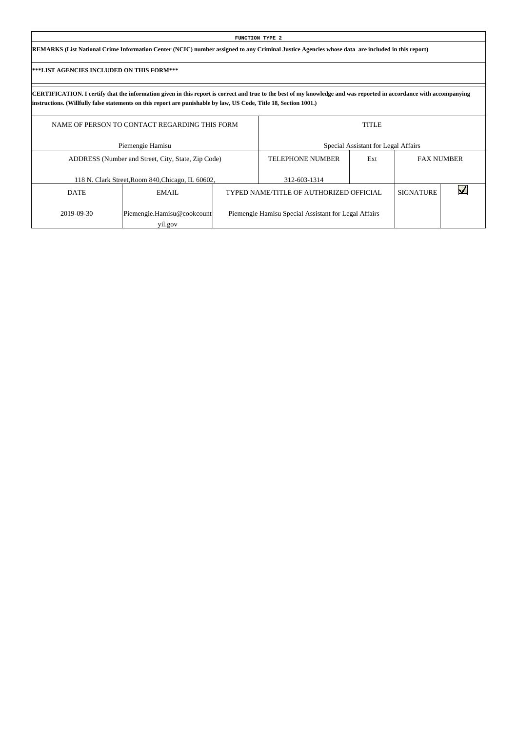**FUNCTION TYPE 2**

**REMARKS (List National Crime Information Center (NCIC) number assigned to any Criminal Justice Agencies whose data are included in this report)**

**\*\*\*LIST AGENCIES INCLUDED ON THIS FORM\*\*\***

**CERTIFICATION. I certify that the information given in this report is correct and true to the best of my knowledge and was reported in accordance with accompanying instructions. (Willfully false statements on this report are punishable by law, US Code, Title 18, Section 1001.)**

| NAME OF PERSON TO CONTACT REGARDING THIS FORM | | TITLE | | | |
|---|---|---|---|---|---|
| Piemengie Hamisu | | Special Assistant for Legal Affairs | | | |
| ADDRESS (Number and Street, City, State, Zip Code) | | TELEPHONE NUMBER | Ext | FAX NUMBER | |
| 118 N. Clark Street,Room 840,Chicago, IL 60602, | | 312-603-1314 | | | |
| DATE | EMAIL | TYPED NAME/TITLE OF AUTHORIZED OFFICIAL | | SIGNATURE | ☑ |
| 2019-09-30 | Piemengie.Hamisu@cookcountyil.gov | Piemengie Hamisu Special Assistant for Legal Affairs | | | |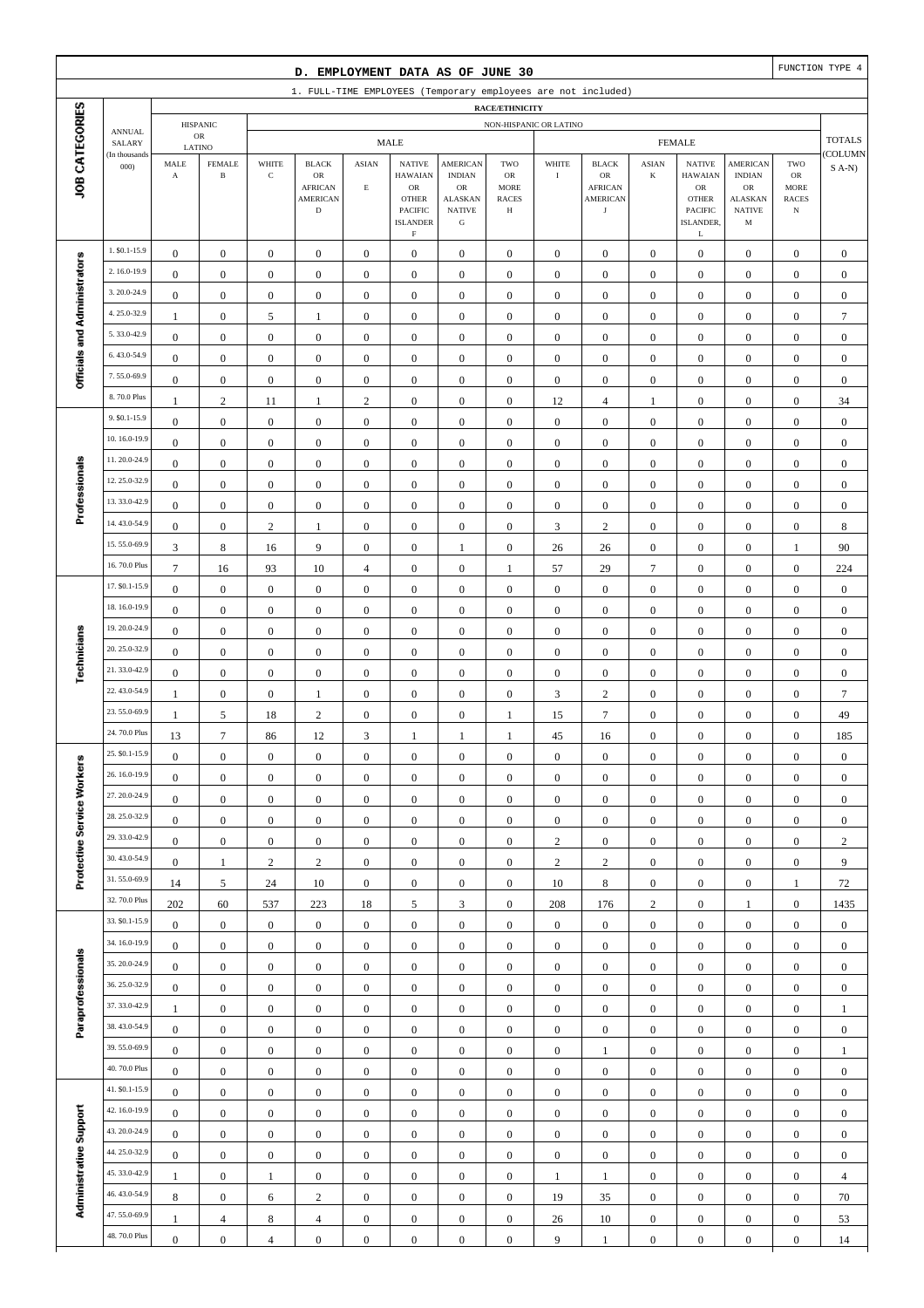## D. EMPLOYMENT DATA AS OF JUNE 30

FUNCTION TYPE 4

1. FULL-TIME EMPLOYEES (Temporary employees are not included)

| JOB CATEGORIES | ANNUAL SALARY (In thousands 000) | HISPANIC OR LATINO | | NON-HISPANIC OR LATINO | | | | | | | | | | | | | TOTALS (COLUMNS A-N) |
|---|---|---|---|---|---|---|---|---|---|---|---|---|---|---|---|---|---|
| | | | | MALE | | | | | | FEMALE | | | | | | | |
| | | MALE A | FEMALE B | WHITE C | BLACK OR AFRICAN AMERICAN D | ASIAN E | NATIVE HAWAIAN OR OTHER PACIFIC ISLANDER F | AMERICAN INDIAN OR ALASKAN NATIVE G | TWO OR MORE RACES H | WHITE I | BLACK OR AFRICAN AMERICAN J | ASIAN K | NATIVE HAWAIAN OR OTHER PACIFIC ISLANDER, L | AMERICAN INDIAN OR ALASKAN NATIVE M | TWO OR MORE RACES N | |
| Officials and Administrators | 1. $0.1-15.9 | 0 | 0 | 0 | 0 | 0 | 0 | 0 | 0 | 0 | 0 | 0 | 0 | 0 | 0 | 0 |
| | 2. 16.0-19.9 | 0 | 0 | 0 | 0 | 0 | 0 | 0 | 0 | 0 | 0 | 0 | 0 | 0 | 0 | 0 |
| | 3. 20.0-24.9 | 0 | 0 | 0 | 0 | 0 | 0 | 0 | 0 | 0 | 0 | 0 | 0 | 0 | 0 | 0 |
| | 4. 25.0-32.9 | 1 | 0 | 5 | 1 | 0 | 0 | 0 | 0 | 0 | 0 | 0 | 0 | 0 | 0 | 7 |
| | 5. 33.0-42.9 | 0 | 0 | 0 | 0 | 0 | 0 | 0 | 0 | 0 | 0 | 0 | 0 | 0 | 0 | 0 |
| | 6. 43.0-54.9 | 0 | 0 | 0 | 0 | 0 | 0 | 0 | 0 | 0 | 0 | 0 | 0 | 0 | 0 | 0 |
| | 7. 55.0-69.9 | 0 | 0 | 0 | 0 | 0 | 0 | 0 | 0 | 0 | 0 | 0 | 0 | 0 | 0 | 0 |
| | 8. 70.0 Plus | 1 | 2 | 11 | 1 | 2 | 0 | 0 | 0 | 12 | 4 | 1 | 0 | 0 | 0 | 34 |
| Professionals | 9. $0.1-15.9 | 0 | 0 | 0 | 0 | 0 | 0 | 0 | 0 | 0 | 0 | 0 | 0 | 0 | 0 | 0 |
| | 10. 16.0-19.9 | 0 | 0 | 0 | 0 | 0 | 0 | 0 | 0 | 0 | 0 | 0 | 0 | 0 | 0 | 0 |
| | 11. 20.0-24.9 | 0 | 0 | 0 | 0 | 0 | 0 | 0 | 0 | 0 | 0 | 0 | 0 | 0 | 0 | 0 |
| | 12. 25.0-32.9 | 0 | 0 | 0 | 0 | 0 | 0 | 0 | 0 | 0 | 0 | 0 | 0 | 0 | 0 | 0 |
| | 13. 33.0-42.9 | 0 | 0 | 0 | 0 | 0 | 0 | 0 | 0 | 0 | 0 | 0 | 0 | 0 | 0 | 0 |
| | 14. 43.0-54.9 | 0 | 0 | 2 | 1 | 0 | 0 | 0 | 0 | 3 | 2 | 0 | 0 | 0 | 0 | 8 |
| | 15. 55.0-69.9 | 3 | 8 | 16 | 9 | 0 | 0 | 1 | 0 | 26 | 26 | 0 | 0 | 0 | 1 | 90 |
| | 16. 70.0 Plus | 7 | 16 | 93 | 10 | 4 | 0 | 0 | 1 | 57 | 29 | 7 | 0 | 0 | 0 | 224 |
| Technicians | 17. $0.1-15.9 | 0 | 0 | 0 | 0 | 0 | 0 | 0 | 0 | 0 | 0 | 0 | 0 | 0 | 0 | 0 |
| | 18. 16.0-19.9 | 0 | 0 | 0 | 0 | 0 | 0 | 0 | 0 | 0 | 0 | 0 | 0 | 0 | 0 | 0 |
| | 19. 20.0-24.9 | 0 | 0 | 0 | 0 | 0 | 0 | 0 | 0 | 0 | 0 | 0 | 0 | 0 | 0 | 0 |
| | 20. 25.0-32.9 | 0 | 0 | 0 | 0 | 0 | 0 | 0 | 0 | 0 | 0 | 0 | 0 | 0 | 0 | 0 |
| | 21. 33.0-42.9 | 0 | 0 | 0 | 0 | 0 | 0 | 0 | 0 | 0 | 0 | 0 | 0 | 0 | 0 | 0 |
| | 22. 43.0-54.9 | 1 | 0 | 0 | 1 | 0 | 0 | 0 | 0 | 3 | 2 | 0 | 0 | 0 | 0 | 7 |
| | 23. 55.0-69.9 | 1 | 5 | 18 | 2 | 0 | 0 | 0 | 1 | 15 | 7 | 0 | 0 | 0 | 0 | 49 |
| | 24. 70.0 Plus | 13 | 7 | 86 | 12 | 3 | 1 | 1 | 1 | 45 | 16 | 0 | 0 | 0 | 0 | 185 |
| Protective Service Workers | 25. $0.1-15.9 | 0 | 0 | 0 | 0 | 0 | 0 | 0 | 0 | 0 | 0 | 0 | 0 | 0 | 0 | 0 |
| | 26. 16.0-19.9 | 0 | 0 | 0 | 0 | 0 | 0 | 0 | 0 | 0 | 0 | 0 | 0 | 0 | 0 | 0 |
| | 27. 20.0-24.9 | 0 | 0 | 0 | 0 | 0 | 0 | 0 | 0 | 0 | 0 | 0 | 0 | 0 | 0 | 0 |
| | 28. 25.0-32.9 | 0 | 0 | 0 | 0 | 0 | 0 | 0 | 0 | 0 | 0 | 0 | 0 | 0 | 0 | 0 |
| | 29. 33.0-42.9 | 0 | 0 | 0 | 0 | 0 | 0 | 0 | 0 | 2 | 0 | 0 | 0 | 0 | 0 | 2 |
| | 30. 43.0-54.9 | 0 | 1 | 2 | 2 | 0 | 0 | 0 | 0 | 2 | 2 | 0 | 0 | 0 | 0 | 9 |
| | 31. 55.0-69.9 | 14 | 5 | 24 | 10 | 0 | 0 | 0 | 0 | 10 | 8 | 0 | 0 | 0 | 1 | 72 |
| | 32. 70.0 Plus | 202 | 60 | 537 | 223 | 18 | 5 | 3 | 0 | 208 | 176 | 2 | 0 | 1 | 0 | 1435 |
| Paraprofessionals | 33. $0.1-15.9 | 0 | 0 | 0 | 0 | 0 | 0 | 0 | 0 | 0 | 0 | 0 | 0 | 0 | 0 | 0 |
| | 34. 16.0-19.9 | 0 | 0 | 0 | 0 | 0 | 0 | 0 | 0 | 0 | 0 | 0 | 0 | 0 | 0 | 0 |
| | 35. 20.0-24.9 | 0 | 0 | 0 | 0 | 0 | 0 | 0 | 0 | 0 | 0 | 0 | 0 | 0 | 0 | 0 |
| | 36. 25.0-32.9 | 0 | 0 | 0 | 0 | 0 | 0 | 0 | 0 | 0 | 0 | 0 | 0 | 0 | 0 | 0 |
| | 37. 33.0-42.9 | 1 | 0 | 0 | 0 | 0 | 0 | 0 | 0 | 0 | 0 | 0 | 0 | 0 | 0 | 1 |
| | 38. 43.0-54.9 | 0 | 0 | 0 | 0 | 0 | 0 | 0 | 0 | 0 | 0 | 0 | 0 | 0 | 0 | 0 |
| | 39. 55.0-69.9 | 0 | 0 | 0 | 0 | 0 | 0 | 0 | 0 | 0 | 1 | 0 | 0 | 0 | 0 | 1 |
| | 40. 70.0 Plus | 0 | 0 | 0 | 0 | 0 | 0 | 0 | 0 | 0 | 0 | 0 | 0 | 0 | 0 | 0 |
| Administrative Support | 41. $0.1-15.9 | 0 | 0 | 0 | 0 | 0 | 0 | 0 | 0 | 0 | 0 | 0 | 0 | 0 | 0 | 0 |
| | 42. 16.0-19.9 | 0 | 0 | 0 | 0 | 0 | 0 | 0 | 0 | 0 | 0 | 0 | 0 | 0 | 0 | 0 |
| | 43. 20.0-24.9 | 0 | 0 | 0 | 0 | 0 | 0 | 0 | 0 | 0 | 0 | 0 | 0 | 0 | 0 | 0 |
| | 44. 25.0-32.9 | 0 | 0 | 0 | 0 | 0 | 0 | 0 | 0 | 0 | 0 | 0 | 0 | 0 | 0 | 0 |
| | 45. 33.0-42.9 | 1 | 0 | 1 | 0 | 0 | 0 | 0 | 0 | 1 | 1 | 0 | 0 | 0 | 0 | 4 |
| | 46. 43.0-54.9 | 8 | 0 | 6 | 2 | 0 | 0 | 0 | 0 | 19 | 35 | 0 | 0 | 0 | 0 | 70 |
| | 47. 55.0-69.9 | 1 | 4 | 8 | 4 | 0 | 0 | 0 | 0 | 26 | 10 | 0 | 0 | 0 | 0 | 53 |
| | 48. 70.0 Plus | 0 | 0 | 4 | 0 | 0 | 0 | 0 | 0 | 9 | 1 | 0 | 0 | 0 | 0 | 14 |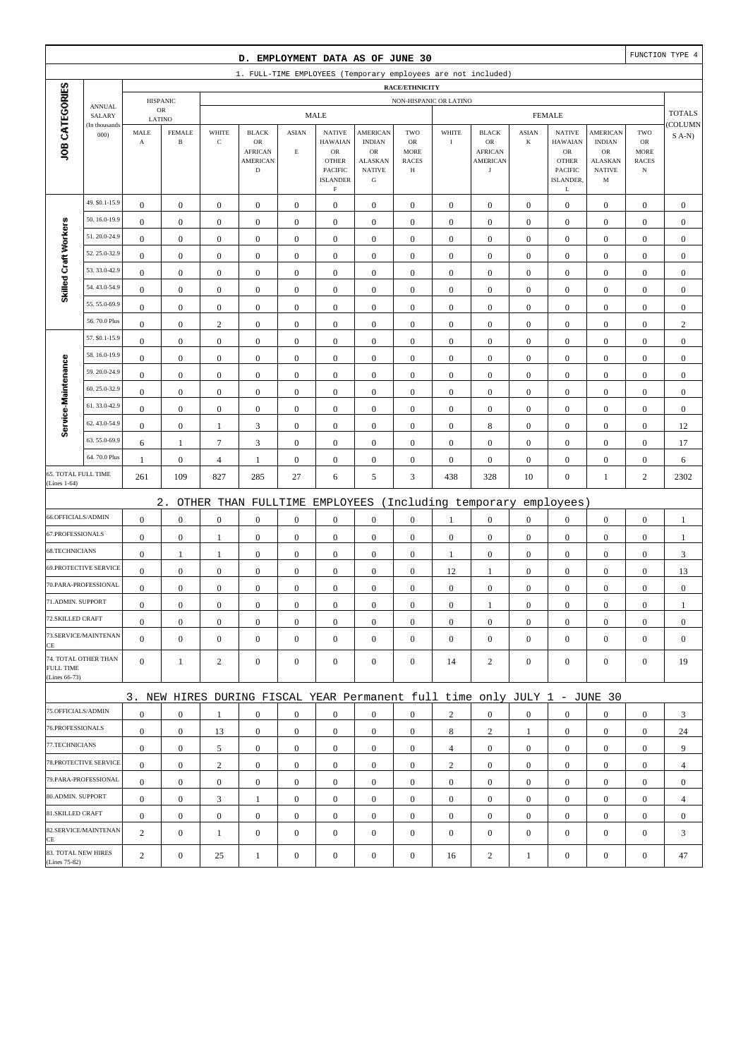## D. EMPLOYMENT DATA AS OF JUNE 30

FUNCTION TYPE 4

1. FULL-TIME EMPLOYEES (Temporary employees are not included)

| JOB CATEGORIES | ANNUAL SALARY (In thousands 000) | HISPANIC OR LATINO | | NON-HISPANIC OR LATINO | | | | | | | | | | | | | | TOTALS (COLUMNS A-N) |
|---|---|---|---|---|---|---|---|---|---|---|---|---|---|---|---|---|---|---|
| | | | | MALE | | | | | | FEMALE | | | | | | | | |
| | | MALE A | FEMALE B | WHITE C | BLACK OR AFRICAN AMERICAN D | ASIAN E | NATIVE HAWAIAN OR OTHER PACIFIC ISLANDER F | AMERICAN INDIAN OR ALASKAN NATIVE G | TWO OR MORE RACES H | WHITE I | BLACK OR AFRICAN AMERICAN J | ASIAN K | NATIVE HAWAIAN OR OTHER PACIFIC ISLANDER, L | AMERICAN INDIAN OR ALASKAN NATIVE M | TWO OR MORE RACES N | |
| Skilled Craft Workers | 49. $0.1-15.9 | 0 | 0 | 0 | 0 | 0 | 0 | 0 | 0 | 0 | 0 | 0 | 0 | 0 | 0 | 0 |
| | 50. 16.0-19.9 | 0 | 0 | 0 | 0 | 0 | 0 | 0 | 0 | 0 | 0 | 0 | 0 | 0 | 0 | 0 |
| | 51. 20.0-24.9 | 0 | 0 | 0 | 0 | 0 | 0 | 0 | 0 | 0 | 0 | 0 | 0 | 0 | 0 | 0 |
| | 52. 25.0-32.9 | 0 | 0 | 0 | 0 | 0 | 0 | 0 | 0 | 0 | 0 | 0 | 0 | 0 | 0 | 0 |
| | 53. 33.0-42.9 | 0 | 0 | 0 | 0 | 0 | 0 | 0 | 0 | 0 | 0 | 0 | 0 | 0 | 0 | 0 |
| | 54. 43.0-54.9 | 0 | 0 | 0 | 0 | 0 | 0 | 0 | 0 | 0 | 0 | 0 | 0 | 0 | 0 | 0 |
| | 55. 55.0-69.9 | 0 | 0 | 0 | 0 | 0 | 0 | 0 | 0 | 0 | 0 | 0 | 0 | 0 | 0 | 0 |
| | 56. 70.0 Plus | 0 | 0 | 2 | 0 | 0 | 0 | 0 | 0 | 0 | 0 | 0 | 0 | 0 | 0 | 2 |
| Service-Maintenance | 57. $0.1-15.9 | 0 | 0 | 0 | 0 | 0 | 0 | 0 | 0 | 0 | 0 | 0 | 0 | 0 | 0 | 0 |
| | 58. 16.0-19.9 | 0 | 0 | 0 | 0 | 0 | 0 | 0 | 0 | 0 | 0 | 0 | 0 | 0 | 0 | 0 |
| | 59. 20.0-24.9 | 0 | 0 | 0 | 0 | 0 | 0 | 0 | 0 | 0 | 0 | 0 | 0 | 0 | 0 | 0 |
| | 60. 25.0-32.9 | 0 | 0 | 0 | 0 | 0 | 0 | 0 | 0 | 0 | 0 | 0 | 0 | 0 | 0 | 0 |
| | 61. 33.0-42.9 | 0 | 0 | 0 | 0 | 0 | 0 | 0 | 0 | 0 | 0 | 0 | 0 | 0 | 0 | 0 |
| | 62. 43.0-54.9 | 0 | 0 | 1 | 3 | 0 | 0 | 0 | 0 | 0 | 8 | 0 | 0 | 0 | 0 | 12 |
| | 63. 55.0-69.9 | 6 | 1 | 7 | 3 | 0 | 0 | 0 | 0 | 0 | 0 | 0 | 0 | 0 | 0 | 17 |
| | 64. 70.0 Plus | 1 | 0 | 4 | 1 | 0 | 0 | 0 | 0 | 0 | 0 | 0 | 0 | 0 | 0 | 6 |
| 65. TOTAL FULL TIME (Lines 1-64) | | 261 | 109 | 827 | 285 | 27 | 6 | 5 | 3 | 438 | 328 | 10 | 0 | 1 | 2 | 2302 |

2. OTHER THAN FULLTIME EMPLOYEES (Including temporary employees)

| JOB CATEGORIES | A | B | C | D | E | F | G | H | I | J | K | L | M | N | TOTALS |
|---|---|---|---|---|---|---|---|---|---|---|---|---|---|---|---|
| 66.OFFICIALS/ADMIN | 0 | 0 | 0 | 0 | 0 | 0 | 0 | 0 | 1 | 0 | 0 | 0 | 0 | 0 | 1 |
| 67.PROFESSIONALS | 0 | 0 | 1 | 0 | 0 | 0 | 0 | 0 | 0 | 0 | 0 | 0 | 0 | 0 | 1 |
| 68.TECHNICIANS | 0 | 1 | 1 | 0 | 0 | 0 | 0 | 0 | 1 | 0 | 0 | 0 | 0 | 0 | 3 |
| 69.PROTECTIVE SERVICE | 0 | 0 | 0 | 0 | 0 | 0 | 0 | 0 | 12 | 1 | 0 | 0 | 0 | 0 | 13 |
| 70.PARA-PROFESSIONAL | 0 | 0 | 0 | 0 | 0 | 0 | 0 | 0 | 0 | 0 | 0 | 0 | 0 | 0 | 0 |
| 71.ADMIN. SUPPORT | 0 | 0 | 0 | 0 | 0 | 0 | 0 | 0 | 0 | 1 | 0 | 0 | 0 | 0 | 1 |
| 72.SKILLED CRAFT | 0 | 0 | 0 | 0 | 0 | 0 | 0 | 0 | 0 | 0 | 0 | 0 | 0 | 0 | 0 |
| 73.SERVICE/MAINTENANCE | 0 | 0 | 0 | 0 | 0 | 0 | 0 | 0 | 0 | 0 | 0 | 0 | 0 | 0 | 0 |
| 74. TOTAL OTHER THAN FULL TIME (Lines 66-73) | 0 | 1 | 2 | 0 | 0 | 0 | 0 | 0 | 14 | 2 | 0 | 0 | 0 | 0 | 19 |

3. NEW HIRES DURING FISCAL YEAR Permanent full time only JULY 1 - JUNE 30

| JOB CATEGORIES | A | B | C | D | E | F | G | H | I | J | K | L | M | N | TOTALS |
|---|---|---|---|---|---|---|---|---|---|---|---|---|---|---|---|
| 75.OFFICIALS/ADMIN | 0 | 0 | 1 | 0 | 0 | 0 | 0 | 0 | 2 | 0 | 0 | 0 | 0 | 0 | 3 |
| 76.PROFESSIONALS | 0 | 0 | 13 | 0 | 0 | 0 | 0 | 0 | 8 | 2 | 1 | 0 | 0 | 0 | 24 |
| 77.TECHNICIANS | 0 | 0 | 5 | 0 | 0 | 0 | 0 | 0 | 4 | 0 | 0 | 0 | 0 | 0 | 9 |
| 78.PROTECTIVE SERVICE | 0 | 0 | 2 | 0 | 0 | 0 | 0 | 0 | 2 | 0 | 0 | 0 | 0 | 0 | 4 |
| 79.PARA-PROFESSIONAL | 0 | 0 | 0 | 0 | 0 | 0 | 0 | 0 | 0 | 0 | 0 | 0 | 0 | 0 | 0 |
| 80.ADMIN. SUPPORT | 0 | 0 | 3 | 1 | 0 | 0 | 0 | 0 | 0 | 0 | 0 | 0 | 0 | 0 | 4 |
| 81.SKILLED CRAFT | 0 | 0 | 0 | 0 | 0 | 0 | 0 | 0 | 0 | 0 | 0 | 0 | 0 | 0 | 0 |
| 82.SERVICE/MAINTENANCE | 2 | 0 | 1 | 0 | 0 | 0 | 0 | 0 | 0 | 0 | 0 | 0 | 0 | 0 | 3 |
| 83. TOTAL NEW HIRES (Lines 75-82) | 2 | 0 | 25 | 1 | 0 | 0 | 0 | 0 | 16 | 2 | 1 | 0 | 0 | 0 | 47 |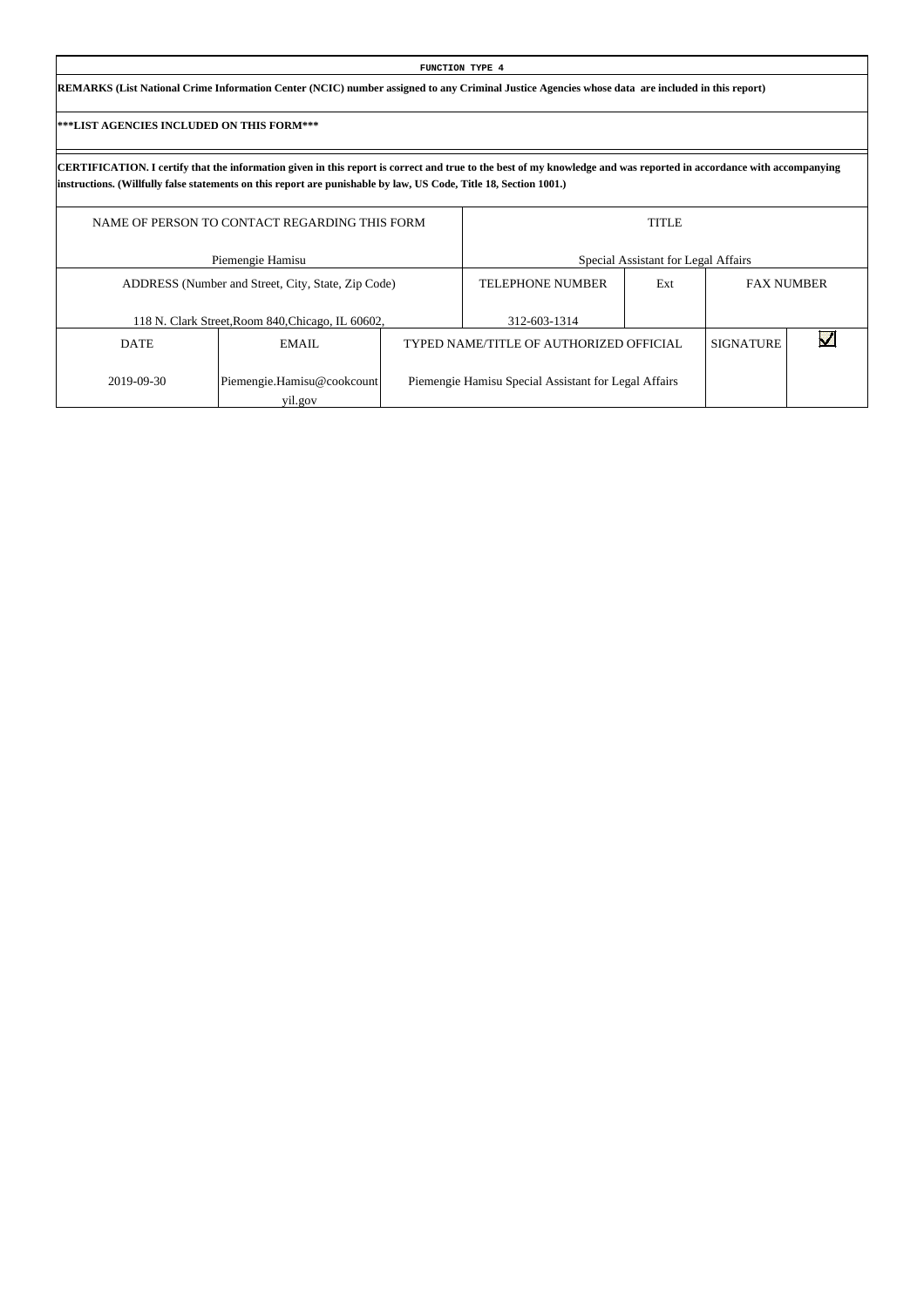**FUNCTION TYPE 4**

**REMARKS (List National Crime Information Center (NCIC) number assigned to any Criminal Justice Agencies whose data are included in this report)**

**\*\*\*LIST AGENCIES INCLUDED ON THIS FORM\*\*\***

**CERTIFICATION. I certify that the information given in this report is correct and true to the best of my knowledge and was reported in accordance with accompanying instructions. (Willfully false statements on this report are punishable by law, US Code, Title 18, Section 1001.)**

| NAME OF PERSON TO CONTACT REGARDING THIS FORM | TITLE |
| --- | --- |
| Piemengie Hamisu | Special Assistant for Legal Affairs |

| ADDRESS (Number and Street, City, State, Zip Code) | TELEPHONE NUMBER | Ext | FAX NUMBER |
| --- | --- | --- | --- |
| 118 N. Clark Street,Room 840,Chicago, IL 60602, | 312-603-1314 | | |

| DATE | EMAIL | TYPED NAME/TITLE OF AUTHORIZED OFFICIAL | SIGNATURE | ☑ |
| --- | --- | --- | --- | --- |
| 2019-09-30 | Piemengie.Hamisu@cookcountyil.gov | Piemengie Hamisu Special Assistant for Legal Affairs | | |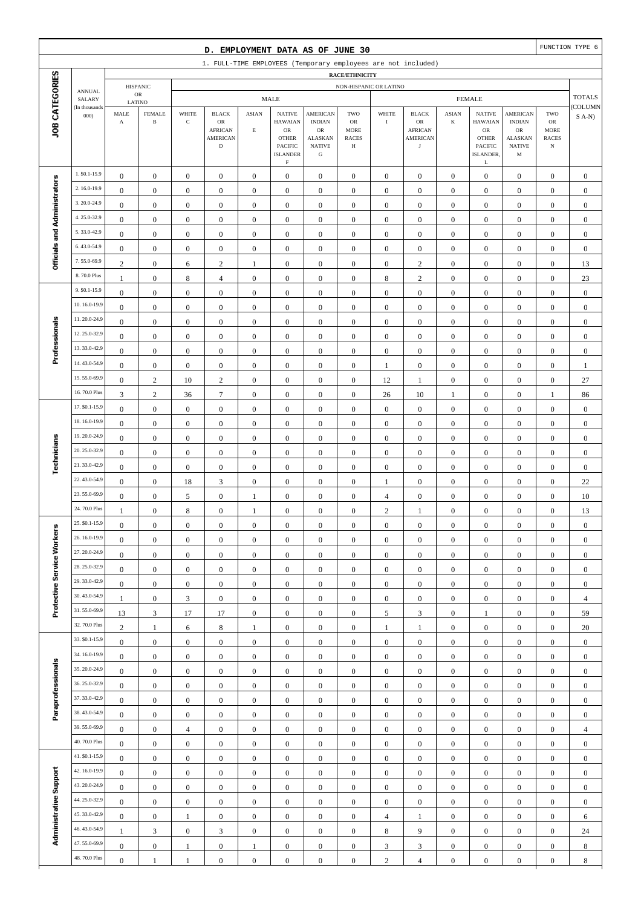## D. EMPLOYMENT DATA AS OF JUNE 30

FUNCTION TYPE 6

1. FULL-TIME EMPLOYEES (Temporary employees are not included)

| JOB CATEGORIES | ANNUAL SALARY (In thousands 000) | HISPANIC OR LATINO MALE A | HISPANIC OR LATINO FEMALE B | NON-HISPANIC OR LATINO MALE WHITE C | BLACK OR AFRICAN AMERICAN D | ASIAN E | NATIVE HAWAIAN OR OTHER PACIFIC ISLANDER F | AMERICAN INDIAN OR ALASKAN NATIVE G | TWO OR MORE RACES H | NON-HISPANIC OR LATINO FEMALE WHITE I | BLACK OR AFRICAN AMERICAN J | ASIAN K | NATIVE HAWAIAN OR OTHER PACIFIC ISLANDER, L | AMERICAN INDIAN OR ALASKAN NATIVE M | TWO OR MORE RACES N | TOTALS (COLUMNS A-N) |
|---|---|---|---|---|---|---|---|---|---|---|---|---|---|---|---|---|
| Officials and Administrators | 1. $0.1-15.9 | 0 | 0 | 0 | 0 | 0 | 0 | 0 | 0 | 0 | 0 | 0 | 0 | 0 | 0 | 0 |
| | 2. 16.0-19.9 | 0 | 0 | 0 | 0 | 0 | 0 | 0 | 0 | 0 | 0 | 0 | 0 | 0 | 0 | 0 |
| | 3. 20.0-24.9 | 0 | 0 | 0 | 0 | 0 | 0 | 0 | 0 | 0 | 0 | 0 | 0 | 0 | 0 | 0 |
| | 4. 25.0-32.9 | 0 | 0 | 0 | 0 | 0 | 0 | 0 | 0 | 0 | 0 | 0 | 0 | 0 | 0 | 0 |
| | 5. 33.0-42.9 | 0 | 0 | 0 | 0 | 0 | 0 | 0 | 0 | 0 | 0 | 0 | 0 | 0 | 0 | 0 |
| | 6. 43.0-54.9 | 0 | 0 | 0 | 0 | 0 | 0 | 0 | 0 | 0 | 0 | 0 | 0 | 0 | 0 | 0 |
| | 7. 55.0-69.9 | 2 | 0 | 6 | 2 | 1 | 0 | 0 | 0 | 0 | 2 | 0 | 0 | 0 | 0 | 13 |
| | 8. 70.0 Plus | 1 | 0 | 8 | 4 | 0 | 0 | 0 | 0 | 8 | 2 | 0 | 0 | 0 | 0 | 23 |
| Professionals | 9. $0.1-15.9 | 0 | 0 | 0 | 0 | 0 | 0 | 0 | 0 | 0 | 0 | 0 | 0 | 0 | 0 | 0 |
| | 10. 16.0-19.9 | 0 | 0 | 0 | 0 | 0 | 0 | 0 | 0 | 0 | 0 | 0 | 0 | 0 | 0 | 0 |
| | 11. 20.0-24.9 | 0 | 0 | 0 | 0 | 0 | 0 | 0 | 0 | 0 | 0 | 0 | 0 | 0 | 0 | 0 |
| | 12. 25.0-32.9 | 0 | 0 | 0 | 0 | 0 | 0 | 0 | 0 | 0 | 0 | 0 | 0 | 0 | 0 | 0 |
| | 13. 33.0-42.9 | 0 | 0 | 0 | 0 | 0 | 0 | 0 | 0 | 0 | 0 | 0 | 0 | 0 | 0 | 0 |
| | 14. 43.0-54.9 | 0 | 0 | 0 | 0 | 0 | 0 | 0 | 0 | 1 | 0 | 0 | 0 | 0 | 0 | 1 |
| | 15. 55.0-69.9 | 0 | 2 | 10 | 2 | 0 | 0 | 0 | 0 | 12 | 1 | 0 | 0 | 0 | 0 | 27 |
| | 16. 70.0 Plus | 3 | 2 | 36 | 7 | 0 | 0 | 0 | 0 | 26 | 10 | 1 | 0 | 0 | 1 | 86 |
| Technicians | 17. $0.1-15.9 | 0 | 0 | 0 | 0 | 0 | 0 | 0 | 0 | 0 | 0 | 0 | 0 | 0 | 0 | 0 |
| | 18. 16.0-19.9 | 0 | 0 | 0 | 0 | 0 | 0 | 0 | 0 | 0 | 0 | 0 | 0 | 0 | 0 | 0 |
| | 19. 20.0-24.9 | 0 | 0 | 0 | 0 | 0 | 0 | 0 | 0 | 0 | 0 | 0 | 0 | 0 | 0 | 0 |
| | 20. 25.0-32.9 | 0 | 0 | 0 | 0 | 0 | 0 | 0 | 0 | 0 | 0 | 0 | 0 | 0 | 0 | 0 |
| | 21. 33.0-42.9 | 0 | 0 | 0 | 0 | 0 | 0 | 0 | 0 | 0 | 0 | 0 | 0 | 0 | 0 | 0 |
| | 22. 43.0-54.9 | 0 | 0 | 18 | 3 | 0 | 0 | 0 | 0 | 1 | 0 | 0 | 0 | 0 | 0 | 22 |
| | 23. 55.0-69.9 | 0 | 0 | 5 | 0 | 1 | 0 | 0 | 0 | 4 | 0 | 0 | 0 | 0 | 0 | 10 |
| | 24. 70.0 Plus | 1 | 0 | 8 | 0 | 1 | 0 | 0 | 0 | 2 | 1 | 0 | 0 | 0 | 0 | 13 |
| Protective Service Workers | 25. $0.1-15.9 | 0 | 0 | 0 | 0 | 0 | 0 | 0 | 0 | 0 | 0 | 0 | 0 | 0 | 0 | 0 |
| | 26. 16.0-19.9 | 0 | 0 | 0 | 0 | 0 | 0 | 0 | 0 | 0 | 0 | 0 | 0 | 0 | 0 | 0 |
| | 27. 20.0-24.9 | 0 | 0 | 0 | 0 | 0 | 0 | 0 | 0 | 0 | 0 | 0 | 0 | 0 | 0 | 0 |
| | 28. 25.0-32.9 | 0 | 0 | 0 | 0 | 0 | 0 | 0 | 0 | 0 | 0 | 0 | 0 | 0 | 0 | 0 |
| | 29. 33.0-42.9 | 0 | 0 | 0 | 0 | 0 | 0 | 0 | 0 | 0 | 0 | 0 | 0 | 0 | 0 | 0 |
| | 30. 43.0-54.9 | 1 | 0 | 3 | 0 | 0 | 0 | 0 | 0 | 0 | 0 | 0 | 0 | 0 | 0 | 4 |
| | 31. 55.0-69.9 | 13 | 3 | 17 | 17 | 0 | 0 | 0 | 0 | 5 | 3 | 0 | 1 | 0 | 0 | 59 |
| | 32. 70.0 Plus | 2 | 1 | 6 | 8 | 1 | 0 | 0 | 0 | 1 | 1 | 0 | 0 | 0 | 0 | 20 |
| Paraprofessionals | 33. $0.1-15.9 | 0 | 0 | 0 | 0 | 0 | 0 | 0 | 0 | 0 | 0 | 0 | 0 | 0 | 0 | 0 |
| | 34. 16.0-19.9 | 0 | 0 | 0 | 0 | 0 | 0 | 0 | 0 | 0 | 0 | 0 | 0 | 0 | 0 | 0 |
| | 35. 20.0-24.9 | 0 | 0 | 0 | 0 | 0 | 0 | 0 | 0 | 0 | 0 | 0 | 0 | 0 | 0 | 0 |
| | 36. 25.0-32.9 | 0 | 0 | 0 | 0 | 0 | 0 | 0 | 0 | 0 | 0 | 0 | 0 | 0 | 0 | 0 |
| | 37. 33.0-42.9 | 0 | 0 | 0 | 0 | 0 | 0 | 0 | 0 | 0 | 0 | 0 | 0 | 0 | 0 | 0 |
| | 38. 43.0-54.9 | 0 | 0 | 0 | 0 | 0 | 0 | 0 | 0 | 0 | 0 | 0 | 0 | 0 | 0 | 0 |
| | 39. 55.0-69.9 | 0 | 0 | 4 | 0 | 0 | 0 | 0 | 0 | 0 | 0 | 0 | 0 | 0 | 0 | 4 |
| | 40. 70.0 Plus | 0 | 0 | 0 | 0 | 0 | 0 | 0 | 0 | 0 | 0 | 0 | 0 | 0 | 0 | 0 |
| Administrative Support | 41. $0.1-15.9 | 0 | 0 | 0 | 0 | 0 | 0 | 0 | 0 | 0 | 0 | 0 | 0 | 0 | 0 | 0 |
| | 42. 16.0-19.9 | 0 | 0 | 0 | 0 | 0 | 0 | 0 | 0 | 0 | 0 | 0 | 0 | 0 | 0 | 0 |
| | 43. 20.0-24.9 | 0 | 0 | 0 | 0 | 0 | 0 | 0 | 0 | 0 | 0 | 0 | 0 | 0 | 0 | 0 |
| | 44. 25.0-32.9 | 0 | 0 | 0 | 0 | 0 | 0 | 0 | 0 | 0 | 0 | 0 | 0 | 0 | 0 | 0 |
| | 45. 33.0-42.9 | 0 | 0 | 1 | 0 | 0 | 0 | 0 | 0 | 4 | 1 | 0 | 0 | 0 | 0 | 6 |
| | 46. 43.0-54.9 | 1 | 3 | 0 | 3 | 0 | 0 | 0 | 0 | 8 | 9 | 0 | 0 | 0 | 0 | 24 |
| | 47. 55.0-69.9 | 0 | 0 | 1 | 0 | 1 | 0 | 0 | 0 | 3 | 3 | 0 | 0 | 0 | 0 | 8 |
| | 48. 70.0 Plus | 0 | 1 | 1 | 0 | 0 | 0 | 0 | 0 | 2 | 4 | 0 | 0 | 0 | 0 | 8 |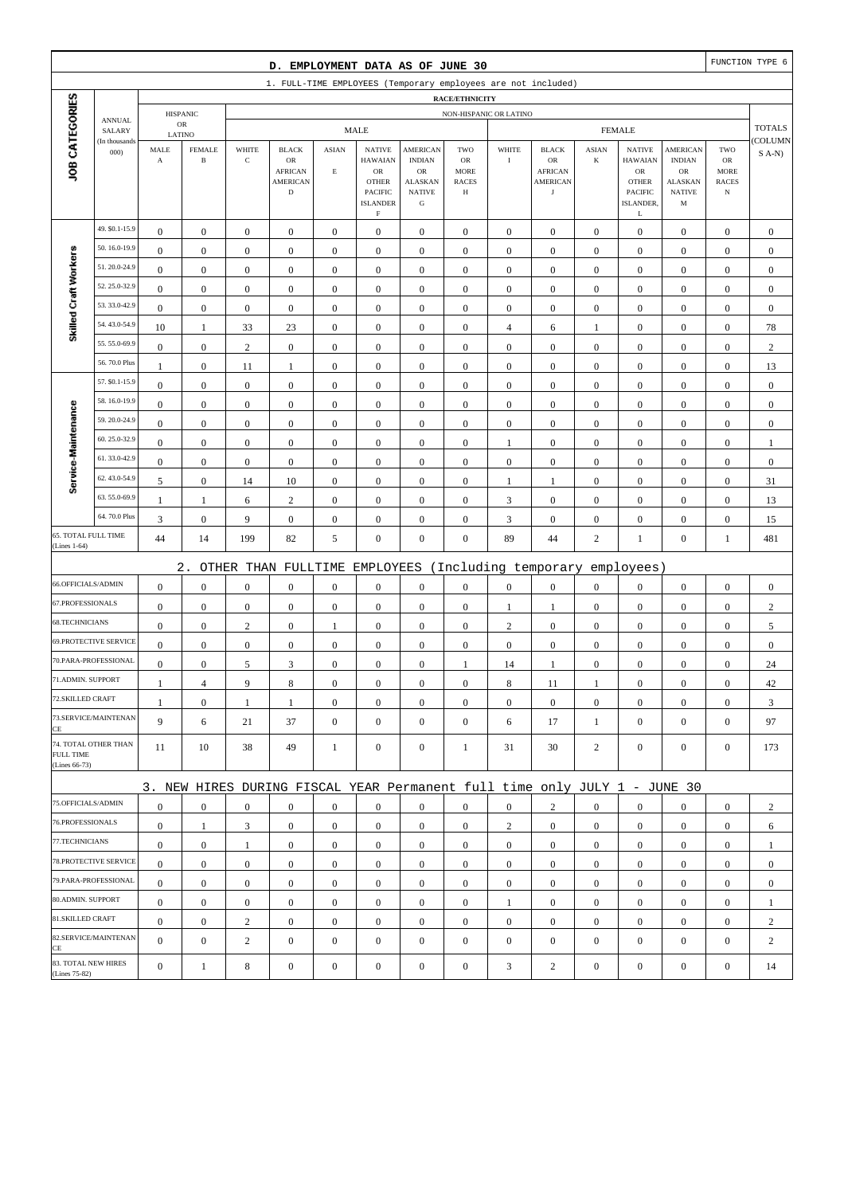## D. EMPLOYMENT DATA AS OF JUNE 30

FUNCTION TYPE 6

### 1. FULL-TIME EMPLOYEES (Temporary employees are not included)

| JOB CATEGORIES | ANNUAL SALARY (In thousands 000) | HISPANIC OR LATINO MALE A | HISPANIC OR LATINO FEMALE B | NON-HISPANIC MALE WHITE C | BLACK OR AFRICAN AMERICAN D | ASIAN E | NATIVE HAWAIIAN OR OTHER PACIFIC ISLANDER F | AMERICAN INDIAN OR ALASKAN NATIVE G | TWO OR MORE RACES H | NON-HISPANIC FEMALE WHITE I | BLACK OR AFRICAN AMERICAN J | ASIAN K | NATIVE HAWAIIAN OR OTHER PACIFIC ISLANDER, L | AMERICAN INDIAN OR ALASKAN NATIVE M | TWO OR MORE RACES N | TOTALS (COLUMNS A-N) |
|---|---|---|---|---|---|---|---|---|---|---|---|---|---|---|---|---|
| Skilled Craft Workers | 49. $0.1-15.9 | 0 | 0 | 0 | 0 | 0 | 0 | 0 | 0 | 0 | 0 | 0 | 0 | 0 | 0 | 0 |
| | 50. 16.0-19.9 | 0 | 0 | 0 | 0 | 0 | 0 | 0 | 0 | 0 | 0 | 0 | 0 | 0 | 0 | 0 |
| | 51. 20.0-24.9 | 0 | 0 | 0 | 0 | 0 | 0 | 0 | 0 | 0 | 0 | 0 | 0 | 0 | 0 | 0 |
| | 52. 25.0-32.9 | 0 | 0 | 0 | 0 | 0 | 0 | 0 | 0 | 0 | 0 | 0 | 0 | 0 | 0 | 0 |
| | 53. 33.0-42.9 | 0 | 0 | 0 | 0 | 0 | 0 | 0 | 0 | 0 | 0 | 0 | 0 | 0 | 0 | 0 |
| | 54. 43.0-54.9 | 10 | 1 | 33 | 23 | 0 | 0 | 0 | 0 | 4 | 6 | 1 | 0 | 0 | 0 | 78 |
| | 55. 55.0-69.9 | 0 | 0 | 2 | 0 | 0 | 0 | 0 | 0 | 0 | 0 | 0 | 0 | 0 | 0 | 2 |
| | 56. 70.0 Plus | 1 | 0 | 11 | 1 | 0 | 0 | 0 | 0 | 0 | 0 | 0 | 0 | 0 | 0 | 13 |
| Service-Maintenance | 57. $0.1-15.9 | 0 | 0 | 0 | 0 | 0 | 0 | 0 | 0 | 0 | 0 | 0 | 0 | 0 | 0 | 0 |
| | 58. 16.0-19.9 | 0 | 0 | 0 | 0 | 0 | 0 | 0 | 0 | 0 | 0 | 0 | 0 | 0 | 0 | 0 |
| | 59. 20.0-24.9 | 0 | 0 | 0 | 0 | 0 | 0 | 0 | 0 | 0 | 0 | 0 | 0 | 0 | 0 | 0 |
| | 60. 25.0-32.9 | 0 | 0 | 0 | 0 | 0 | 0 | 0 | 0 | 1 | 0 | 0 | 0 | 0 | 0 | 1 |
| | 61. 33.0-42.9 | 0 | 0 | 0 | 0 | 0 | 0 | 0 | 0 | 0 | 0 | 0 | 0 | 0 | 0 | 0 |
| | 62. 43.0-54.9 | 5 | 0 | 14 | 10 | 0 | 0 | 0 | 0 | 1 | 1 | 0 | 0 | 0 | 0 | 31 |
| | 63. 55.0-69.9 | 1 | 1 | 6 | 2 | 0 | 0 | 0 | 0 | 3 | 0 | 0 | 0 | 0 | 0 | 13 |
| | 64. 70.0 Plus | 3 | 0 | 9 | 0 | 0 | 0 | 0 | 0 | 3 | 0 | 0 | 0 | 0 | 0 | 15 |
| 65. TOTAL FULL TIME (Lines 1-64) | | 44 | 14 | 199 | 82 | 5 | 0 | 0 | 0 | 89 | 44 | 2 | 1 | 0 | 1 | 481 |

### 2. OTHER THAN FULLTIME EMPLOYEES (Including temporary employees)

| JOB CATEGORIES | A | B | C | D | E | F | G | H | I | J | K | L | M | N | TOTALS |
|---|---|---|---|---|---|---|---|---|---|---|---|---|---|---|---|
| 66.OFFICIALS/ADMIN | 0 | 0 | 0 | 0 | 0 | 0 | 0 | 0 | 0 | 0 | 0 | 0 | 0 | 0 | 0 |
| 67.PROFESSIONALS | 0 | 0 | 0 | 0 | 0 | 0 | 0 | 0 | 1 | 1 | 0 | 0 | 0 | 0 | 2 |
| 68.TECHNICIANS | 0 | 0 | 2 | 0 | 1 | 0 | 0 | 0 | 2 | 0 | 0 | 0 | 0 | 0 | 5 |
| 69.PROTECTIVE SERVICE | 0 | 0 | 0 | 0 | 0 | 0 | 0 | 0 | 0 | 0 | 0 | 0 | 0 | 0 | 0 |
| 70.PARA-PROFESSIONAL | 0 | 0 | 5 | 3 | 0 | 0 | 0 | 1 | 14 | 1 | 0 | 0 | 0 | 0 | 24 |
| 71.ADMIN. SUPPORT | 1 | 4 | 9 | 8 | 0 | 0 | 0 | 0 | 8 | 11 | 1 | 0 | 0 | 0 | 42 |
| 72.SKILLED CRAFT | 1 | 0 | 1 | 1 | 0 | 0 | 0 | 0 | 0 | 0 | 0 | 0 | 0 | 0 | 3 |
| 73.SERVICE/MAINTENANCE | 9 | 6 | 21 | 37 | 0 | 0 | 0 | 0 | 6 | 17 | 1 | 0 | 0 | 0 | 97 |
| 74. TOTAL OTHER THAN FULL TIME (Lines 66-73) | 11 | 10 | 38 | 49 | 1 | 0 | 0 | 1 | 31 | 30 | 2 | 0 | 0 | 0 | 173 |

### 3. NEW HIRES DURING FISCAL YEAR Permanent full time only JULY 1 - JUNE 30

| JOB CATEGORIES | A | B | C | D | E | F | G | H | I | J | K | L | M | N | TOTALS |
|---|---|---|---|---|---|---|---|---|---|---|---|---|---|---|---|
| 75.OFFICIALS/ADMIN | 0 | 0 | 0 | 0 | 0 | 0 | 0 | 0 | 0 | 2 | 0 | 0 | 0 | 0 | 2 |
| 76.PROFESSIONALS | 0 | 1 | 3 | 0 | 0 | 0 | 0 | 0 | 2 | 0 | 0 | 0 | 0 | 0 | 6 |
| 77.TECHNICIANS | 0 | 0 | 1 | 0 | 0 | 0 | 0 | 0 | 0 | 0 | 0 | 0 | 0 | 0 | 1 |
| 78.PROTECTIVE SERVICE | 0 | 0 | 0 | 0 | 0 | 0 | 0 | 0 | 0 | 0 | 0 | 0 | 0 | 0 | 0 |
| 79.PARA-PROFESSIONAL | 0 | 0 | 0 | 0 | 0 | 0 | 0 | 0 | 0 | 0 | 0 | 0 | 0 | 0 | 0 |
| 80.ADMIN. SUPPORT | 0 | 0 | 0 | 0 | 0 | 0 | 0 | 0 | 1 | 0 | 0 | 0 | 0 | 0 | 1 |
| 81.SKILLED CRAFT | 0 | 0 | 2 | 0 | 0 | 0 | 0 | 0 | 0 | 0 | 0 | 0 | 0 | 0 | 2 |
| 82.SERVICE/MAINTENANCE | 0 | 0 | 2 | 0 | 0 | 0 | 0 | 0 | 0 | 0 | 0 | 0 | 0 | 0 | 2 |
| 83. TOTAL NEW HIRES (Lines 75-82) | 0 | 1 | 8 | 0 | 0 | 0 | 0 | 0 | 3 | 2 | 0 | 0 | 0 | 0 | 14 |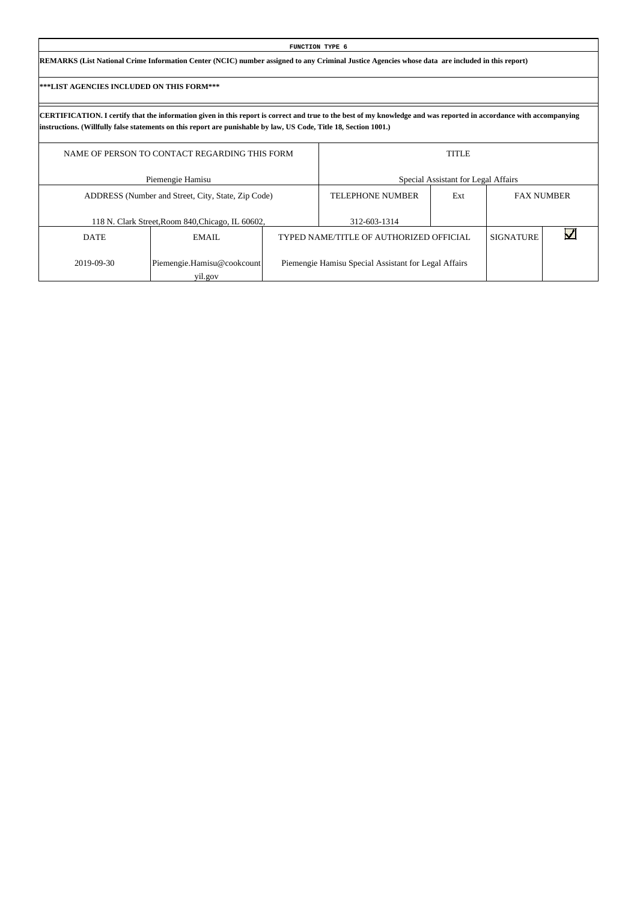**FUNCTION TYPE 6**

**REMARKS (List National Crime Information Center (NCIC) number assigned to any Criminal Justice Agencies whose data are included in this report)**

**\*\*\*LIST AGENCIES INCLUDED ON THIS FORM\*\*\***

**CERTIFICATION. I certify that the information given in this report is correct and true to the best of my knowledge and was reported in accordance with accompanying instructions. (Willfully false statements on this report are punishable by law, US Code, Title 18, Section 1001.)**

| NAME OF PERSON TO CONTACT REGARDING THIS FORM | | TITLE | | | |
|---|---|---|---|---|---|
| Piemengie Hamisu | | Special Assistant for Legal Affairs | | | |
| ADDRESS (Number and Street, City, State, Zip Code) | | TELEPHONE NUMBER | Ext | FAX NUMBER | |
| 118 N. Clark Street,Room 840,Chicago, IL 60602, | | 312-603-1314 | | | |
| DATE | EMAIL | TYPED NAME/TITLE OF AUTHORIZED OFFICIAL | | SIGNATURE | ☑ |
| 2019-09-30 | Piemengie.Hamisu@cookcountyil.gov | Piemengie Hamisu Special Assistant for Legal Affairs | | | |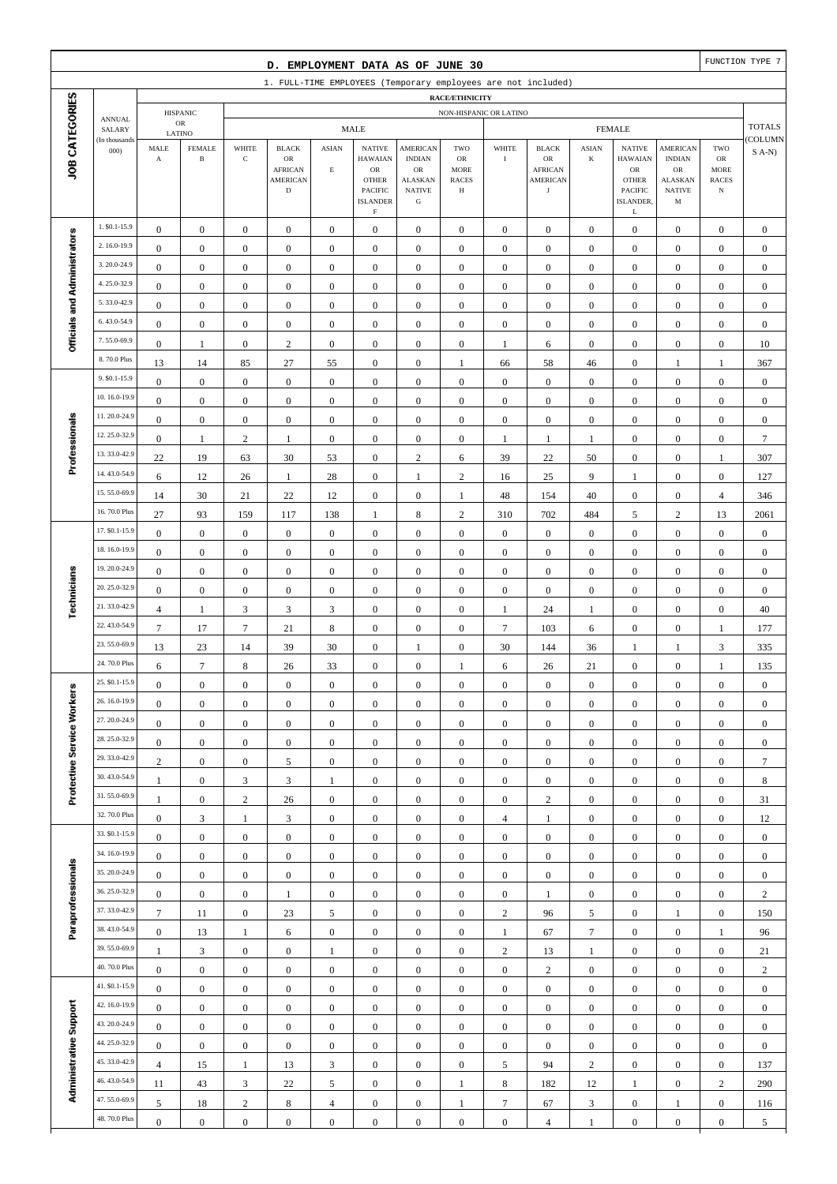## D. EMPLOYMENT DATA AS OF JUNE 30

FUNCTION TYPE 7

1. FULL-TIME EMPLOYEES (Temporary employees are not included)

| JOB CATEGORIES | ANNUAL SALARY (In thousands 000) | HISPANIC OR LATINO | | NON-HISPANIC OR LATINO | | | | | | | | | | | | | TOTALS (COLUMNS A-N) |
|---|---|---|---|---|---|---|---|---|---|---|---|---|---|---|---|---|---|
| | | | | MALE | | | | | | FEMALE | | | | | | | |
| | | MALE A | FEMALE B | WHITE C | BLACK OR AFRICAN AMERICAN D | ASIAN E | NATIVE HAWAIAN OR OTHER PACIFIC ISLANDER F | AMERICAN INDIAN OR ALASKAN NATIVE G | TWO OR MORE RACES H | WHITE I | BLACK OR AFRICAN AMERICAN J | ASIAN K | NATIVE HAWAIAN OR OTHER PACIFIC ISLANDER, L | AMERICAN INDIAN OR ALASKAN NATIVE M | TWO OR MORE RACES N | |
| Officials and Administrators | 1. $0.1-15.9 | 0 | 0 | 0 | 0 | 0 | 0 | 0 | 0 | 0 | 0 | 0 | 0 | 0 | 0 | 0 |
| | 2. 16.0-19.9 | 0 | 0 | 0 | 0 | 0 | 0 | 0 | 0 | 0 | 0 | 0 | 0 | 0 | 0 | 0 |
| | 3. 20.0-24.9 | 0 | 0 | 0 | 0 | 0 | 0 | 0 | 0 | 0 | 0 | 0 | 0 | 0 | 0 | 0 |
| | 4. 25.0-32.9 | 0 | 0 | 0 | 0 | 0 | 0 | 0 | 0 | 0 | 0 | 0 | 0 | 0 | 0 | 0 |
| | 5. 33.0-42.9 | 0 | 0 | 0 | 0 | 0 | 0 | 0 | 0 | 0 | 0 | 0 | 0 | 0 | 0 | 0 |
| | 6. 43.0-54.9 | 0 | 0 | 0 | 0 | 0 | 0 | 0 | 0 | 0 | 0 | 0 | 0 | 0 | 0 | 0 |
| | 7. 55.0-69.9 | 0 | 1 | 0 | 2 | 0 | 0 | 0 | 0 | 1 | 6 | 0 | 0 | 0 | 0 | 10 |
| | 8. 70.0 Plus | 13 | 14 | 85 | 27 | 55 | 0 | 0 | 1 | 66 | 58 | 46 | 0 | 1 | 1 | 367 |
| Professionals | 9. $0.1-15.9 | 0 | 0 | 0 | 0 | 0 | 0 | 0 | 0 | 0 | 0 | 0 | 0 | 0 | 0 | 0 |
| | 10. 16.0-19.9 | 0 | 0 | 0 | 0 | 0 | 0 | 0 | 0 | 0 | 0 | 0 | 0 | 0 | 0 | 0 |
| | 11. 20.0-24.9 | 0 | 0 | 0 | 0 | 0 | 0 | 0 | 0 | 0 | 0 | 0 | 0 | 0 | 0 | 0 |
| | 12. 25.0-32.9 | 0 | 1 | 2 | 1 | 0 | 0 | 0 | 0 | 1 | 1 | 1 | 0 | 0 | 0 | 7 |
| | 13. 33.0-42.9 | 22 | 19 | 63 | 30 | 53 | 0 | 2 | 6 | 39 | 22 | 50 | 0 | 0 | 1 | 307 |
| | 14. 43.0-54.9 | 6 | 12 | 26 | 1 | 28 | 0 | 1 | 2 | 16 | 25 | 9 | 1 | 0 | 0 | 127 |
| | 15. 55.0-69.9 | 14 | 30 | 21 | 22 | 12 | 0 | 0 | 1 | 48 | 154 | 40 | 0 | 0 | 4 | 346 |
| | 16. 70.0 Plus | 27 | 93 | 159 | 117 | 138 | 1 | 8 | 2 | 310 | 702 | 484 | 5 | 2 | 13 | 2061 |
| Technicians | 17. $0.1-15.9 | 0 | 0 | 0 | 0 | 0 | 0 | 0 | 0 | 0 | 0 | 0 | 0 | 0 | 0 | 0 |
| | 18. 16.0-19.9 | 0 | 0 | 0 | 0 | 0 | 0 | 0 | 0 | 0 | 0 | 0 | 0 | 0 | 0 | 0 |
| | 19. 20.0-24.9 | 0 | 0 | 0 | 0 | 0 | 0 | 0 | 0 | 0 | 0 | 0 | 0 | 0 | 0 | 0 |
| | 20. 25.0-32.9 | 0 | 0 | 0 | 0 | 0 | 0 | 0 | 0 | 0 | 0 | 0 | 0 | 0 | 0 | 0 |
| | 21. 33.0-42.9 | 4 | 1 | 3 | 3 | 3 | 0 | 0 | 0 | 1 | 24 | 1 | 0 | 0 | 0 | 40 |
| | 22. 43.0-54.9 | 7 | 17 | 7 | 21 | 8 | 0 | 0 | 0 | 7 | 103 | 6 | 0 | 0 | 1 | 177 |
| | 23. 55.0-69.9 | 13 | 23 | 14 | 39 | 30 | 0 | 1 | 0 | 30 | 144 | 36 | 1 | 1 | 3 | 335 |
| | 24. 70.0 Plus | 6 | 7 | 8 | 26 | 33 | 0 | 0 | 1 | 6 | 26 | 21 | 0 | 0 | 1 | 135 |
| Protective Service Workers | 25. $0.1-15.9 | 0 | 0 | 0 | 0 | 0 | 0 | 0 | 0 | 0 | 0 | 0 | 0 | 0 | 0 | 0 |
| | 26. 16.0-19.9 | 0 | 0 | 0 | 0 | 0 | 0 | 0 | 0 | 0 | 0 | 0 | 0 | 0 | 0 | 0 |
| | 27. 20.0-24.9 | 0 | 0 | 0 | 0 | 0 | 0 | 0 | 0 | 0 | 0 | 0 | 0 | 0 | 0 | 0 |
| | 28. 25.0-32.9 | 0 | 0 | 0 | 0 | 0 | 0 | 0 | 0 | 0 | 0 | 0 | 0 | 0 | 0 | 0 |
| | 29. 33.0-42.9 | 2 | 0 | 0 | 5 | 0 | 0 | 0 | 0 | 0 | 0 | 0 | 0 | 0 | 0 | 7 |
| | 30. 43.0-54.9 | 1 | 0 | 3 | 3 | 1 | 0 | 0 | 0 | 0 | 0 | 0 | 0 | 0 | 0 | 8 |
| | 31. 55.0-69.9 | 1 | 0 | 2 | 26 | 0 | 0 | 0 | 0 | 0 | 2 | 0 | 0 | 0 | 0 | 31 |
| | 32. 70.0 Plus | 0 | 3 | 1 | 3 | 0 | 0 | 0 | 0 | 4 | 1 | 0 | 0 | 0 | 0 | 12 |
| Paraprofessionals | 33. $0.1-15.9 | 0 | 0 | 0 | 0 | 0 | 0 | 0 | 0 | 0 | 0 | 0 | 0 | 0 | 0 | 0 |
| | 34. 16.0-19.9 | 0 | 0 | 0 | 0 | 0 | 0 | 0 | 0 | 0 | 0 | 0 | 0 | 0 | 0 | 0 |
| | 35. 20.0-24.9 | 0 | 0 | 0 | 0 | 0 | 0 | 0 | 0 | 0 | 0 | 0 | 0 | 0 | 0 | 0 |
| | 36. 25.0-32.9 | 0 | 0 | 0 | 1 | 0 | 0 | 0 | 0 | 0 | 1 | 0 | 0 | 0 | 0 | 2 |
| | 37. 33.0-42.9 | 7 | 11 | 0 | 23 | 5 | 0 | 0 | 0 | 2 | 96 | 5 | 0 | 1 | 0 | 150 |
| | 38. 43.0-54.9 | 0 | 13 | 1 | 6 | 0 | 0 | 0 | 0 | 1 | 67 | 7 | 0 | 0 | 1 | 96 |
| | 39. 55.0-69.9 | 1 | 3 | 0 | 0 | 1 | 0 | 0 | 0 | 2 | 13 | 1 | 0 | 0 | 0 | 21 |
| | 40. 70.0 Plus | 0 | 0 | 0 | 0 | 0 | 0 | 0 | 0 | 0 | 2 | 0 | 0 | 0 | 0 | 2 |
| Administrative Support | 41. $0.1-15.9 | 0 | 0 | 0 | 0 | 0 | 0 | 0 | 0 | 0 | 0 | 0 | 0 | 0 | 0 | 0 |
| | 42. 16.0-19.9 | 0 | 0 | 0 | 0 | 0 | 0 | 0 | 0 | 0 | 0 | 0 | 0 | 0 | 0 | 0 |
| | 43. 20.0-24.9 | 0 | 0 | 0 | 0 | 0 | 0 | 0 | 0 | 0 | 0 | 0 | 0 | 0 | 0 | 0 |
| | 44. 25.0-32.9 | 0 | 0 | 0 | 0 | 0 | 0 | 0 | 0 | 0 | 0 | 0 | 0 | 0 | 0 | 0 |
| | 45. 33.0-42.9 | 4 | 15 | 1 | 13 | 3 | 0 | 0 | 0 | 5 | 94 | 2 | 0 | 0 | 0 | 137 |
| | 46. 43.0-54.9 | 11 | 43 | 3 | 22 | 5 | 0 | 0 | 1 | 8 | 182 | 12 | 1 | 0 | 2 | 290 |
| | 47. 55.0-69.9 | 5 | 18 | 2 | 8 | 4 | 0 | 0 | 1 | 7 | 67 | 3 | 0 | 1 | 0 | 116 |
| | 48. 70.0 Plus | 0 | 0 | 0 | 0 | 0 | 0 | 0 | 0 | 0 | 4 | 1 | 0 | 0 | 0 | 5 |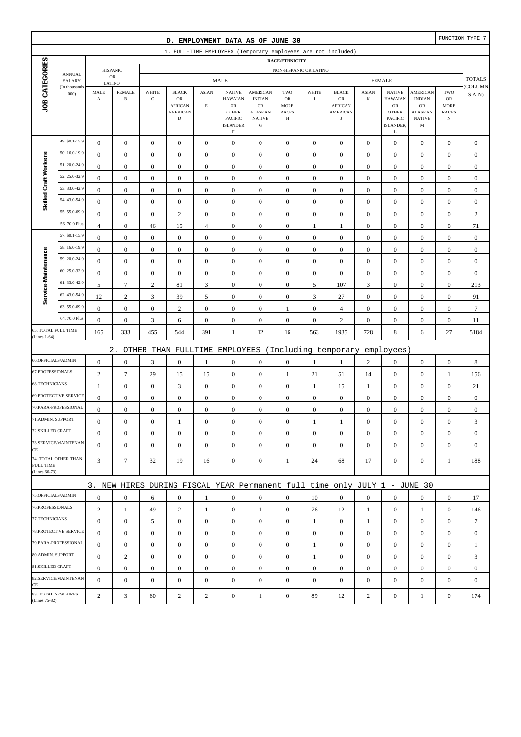## D. EMPLOYMENT DATA AS OF JUNE 30

FUNCTION TYPE 7

### 1. FULL-TIME EMPLOYEES (Temporary employees are not included)

| JOB CATEGORIES | ANNUAL SALARY (In thousands 000) | HISPANIC OR LATINO | | NON-HISPANIC OR LATINO | | | | | | | | | | | | | | TOTALS (COLUMNS A-N) |
|---|---|---|---|---|---|---|---|---|---|---|---|---|---|---|---|---|---|---|
| | | | | MALE | | | | | | FEMALE | | | | | | | | |
| | | MALE A | FEMALE B | WHITE C | BLACK OR AFRICAN AMERICAN D | ASIAN E | NATIVE HAWAIAN OR OTHER PACIFIC ISLANDER F | AMERICAN INDIAN OR ALASKAN NATIVE G | TWO OR MORE RACES H | WHITE I | BLACK OR AFRICAN AMERICAN J | ASIAN K | NATIVE HAWAIAN OR OTHER PACIFIC ISLANDER, L | AMERICAN INDIAN OR ALASKAN NATIVE M | TWO OR MORE RACES N | |
| Skilled Craft Workers | 49. $0.1-15.9 | 0 | 0 | 0 | 0 | 0 | 0 | 0 | 0 | 0 | 0 | 0 | 0 | 0 | 0 | 0 |
| | 50. 16.0-19.9 | 0 | 0 | 0 | 0 | 0 | 0 | 0 | 0 | 0 | 0 | 0 | 0 | 0 | 0 | 0 |
| | 51. 20.0-24.9 | 0 | 0 | 0 | 0 | 0 | 0 | 0 | 0 | 0 | 0 | 0 | 0 | 0 | 0 | 0 |
| | 52. 25.0-32.9 | 0 | 0 | 0 | 0 | 0 | 0 | 0 | 0 | 0 | 0 | 0 | 0 | 0 | 0 | 0 |
| | 53. 33.0-42.9 | 0 | 0 | 0 | 0 | 0 | 0 | 0 | 0 | 0 | 0 | 0 | 0 | 0 | 0 | 0 |
| | 54. 43.0-54.9 | 0 | 0 | 0 | 0 | 0 | 0 | 0 | 0 | 0 | 0 | 0 | 0 | 0 | 0 | 0 |
| | 55. 55.0-69.9 | 0 | 0 | 0 | 2 | 0 | 0 | 0 | 0 | 0 | 0 | 0 | 0 | 0 | 0 | 2 |
| | 56. 70.0 Plus | 4 | 0 | 46 | 15 | 4 | 0 | 0 | 0 | 1 | 1 | 0 | 0 | 0 | 0 | 71 |
| Service-Maintenance | 57. $0.1-15.9 | 0 | 0 | 0 | 0 | 0 | 0 | 0 | 0 | 0 | 0 | 0 | 0 | 0 | 0 | 0 |
| | 58. 16.0-19.9 | 0 | 0 | 0 | 0 | 0 | 0 | 0 | 0 | 0 | 0 | 0 | 0 | 0 | 0 | 0 |
| | 59. 20.0-24.9 | 0 | 0 | 0 | 0 | 0 | 0 | 0 | 0 | 0 | 0 | 0 | 0 | 0 | 0 | 0 |
| | 60. 25.0-32.9 | 0 | 0 | 0 | 0 | 0 | 0 | 0 | 0 | 0 | 0 | 0 | 0 | 0 | 0 | 0 |
| | 61. 33.0-42.9 | 5 | 7 | 2 | 81 | 3 | 0 | 0 | 0 | 5 | 107 | 3 | 0 | 0 | 0 | 213 |
| | 62. 43.0-54.9 | 12 | 2 | 3 | 39 | 5 | 0 | 0 | 0 | 3 | 27 | 0 | 0 | 0 | 0 | 91 |
| | 63. 55.0-69.9 | 0 | 0 | 0 | 2 | 0 | 0 | 0 | 1 | 0 | 4 | 0 | 0 | 0 | 0 | 7 |
| | 64. 70.0 Plus | 0 | 0 | 3 | 6 | 0 | 0 | 0 | 0 | 0 | 2 | 0 | 0 | 0 | 0 | 11 |
| 65. TOTAL FULL TIME (Lines 1-64) | | 165 | 333 | 455 | 544 | 391 | 1 | 12 | 16 | 563 | 1935 | 728 | 8 | 6 | 27 | 5184 |

### 2. OTHER THAN FULLTIME EMPLOYEES (Including temporary employees)

| JOB CATEGORIES | A | B | C | D | E | F | G | H | I | J | K | L | M | N | TOTALS |
|---|---|---|---|---|---|---|---|---|---|---|---|---|---|---|---|
| 66.OFFICIALS/ADMIN | 0 | 0 | 3 | 0 | 1 | 0 | 0 | 0 | 1 | 1 | 2 | 0 | 0 | 0 | 8 |
| 67.PROFESSIONALS | 2 | 7 | 29 | 15 | 15 | 0 | 0 | 1 | 21 | 51 | 14 | 0 | 0 | 1 | 156 |
| 68.TECHNICIANS | 1 | 0 | 0 | 3 | 0 | 0 | 0 | 0 | 1 | 15 | 1 | 0 | 0 | 0 | 21 |
| 69.PROTECTIVE SERVICE | 0 | 0 | 0 | 0 | 0 | 0 | 0 | 0 | 0 | 0 | 0 | 0 | 0 | 0 | 0 |
| 70.PARA-PROFESSIONAL | 0 | 0 | 0 | 0 | 0 | 0 | 0 | 0 | 0 | 0 | 0 | 0 | 0 | 0 | 0 |
| 71.ADMIN. SUPPORT | 0 | 0 | 0 | 1 | 0 | 0 | 0 | 0 | 1 | 1 | 0 | 0 | 0 | 0 | 3 |
| 72.SKILLED CRAFT | 0 | 0 | 0 | 0 | 0 | 0 | 0 | 0 | 0 | 0 | 0 | 0 | 0 | 0 | 0 |
| 73.SERVICE/MAINTENANCE | 0 | 0 | 0 | 0 | 0 | 0 | 0 | 0 | 0 | 0 | 0 | 0 | 0 | 0 | 0 |
| 74. TOTAL OTHER THAN FULL TIME (Lines 66-73) | 3 | 7 | 32 | 19 | 16 | 0 | 0 | 1 | 24 | 68 | 17 | 0 | 0 | 1 | 188 |

### 3. NEW HIRES DURING FISCAL YEAR Permanent full time only JULY 1 - JUNE 30

| JOB CATEGORIES | A | B | C | D | E | F | G | H | I | J | K | L | M | N | TOTALS |
|---|---|---|---|---|---|---|---|---|---|---|---|---|---|---|---|
| 75.OFFICIALS/ADMIN | 0 | 0 | 6 | 0 | 1 | 0 | 0 | 0 | 10 | 0 | 0 | 0 | 0 | 0 | 17 |
| 76.PROFESSIONALS | 2 | 1 | 49 | 2 | 1 | 0 | 1 | 0 | 76 | 12 | 1 | 0 | 1 | 0 | 146 |
| 77.TECHNICIANS | 0 | 0 | 5 | 0 | 0 | 0 | 0 | 0 | 1 | 0 | 1 | 0 | 0 | 0 | 7 |
| 78.PROTECTIVE SERVICE | 0 | 0 | 0 | 0 | 0 | 0 | 0 | 0 | 0 | 0 | 0 | 0 | 0 | 0 | 0 |
| 79.PARA-PROFESSIONAL | 0 | 0 | 0 | 0 | 0 | 0 | 0 | 0 | 1 | 0 | 0 | 0 | 0 | 0 | 1 |
| 80.ADMIN. SUPPORT | 0 | 2 | 0 | 0 | 0 | 0 | 0 | 0 | 1 | 0 | 0 | 0 | 0 | 0 | 3 |
| 81.SKILLED CRAFT | 0 | 0 | 0 | 0 | 0 | 0 | 0 | 0 | 0 | 0 | 0 | 0 | 0 | 0 | 0 |
| 82.SERVICE/MAINTENANCE | 0 | 0 | 0 | 0 | 0 | 0 | 0 | 0 | 0 | 0 | 0 | 0 | 0 | 0 | 0 |
| 83. TOTAL NEW HIRES (Lines 75-82) | 2 | 3 | 60 | 2 | 2 | 0 | 1 | 0 | 89 | 12 | 2 | 0 | 1 | 0 | 174 |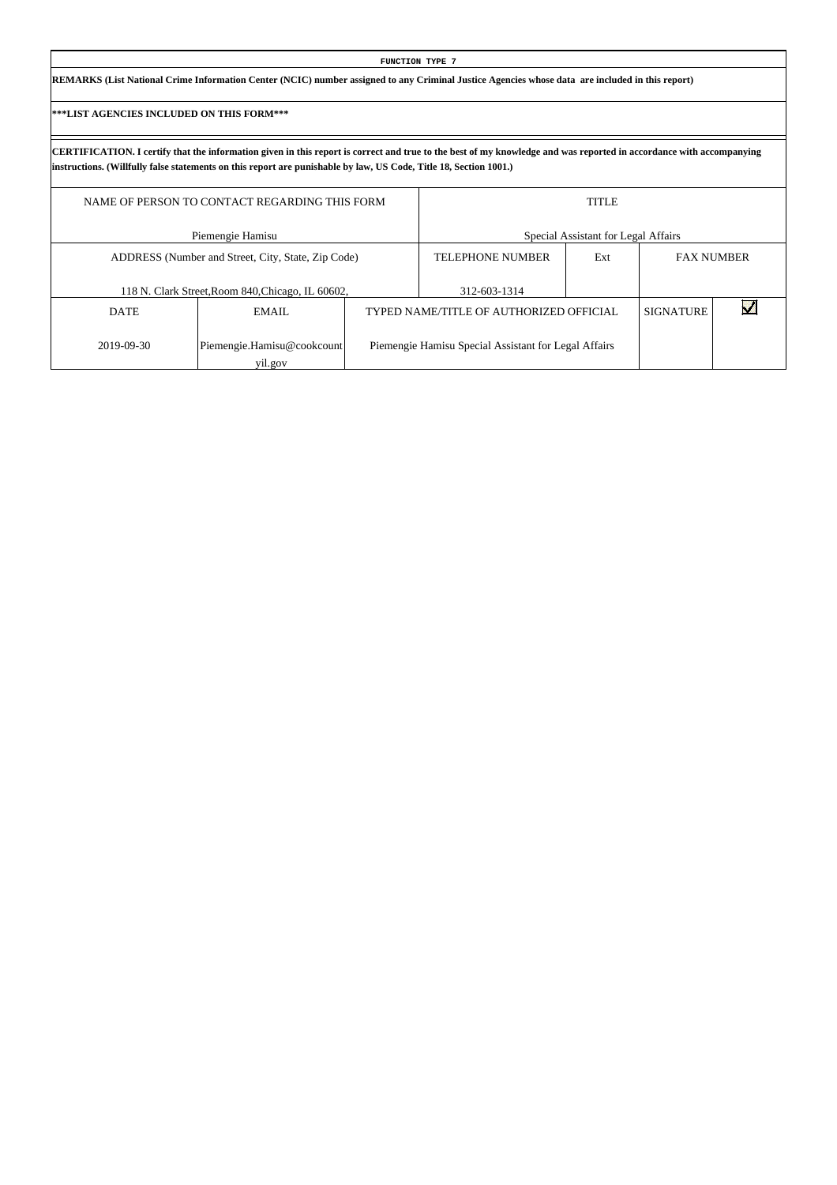**FUNCTION TYPE 7**

**REMARKS (List National Crime Information Center (NCIC) number assigned to any Criminal Justice Agencies whose data are included in this report)**

**\*\*\*LIST AGENCIES INCLUDED ON THIS FORM\*\*\***

**CERTIFICATION. I certify that the information given in this report is correct and true to the best of my knowledge and was reported in accordance with accompanying instructions. (Willfully false statements on this report are punishable by law, US Code, Title 18, Section 1001.)**

| NAME OF PERSON TO CONTACT REGARDING THIS FORM | | TITLE | | | |
|---|---|---|---|---|---|
| Piemengie Hamisu | | Special Assistant for Legal Affairs | | | |
| ADDRESS (Number and Street, City, State, Zip Code) | | TELEPHONE NUMBER | Ext | FAX NUMBER | |
| 118 N. Clark Street,Room 840,Chicago, IL 60602, | | 312-603-1314 | | | |
| DATE | EMAIL | TYPED NAME/TITLE OF AUTHORIZED OFFICIAL | | SIGNATURE | ☑ |
| 2019-09-30 | Piemengie.Hamisu@cookcountyil.gov | Piemengie Hamisu Special Assistant for Legal Affairs | | | |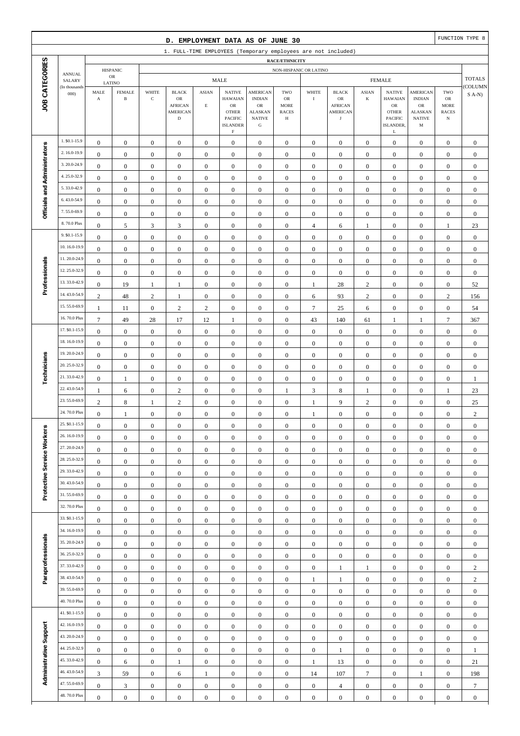## D. EMPLOYMENT DATA AS OF JUNE 30

FUNCTION TYPE 8

1. FULL-TIME EMPLOYEES (Temporary employees are not included)

| JOB CATEGORIES | ANNUAL SALARY (In thousands 000) | HISPANIC OR LATINO MALE A | HISPANIC OR LATINO FEMALE B | NON-HISPANIC OR LATINO MALE WHITE C | MALE BLACK OR AFRICAN AMERICAN D | MALE ASIAN E | MALE NATIVE HAWAIAN OR OTHER PACIFIC ISLANDER F | MALE AMERICAN INDIAN OR ALASKAN NATIVE G | MALE TWO OR MORE RACES H | FEMALE WHITE I | FEMALE BLACK OR AFRICAN AMERICAN J | FEMALE ASIAN K | FEMALE NATIVE HAWAIAN OR OTHER PACIFIC ISLANDER, L | FEMALE AMERICAN INDIAN OR ALASKAN NATIVE M | FEMALE TWO OR MORE RACES N | TOTALS (COLUMNS A-N) |
|---|---|---|---|---|---|---|---|---|---|---|---|---|---|---|---|---|
| Officials and Administrators | 1. $0.1-15.9 | 0 | 0 | 0 | 0 | 0 | 0 | 0 | 0 | 0 | 0 | 0 | 0 | 0 | 0 | 0 |
| | 2. 16.0-19.9 | 0 | 0 | 0 | 0 | 0 | 0 | 0 | 0 | 0 | 0 | 0 | 0 | 0 | 0 | 0 |
| | 3. 20.0-24.9 | 0 | 0 | 0 | 0 | 0 | 0 | 0 | 0 | 0 | 0 | 0 | 0 | 0 | 0 | 0 |
| | 4. 25.0-32.9 | 0 | 0 | 0 | 0 | 0 | 0 | 0 | 0 | 0 | 0 | 0 | 0 | 0 | 0 | 0 |
| | 5. 33.0-42.9 | 0 | 0 | 0 | 0 | 0 | 0 | 0 | 0 | 0 | 0 | 0 | 0 | 0 | 0 | 0 |
| | 6. 43.0-54.9 | 0 | 0 | 0 | 0 | 0 | 0 | 0 | 0 | 0 | 0 | 0 | 0 | 0 | 0 | 0 |
| | 7. 55.0-69.9 | 0 | 0 | 0 | 0 | 0 | 0 | 0 | 0 | 0 | 0 | 0 | 0 | 0 | 0 | 0 |
| | 8. 70.0 Plus | 0 | 5 | 3 | 3 | 0 | 0 | 0 | 0 | 4 | 6 | 1 | 0 | 0 | 1 | 23 |
| Professionals | 9. $0.1-15.9 | 0 | 0 | 0 | 0 | 0 | 0 | 0 | 0 | 0 | 0 | 0 | 0 | 0 | 0 | 0 |
| | 10. 16.0-19.9 | 0 | 0 | 0 | 0 | 0 | 0 | 0 | 0 | 0 | 0 | 0 | 0 | 0 | 0 | 0 |
| | 11. 20.0-24.9 | 0 | 0 | 0 | 0 | 0 | 0 | 0 | 0 | 0 | 0 | 0 | 0 | 0 | 0 | 0 |
| | 12. 25.0-32.9 | 0 | 0 | 0 | 0 | 0 | 0 | 0 | 0 | 0 | 0 | 0 | 0 | 0 | 0 | 0 |
| | 13. 33.0-42.9 | 0 | 19 | 1 | 1 | 0 | 0 | 0 | 0 | 1 | 28 | 2 | 0 | 0 | 0 | 52 |
| | 14. 43.0-54.9 | 2 | 48 | 2 | 1 | 0 | 0 | 0 | 0 | 6 | 93 | 2 | 0 | 0 | 2 | 156 |
| | 15. 55.0-69.9 | 1 | 11 | 0 | 2 | 2 | 0 | 0 | 0 | 7 | 25 | 6 | 0 | 0 | 0 | 54 |
| | 16. 70.0 Plus | 7 | 49 | 28 | 17 | 12 | 1 | 0 | 0 | 43 | 140 | 61 | 1 | 1 | 7 | 367 |
| Technicians | 17. $0.1-15.9 | 0 | 0 | 0 | 0 | 0 | 0 | 0 | 0 | 0 | 0 | 0 | 0 | 0 | 0 | 0 |
| | 18. 16.0-19.9 | 0 | 0 | 0 | 0 | 0 | 0 | 0 | 0 | 0 | 0 | 0 | 0 | 0 | 0 | 0 |
| | 19. 20.0-24.9 | 0 | 0 | 0 | 0 | 0 | 0 | 0 | 0 | 0 | 0 | 0 | 0 | 0 | 0 | 0 |
| | 20. 25.0-32.9 | 0 | 0 | 0 | 0 | 0 | 0 | 0 | 0 | 0 | 0 | 0 | 0 | 0 | 0 | 0 |
| | 21. 33.0-42.9 | 0 | 1 | 0 | 0 | 0 | 0 | 0 | 0 | 0 | 0 | 0 | 0 | 0 | 0 | 1 |
| | 22. 43.0-54.9 | 1 | 6 | 0 | 2 | 0 | 0 | 0 | 1 | 3 | 8 | 1 | 0 | 0 | 1 | 23 |
| | 23. 55.0-69.9 | 2 | 8 | 1 | 2 | 0 | 0 | 0 | 0 | 1 | 9 | 2 | 0 | 0 | 0 | 25 |
| | 24. 70.0 Plus | 0 | 1 | 0 | 0 | 0 | 0 | 0 | 0 | 1 | 0 | 0 | 0 | 0 | 0 | 2 |
| Protective Service Workers | 25. $0.1-15.9 | 0 | 0 | 0 | 0 | 0 | 0 | 0 | 0 | 0 | 0 | 0 | 0 | 0 | 0 | 0 |
| | 26. 16.0-19.9 | 0 | 0 | 0 | 0 | 0 | 0 | 0 | 0 | 0 | 0 | 0 | 0 | 0 | 0 | 0 |
| | 27. 20.0-24.9 | 0 | 0 | 0 | 0 | 0 | 0 | 0 | 0 | 0 | 0 | 0 | 0 | 0 | 0 | 0 |
| | 28. 25.0-32.9 | 0 | 0 | 0 | 0 | 0 | 0 | 0 | 0 | 0 | 0 | 0 | 0 | 0 | 0 | 0 |
| | 29. 33.0-42.9 | 0 | 0 | 0 | 0 | 0 | 0 | 0 | 0 | 0 | 0 | 0 | 0 | 0 | 0 | 0 |
| | 30. 43.0-54.9 | 0 | 0 | 0 | 0 | 0 | 0 | 0 | 0 | 0 | 0 | 0 | 0 | 0 | 0 | 0 |
| | 31. 55.0-69.9 | 0 | 0 | 0 | 0 | 0 | 0 | 0 | 0 | 0 | 0 | 0 | 0 | 0 | 0 | 0 |
| | 32. 70.0 Plus | 0 | 0 | 0 | 0 | 0 | 0 | 0 | 0 | 0 | 0 | 0 | 0 | 0 | 0 | 0 |
| Paraprofessionals | 33. $0.1-15.9 | 0 | 0 | 0 | 0 | 0 | 0 | 0 | 0 | 0 | 0 | 0 | 0 | 0 | 0 | 0 |
| | 34. 16.0-19.9 | 0 | 0 | 0 | 0 | 0 | 0 | 0 | 0 | 0 | 0 | 0 | 0 | 0 | 0 | 0 |
| | 35. 20.0-24.9 | 0 | 0 | 0 | 0 | 0 | 0 | 0 | 0 | 0 | 0 | 0 | 0 | 0 | 0 | 0 |
| | 36. 25.0-32.9 | 0 | 0 | 0 | 0 | 0 | 0 | 0 | 0 | 0 | 0 | 0 | 0 | 0 | 0 | 0 |
| | 37. 33.0-42.9 | 0 | 0 | 0 | 0 | 0 | 0 | 0 | 0 | 0 | 1 | 1 | 0 | 0 | 0 | 2 |
| | 38. 43.0-54.9 | 0 | 0 | 0 | 0 | 0 | 0 | 0 | 0 | 1 | 1 | 0 | 0 | 0 | 0 | 2 |
| | 39. 55.0-69.9 | 0 | 0 | 0 | 0 | 0 | 0 | 0 | 0 | 0 | 0 | 0 | 0 | 0 | 0 | 0 |
| | 40. 70.0 Plus | 0 | 0 | 0 | 0 | 0 | 0 | 0 | 0 | 0 | 0 | 0 | 0 | 0 | 0 | 0 |
| Administrative Support | 41. $0.1-15.9 | 0 | 0 | 0 | 0 | 0 | 0 | 0 | 0 | 0 | 0 | 0 | 0 | 0 | 0 | 0 |
| | 42. 16.0-19.9 | 0 | 0 | 0 | 0 | 0 | 0 | 0 | 0 | 0 | 0 | 0 | 0 | 0 | 0 | 0 |
| | 43. 20.0-24.9 | 0 | 0 | 0 | 0 | 0 | 0 | 0 | 0 | 0 | 0 | 0 | 0 | 0 | 0 | 0 |
| | 44. 25.0-32.9 | 0 | 0 | 0 | 0 | 0 | 0 | 0 | 0 | 0 | 1 | 0 | 0 | 0 | 0 | 1 |
| | 45. 33.0-42.9 | 0 | 6 | 0 | 1 | 0 | 0 | 0 | 0 | 1 | 13 | 0 | 0 | 0 | 0 | 21 |
| | 46. 43.0-54.9 | 3 | 59 | 0 | 6 | 1 | 0 | 0 | 0 | 14 | 107 | 7 | 0 | 1 | 0 | 198 |
| | 47. 55.0-69.9 | 0 | 3 | 0 | 0 | 0 | 0 | 0 | 0 | 0 | 4 | 0 | 0 | 0 | 0 | 7 |
| | 48. 70.0 Plus | 0 | 0 | 0 | 0 | 0 | 0 | 0 | 0 | 0 | 0 | 0 | 0 | 0 | 0 | 0 |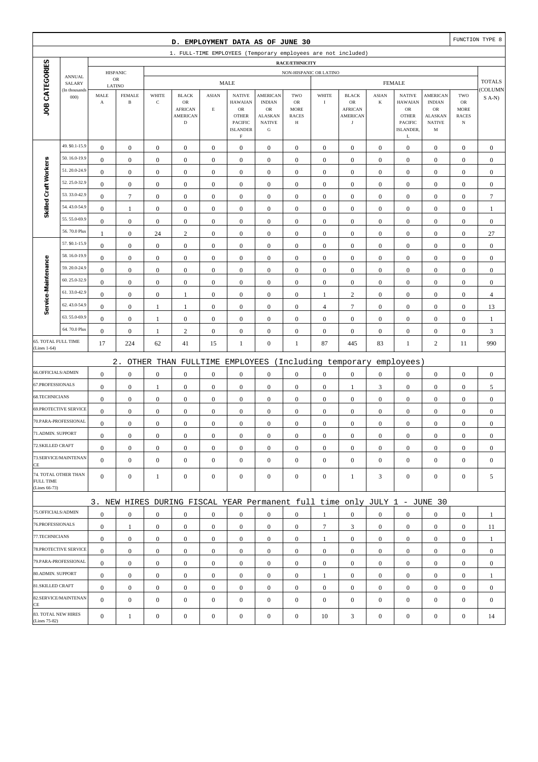## D. EMPLOYMENT DATA AS OF JUNE 30

FUNCTION TYPE 8

### 1. FULL-TIME EMPLOYEES (Temporary employees are not included)

| JOB CATEGORIES | ANNUAL SALARY (In thousands 000) | HISPANIC OR LATINO MALE A | HISPANIC OR LATINO FEMALE B | NON-HISPANIC OR LATINO MALE WHITE C | MALE BLACK OR AFRICAN AMERICAN D | MALE ASIAN E | MALE NATIVE HAWAIIAN OR OTHER PACIFIC ISLANDER F | MALE AMERICAN INDIAN OR ALASKAN NATIVE G | MALE TWO OR MORE RACES H | FEMALE WHITE I | FEMALE BLACK OR AFRICAN AMERICAN J | FEMALE ASIAN K | FEMALE NATIVE HAWAIIAN OR OTHER PACIFIC ISLANDER, L | FEMALE AMERICAN INDIAN OR ALASKAN NATIVE M | FEMALE TWO OR MORE RACES N | TOTALS (COLUMNS A-N) |
|---|---|---|---|---|---|---|---|---|---|---|---|---|---|---|---|---|
| Skilled Craft Workers | 49. $0.1-15.9 | 0 | 0 | 0 | 0 | 0 | 0 | 0 | 0 | 0 | 0 | 0 | 0 | 0 | 0 | 0 |
| | 50. 16.0-19.9 | 0 | 0 | 0 | 0 | 0 | 0 | 0 | 0 | 0 | 0 | 0 | 0 | 0 | 0 | 0 |
| | 51. 20.0-24.9 | 0 | 0 | 0 | 0 | 0 | 0 | 0 | 0 | 0 | 0 | 0 | 0 | 0 | 0 | 0 |
| | 52. 25.0-32.9 | 0 | 0 | 0 | 0 | 0 | 0 | 0 | 0 | 0 | 0 | 0 | 0 | 0 | 0 | 0 |
| | 53. 33.0-42.9 | 0 | 7 | 0 | 0 | 0 | 0 | 0 | 0 | 0 | 0 | 0 | 0 | 0 | 0 | 7 |
| | 54. 43.0-54.9 | 0 | 1 | 0 | 0 | 0 | 0 | 0 | 0 | 0 | 0 | 0 | 0 | 0 | 0 | 1 |
| | 55. 55.0-69.9 | 0 | 0 | 0 | 0 | 0 | 0 | 0 | 0 | 0 | 0 | 0 | 0 | 0 | 0 | 0 |
| | 56. 70.0 Plus | 1 | 0 | 24 | 2 | 0 | 0 | 0 | 0 | 0 | 0 | 0 | 0 | 0 | 0 | 27 |
| Service-Maintenance | 57. $0.1-15.9 | 0 | 0 | 0 | 0 | 0 | 0 | 0 | 0 | 0 | 0 | 0 | 0 | 0 | 0 | 0 |
| | 58. 16.0-19.9 | 0 | 0 | 0 | 0 | 0 | 0 | 0 | 0 | 0 | 0 | 0 | 0 | 0 | 0 | 0 |
| | 59. 20.0-24.9 | 0 | 0 | 0 | 0 | 0 | 0 | 0 | 0 | 0 | 0 | 0 | 0 | 0 | 0 | 0 |
| | 60. 25.0-32.9 | 0 | 0 | 0 | 0 | 0 | 0 | 0 | 0 | 0 | 0 | 0 | 0 | 0 | 0 | 0 |
| | 61. 33.0-42.9 | 0 | 0 | 0 | 1 | 0 | 0 | 0 | 0 | 1 | 2 | 0 | 0 | 0 | 0 | 4 |
| | 62. 43.0-54.9 | 0 | 0 | 1 | 1 | 0 | 0 | 0 | 0 | 4 | 7 | 0 | 0 | 0 | 0 | 13 |
| | 63. 55.0-69.9 | 0 | 0 | 1 | 0 | 0 | 0 | 0 | 0 | 0 | 0 | 0 | 0 | 0 | 0 | 1 |
| | 64. 70.0 Plus | 0 | 0 | 1 | 2 | 0 | 0 | 0 | 0 | 0 | 0 | 0 | 0 | 0 | 0 | 3 |
| 65. TOTAL FULL TIME (Lines 1-64) | | 17 | 224 | 62 | 41 | 15 | 1 | 0 | 1 | 87 | 445 | 83 | 1 | 2 | 11 | 990 |

### 2. OTHER THAN FULLTIME EMPLOYEES (Including temporary employees)

| JOB CATEGORIES | A | B | C | D | E | F | G | H | I | J | K | L | M | N | TOTALS |
|---|---|---|---|---|---|---|---|---|---|---|---|---|---|---|---|
| 66.OFFICIALS/ADMIN | 0 | 0 | 0 | 0 | 0 | 0 | 0 | 0 | 0 | 0 | 0 | 0 | 0 | 0 | 0 |
| 67.PROFESSIONALS | 0 | 0 | 1 | 0 | 0 | 0 | 0 | 0 | 0 | 1 | 3 | 0 | 0 | 0 | 5 |
| 68.TECHNICIANS | 0 | 0 | 0 | 0 | 0 | 0 | 0 | 0 | 0 | 0 | 0 | 0 | 0 | 0 | 0 |
| 69.PROTECTIVE SERVICE | 0 | 0 | 0 | 0 | 0 | 0 | 0 | 0 | 0 | 0 | 0 | 0 | 0 | 0 | 0 |
| 70.PARA-PROFESSIONAL | 0 | 0 | 0 | 0 | 0 | 0 | 0 | 0 | 0 | 0 | 0 | 0 | 0 | 0 | 0 |
| 71.ADMIN. SUPPORT | 0 | 0 | 0 | 0 | 0 | 0 | 0 | 0 | 0 | 0 | 0 | 0 | 0 | 0 | 0 |
| 72.SKILLED CRAFT | 0 | 0 | 0 | 0 | 0 | 0 | 0 | 0 | 0 | 0 | 0 | 0 | 0 | 0 | 0 |
| 73.SERVICE/MAINTENANCE | 0 | 0 | 0 | 0 | 0 | 0 | 0 | 0 | 0 | 0 | 0 | 0 | 0 | 0 | 0 |
| 74. TOTAL OTHER THAN FULL TIME (Lines 66-73) | 0 | 0 | 1 | 0 | 0 | 0 | 0 | 0 | 0 | 1 | 3 | 0 | 0 | 0 | 5 |

### 3. NEW HIRES DURING FISCAL YEAR Permanent full time only JULY 1 - JUNE 30

| JOB CATEGORIES | A | B | C | D | E | F | G | H | I | J | K | L | M | N | TOTALS |
|---|---|---|---|---|---|---|---|---|---|---|---|---|---|---|---|
| 75.OFFICIALS/ADMIN | 0 | 0 | 0 | 0 | 0 | 0 | 0 | 0 | 1 | 0 | 0 | 0 | 0 | 0 | 1 |
| 76.PROFESSIONALS | 0 | 1 | 0 | 0 | 0 | 0 | 0 | 0 | 7 | 3 | 0 | 0 | 0 | 0 | 11 |
| 77.TECHNICIANS | 0 | 0 | 0 | 0 | 0 | 0 | 0 | 0 | 1 | 0 | 0 | 0 | 0 | 0 | 1 |
| 78.PROTECTIVE SERVICE | 0 | 0 | 0 | 0 | 0 | 0 | 0 | 0 | 0 | 0 | 0 | 0 | 0 | 0 | 0 |
| 79.PARA-PROFESSIONAL | 0 | 0 | 0 | 0 | 0 | 0 | 0 | 0 | 0 | 0 | 0 | 0 | 0 | 0 | 0 |
| 80.ADMIN. SUPPORT | 0 | 0 | 0 | 0 | 0 | 0 | 0 | 0 | 1 | 0 | 0 | 0 | 0 | 0 | 1 |
| 81.SKILLED CRAFT | 0 | 0 | 0 | 0 | 0 | 0 | 0 | 0 | 0 | 0 | 0 | 0 | 0 | 0 | 0 |
| 82.SERVICE/MAINTENANCE | 0 | 0 | 0 | 0 | 0 | 0 | 0 | 0 | 0 | 0 | 0 | 0 | 0 | 0 | 0 |
| 83. TOTAL NEW HIRES (Lines 75-82) | 0 | 1 | 0 | 0 | 0 | 0 | 0 | 0 | 10 | 3 | 0 | 0 | 0 | 0 | 14 |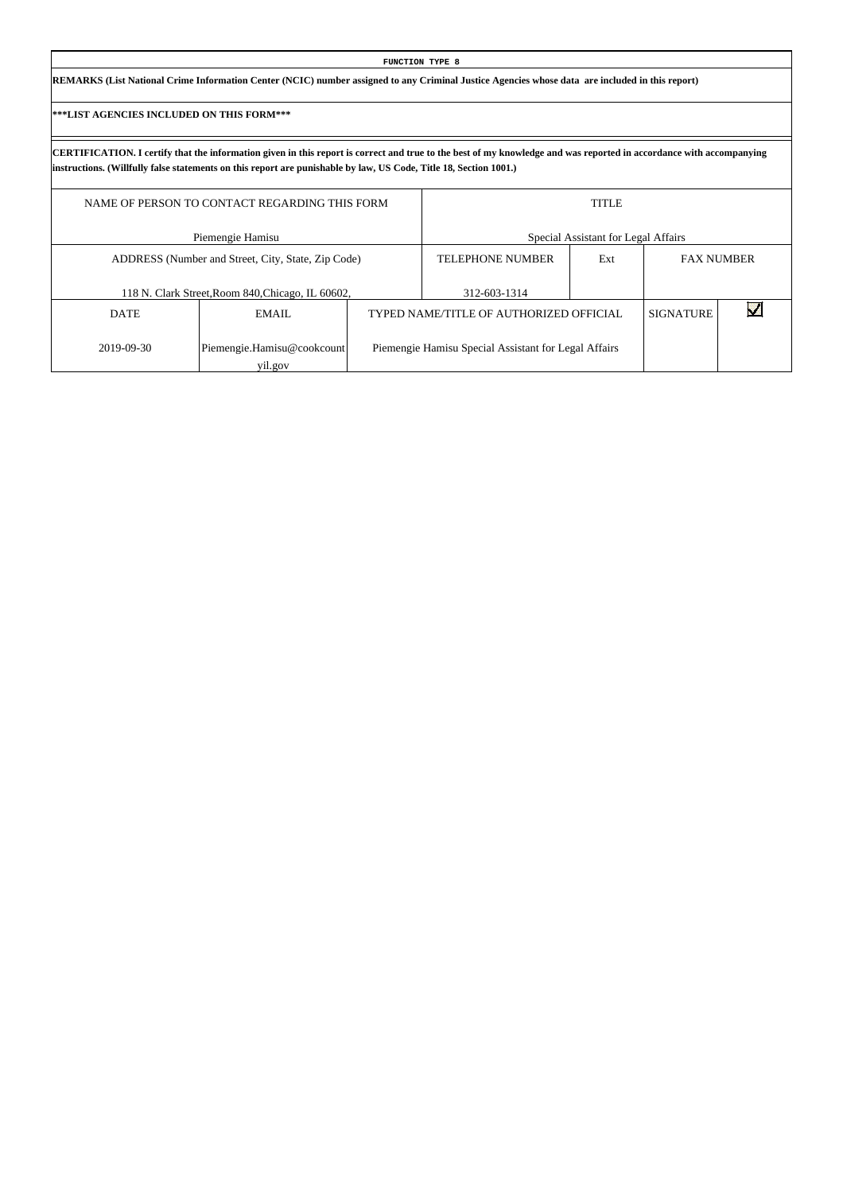**FUNCTION TYPE 8**

**REMARKS (List National Crime Information Center (NCIC) number assigned to any Criminal Justice Agencies whose data are included in this report)**

**\*\*\*LIST AGENCIES INCLUDED ON THIS FORM\*\*\***

**CERTIFICATION. I certify that the information given in this report is correct and true to the best of my knowledge and was reported in accordance with accompanying instructions. (Willfully false statements on this report are punishable by law, US Code, Title 18, Section 1001.)**

| NAME OF PERSON TO CONTACT REGARDING THIS FORM | TITLE |
|---|---|
| Piemengie Hamisu | Special Assistant for Legal Affairs |

| ADDRESS (Number and Street, City, State, Zip Code) | TELEPHONE NUMBER | Ext | FAX NUMBER |
|---|---|---|---|
| 118 N. Clark Street,Room 840,Chicago, IL 60602, | 312-603-1314 | | |

| DATE | EMAIL | TYPED NAME/TITLE OF AUTHORIZED OFFICIAL | SIGNATURE | ☑ |
|---|---|---|---|---|
| 2019-09-30 | Piemengie.Hamisu@cookcountyil.gov | Piemengie Hamisu Special Assistant for Legal Affairs | | |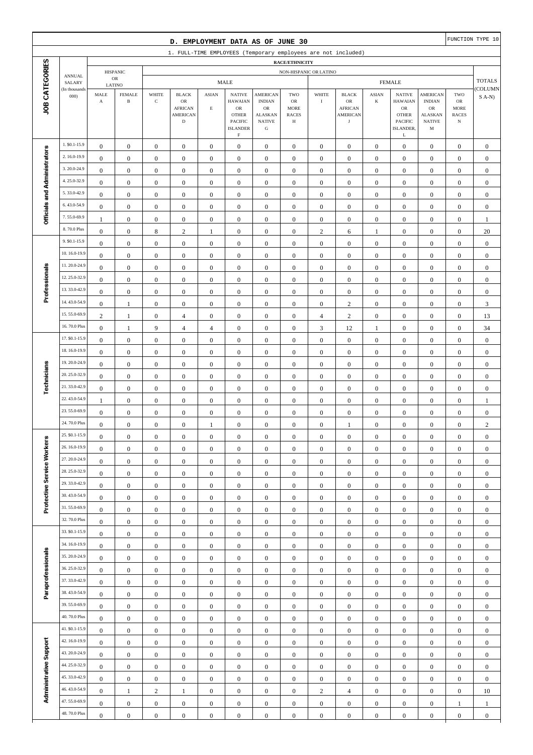# D. EMPLOYMENT DATA AS OF JUNE 30

FUNCTION TYPE 10

## 1. FULL-TIME EMPLOYEES (Temporary employees are not included)

| JOB CATEGORIES | ANNUAL SALARY (In thousands 000) | HISPANIC OR LATINO | | NON-HISPANIC OR LATINO | | | | | | | | | | | | | | TOTALS (COLUMNS A-N) |
|---|---|---|---|---|---|---|---|---|---|---|---|---|---|---|---|---|---|---|
| | | | | MALE | | | | | | FEMALE | | | | | | | | |
| | | MALE A | FEMALE B | WHITE C | BLACK OR AFRICAN AMERICAN D | ASIAN E | NATIVE HAWAIAN OR OTHER PACIFIC ISLANDER F | AMERICAN INDIAN OR ALASKAN NATIVE G | TWO OR MORE RACES H | WHITE I | BLACK OR AFRICAN AMERICAN J | ASIAN K | NATIVE HAWAIAN OR OTHER PACIFIC ISLANDER, L | AMERICAN INDIAN OR ALASKAN NATIVE M | TWO OR MORE RACES N | |
| Officials and Administrators | 1. $0.1-15.9 | 0 | 0 | 0 | 0 | 0 | 0 | 0 | 0 | 0 | 0 | 0 | 0 | 0 | 0 | 0 |
| | 2. 16.0-19.9 | 0 | 0 | 0 | 0 | 0 | 0 | 0 | 0 | 0 | 0 | 0 | 0 | 0 | 0 | 0 |
| | 3. 20.0-24.9 | 0 | 0 | 0 | 0 | 0 | 0 | 0 | 0 | 0 | 0 | 0 | 0 | 0 | 0 | 0 |
| | 4. 25.0-32.9 | 0 | 0 | 0 | 0 | 0 | 0 | 0 | 0 | 0 | 0 | 0 | 0 | 0 | 0 | 0 |
| | 5. 33.0-42.9 | 0 | 0 | 0 | 0 | 0 | 0 | 0 | 0 | 0 | 0 | 0 | 0 | 0 | 0 | 0 |
| | 6. 43.0-54.9 | 0 | 0 | 0 | 0 | 0 | 0 | 0 | 0 | 0 | 0 | 0 | 0 | 0 | 0 | 0 |
| | 7. 55.0-69.9 | 1 | 0 | 0 | 0 | 0 | 0 | 0 | 0 | 0 | 0 | 0 | 0 | 0 | 0 | 1 |
| | 8. 70.0 Plus | 0 | 0 | 8 | 2 | 1 | 0 | 0 | 0 | 2 | 6 | 1 | 0 | 0 | 0 | 20 |
| Professionals | 9. $0.1-15.9 | 0 | 0 | 0 | 0 | 0 | 0 | 0 | 0 | 0 | 0 | 0 | 0 | 0 | 0 | 0 |
| | 10. 16.0-19.9 | 0 | 0 | 0 | 0 | 0 | 0 | 0 | 0 | 0 | 0 | 0 | 0 | 0 | 0 | 0 |
| | 11. 20.0-24.9 | 0 | 0 | 0 | 0 | 0 | 0 | 0 | 0 | 0 | 0 | 0 | 0 | 0 | 0 | 0 |
| | 12. 25.0-32.9 | 0 | 0 | 0 | 0 | 0 | 0 | 0 | 0 | 0 | 0 | 0 | 0 | 0 | 0 | 0 |
| | 13. 33.0-42.9 | 0 | 0 | 0 | 0 | 0 | 0 | 0 | 0 | 0 | 0 | 0 | 0 | 0 | 0 | 0 |
| | 14. 43.0-54.9 | 0 | 1 | 0 | 0 | 0 | 0 | 0 | 0 | 0 | 2 | 0 | 0 | 0 | 0 | 3 |
| | 15. 55.0-69.9 | 2 | 1 | 0 | 4 | 0 | 0 | 0 | 0 | 4 | 2 | 0 | 0 | 0 | 0 | 13 |
| | 16. 70.0 Plus | 0 | 1 | 9 | 4 | 4 | 0 | 0 | 0 | 3 | 12 | 1 | 0 | 0 | 0 | 34 |
| Technicians | 17. $0.1-15.9 | 0 | 0 | 0 | 0 | 0 | 0 | 0 | 0 | 0 | 0 | 0 | 0 | 0 | 0 | 0 |
| | 18. 16.0-19.9 | 0 | 0 | 0 | 0 | 0 | 0 | 0 | 0 | 0 | 0 | 0 | 0 | 0 | 0 | 0 |
| | 19. 20.0-24.9 | 0 | 0 | 0 | 0 | 0 | 0 | 0 | 0 | 0 | 0 | 0 | 0 | 0 | 0 | 0 |
| | 20. 25.0-32.9 | 0 | 0 | 0 | 0 | 0 | 0 | 0 | 0 | 0 | 0 | 0 | 0 | 0 | 0 | 0 |
| | 21. 33.0-42.9 | 0 | 0 | 0 | 0 | 0 | 0 | 0 | 0 | 0 | 0 | 0 | 0 | 0 | 0 | 0 |
| | 22. 43.0-54.9 | 1 | 0 | 0 | 0 | 0 | 0 | 0 | 0 | 0 | 0 | 0 | 0 | 0 | 0 | 1 |
| | 23. 55.0-69.9 | 0 | 0 | 0 | 0 | 0 | 0 | 0 | 0 | 0 | 0 | 0 | 0 | 0 | 0 | 0 |
| | 24. 70.0 Plus | 0 | 0 | 0 | 0 | 1 | 0 | 0 | 0 | 0 | 1 | 0 | 0 | 0 | 0 | 2 |
| Protective Service Workers | 25. $0.1-15.9 | 0 | 0 | 0 | 0 | 0 | 0 | 0 | 0 | 0 | 0 | 0 | 0 | 0 | 0 | 0 |
| | 26. 16.0-19.9 | 0 | 0 | 0 | 0 | 0 | 0 | 0 | 0 | 0 | 0 | 0 | 0 | 0 | 0 | 0 |
| | 27. 20.0-24.9 | 0 | 0 | 0 | 0 | 0 | 0 | 0 | 0 | 0 | 0 | 0 | 0 | 0 | 0 | 0 |
| | 28. 25.0-32.9 | 0 | 0 | 0 | 0 | 0 | 0 | 0 | 0 | 0 | 0 | 0 | 0 | 0 | 0 | 0 |
| | 29. 33.0-42.9 | 0 | 0 | 0 | 0 | 0 | 0 | 0 | 0 | 0 | 0 | 0 | 0 | 0 | 0 | 0 |
| | 30. 43.0-54.9 | 0 | 0 | 0 | 0 | 0 | 0 | 0 | 0 | 0 | 0 | 0 | 0 | 0 | 0 | 0 |
| | 31. 55.0-69.9 | 0 | 0 | 0 | 0 | 0 | 0 | 0 | 0 | 0 | 0 | 0 | 0 | 0 | 0 | 0 |
| | 32. 70.0 Plus | 0 | 0 | 0 | 0 | 0 | 0 | 0 | 0 | 0 | 0 | 0 | 0 | 0 | 0 | 0 |
| Paraprofessionals | 33. $0.1-15.9 | 0 | 0 | 0 | 0 | 0 | 0 | 0 | 0 | 0 | 0 | 0 | 0 | 0 | 0 | 0 |
| | 34. 16.0-19.9 | 0 | 0 | 0 | 0 | 0 | 0 | 0 | 0 | 0 | 0 | 0 | 0 | 0 | 0 | 0 |
| | 35. 20.0-24.9 | 0 | 0 | 0 | 0 | 0 | 0 | 0 | 0 | 0 | 0 | 0 | 0 | 0 | 0 | 0 |
| | 36. 25.0-32.9 | 0 | 0 | 0 | 0 | 0 | 0 | 0 | 0 | 0 | 0 | 0 | 0 | 0 | 0 | 0 |
| | 37. 33.0-42.9 | 0 | 0 | 0 | 0 | 0 | 0 | 0 | 0 | 0 | 0 | 0 | 0 | 0 | 0 | 0 |
| | 38. 43.0-54.9 | 0 | 0 | 0 | 0 | 0 | 0 | 0 | 0 | 0 | 0 | 0 | 0 | 0 | 0 | 0 |
| | 39. 55.0-69.9 | 0 | 0 | 0 | 0 | 0 | 0 | 0 | 0 | 0 | 0 | 0 | 0 | 0 | 0 | 0 |
| | 40. 70.0 Plus | 0 | 0 | 0 | 0 | 0 | 0 | 0 | 0 | 0 | 0 | 0 | 0 | 0 | 0 | 0 |
| Administrative Support | 41. $0.1-15.9 | 0 | 0 | 0 | 0 | 0 | 0 | 0 | 0 | 0 | 0 | 0 | 0 | 0 | 0 | 0 |
| | 42. 16.0-19.9 | 0 | 0 | 0 | 0 | 0 | 0 | 0 | 0 | 0 | 0 | 0 | 0 | 0 | 0 | 0 |
| | 43. 20.0-24.9 | 0 | 0 | 0 | 0 | 0 | 0 | 0 | 0 | 0 | 0 | 0 | 0 | 0 | 0 | 0 |
| | 44. 25.0-32.9 | 0 | 0 | 0 | 0 | 0 | 0 | 0 | 0 | 0 | 0 | 0 | 0 | 0 | 0 | 0 |
| | 45. 33.0-42.9 | 0 | 0 | 0 | 0 | 0 | 0 | 0 | 0 | 0 | 0 | 0 | 0 | 0 | 0 | 0 |
| | 46. 43.0-54.9 | 0 | 1 | 2 | 1 | 0 | 0 | 0 | 0 | 2 | 4 | 0 | 0 | 0 | 0 | 10 |
| | 47. 55.0-69.9 | 0 | 0 | 0 | 0 | 0 | 0 | 0 | 0 | 0 | 0 | 0 | 0 | 0 | 1 | 1 |
| | 48. 70.0 Plus | 0 | 0 | 0 | 0 | 0 | 0 | 0 | 0 | 0 | 0 | 0 | 0 | 0 | 0 | 0 |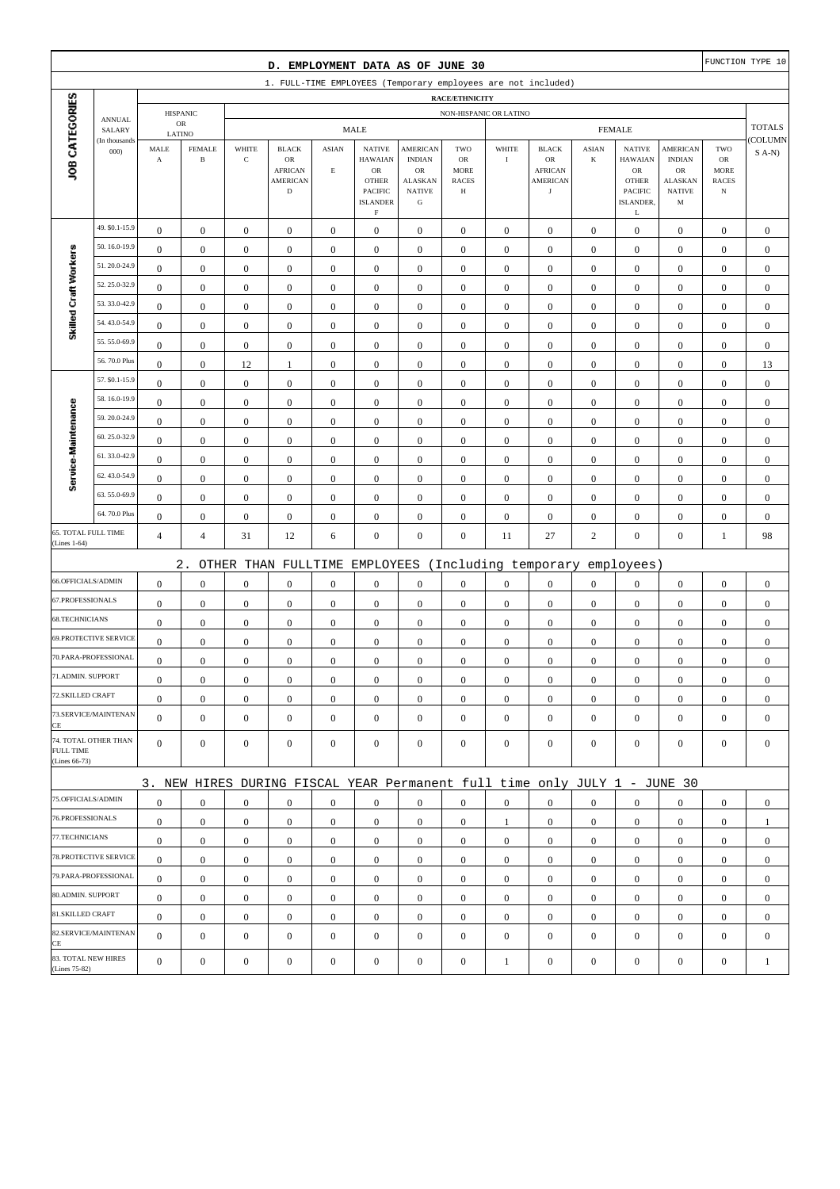# D. EMPLOYMENT DATA AS OF JUNE 30

FUNCTION TYPE 10

1. FULL-TIME EMPLOYEES (Temporary employees are not included)

| JOB CATEGORIES | ANNUAL SALARY (In thousands 000) | HISPANIC OR LATINO | | NON-HISPANIC OR LATINO | | | | | | | | | | | | | | TOTALS (COLUMNS A-N) |
|---|---|---|---|---|---|---|---|---|---|---|---|---|---|---|---|---|---|---|
| | | | | MALE | | | | | | FEMALE | | | | | | | | |
| | | MALE A | FEMALE B | WHITE C | BLACK OR AFRICAN AMERICAN D | ASIAN E | NATIVE HAWAIIAN OR OTHER PACIFIC ISLANDER F | AMERICAN INDIAN OR ALASKAN NATIVE G | TWO OR MORE RACES H | WHITE I | BLACK OR AFRICAN AMERICAN J | ASIAN K | NATIVE HAWAIIAN OR OTHER PACIFIC ISLANDER, L | AMERICAN INDIAN OR ALASKAN NATIVE M | TWO OR MORE RACES N | |
| Skilled Craft Workers | 49. $0.1-15.9 | 0 | 0 | 0 | 0 | 0 | 0 | 0 | 0 | 0 | 0 | 0 | 0 | 0 | 0 | 0 |
| | 50. 16.0-19.9 | 0 | 0 | 0 | 0 | 0 | 0 | 0 | 0 | 0 | 0 | 0 | 0 | 0 | 0 | 0 |
| | 51. 20.0-24.9 | 0 | 0 | 0 | 0 | 0 | 0 | 0 | 0 | 0 | 0 | 0 | 0 | 0 | 0 | 0 |
| | 52. 25.0-32.9 | 0 | 0 | 0 | 0 | 0 | 0 | 0 | 0 | 0 | 0 | 0 | 0 | 0 | 0 | 0 |
| | 53. 33.0-42.9 | 0 | 0 | 0 | 0 | 0 | 0 | 0 | 0 | 0 | 0 | 0 | 0 | 0 | 0 | 0 |
| | 54. 43.0-54.9 | 0 | 0 | 0 | 0 | 0 | 0 | 0 | 0 | 0 | 0 | 0 | 0 | 0 | 0 | 0 |
| | 55. 55.0-69.9 | 0 | 0 | 0 | 0 | 0 | 0 | 0 | 0 | 0 | 0 | 0 | 0 | 0 | 0 | 0 |
| | 56. 70.0 Plus | 0 | 0 | 12 | 1 | 0 | 0 | 0 | 0 | 0 | 0 | 0 | 0 | 0 | 0 | 13 |
| Service-Maintenance | 57. $0.1-15.9 | 0 | 0 | 0 | 0 | 0 | 0 | 0 | 0 | 0 | 0 | 0 | 0 | 0 | 0 | 0 |
| | 58. 16.0-19.9 | 0 | 0 | 0 | 0 | 0 | 0 | 0 | 0 | 0 | 0 | 0 | 0 | 0 | 0 | 0 |
| | 59. 20.0-24.9 | 0 | 0 | 0 | 0 | 0 | 0 | 0 | 0 | 0 | 0 | 0 | 0 | 0 | 0 | 0 |
| | 60. 25.0-32.9 | 0 | 0 | 0 | 0 | 0 | 0 | 0 | 0 | 0 | 0 | 0 | 0 | 0 | 0 | 0 |
| | 61. 33.0-42.9 | 0 | 0 | 0 | 0 | 0 | 0 | 0 | 0 | 0 | 0 | 0 | 0 | 0 | 0 | 0 |
| | 62. 43.0-54.9 | 0 | 0 | 0 | 0 | 0 | 0 | 0 | 0 | 0 | 0 | 0 | 0 | 0 | 0 | 0 |
| | 63. 55.0-69.9 | 0 | 0 | 0 | 0 | 0 | 0 | 0 | 0 | 0 | 0 | 0 | 0 | 0 | 0 | 0 |
| | 64. 70.0 Plus | 0 | 0 | 0 | 0 | 0 | 0 | 0 | 0 | 0 | 0 | 0 | 0 | 0 | 0 | 0 |
| 65. TOTAL FULL TIME (Lines 1-64) | | 4 | 4 | 31 | 12 | 6 | 0 | 0 | 0 | 11 | 27 | 2 | 0 | 0 | 1 | 98 |

2. OTHER THAN FULLTIME EMPLOYEES (Including temporary employees)

| | A | B | C | D | E | F | G | H | I | J | K | L | M | N | TOTALS |
|---|---|---|---|---|---|---|---|---|---|---|---|---|---|---|---|
| 66.OFFICIALS/ADMIN | 0 | 0 | 0 | 0 | 0 | 0 | 0 | 0 | 0 | 0 | 0 | 0 | 0 | 0 | 0 |
| 67.PROFESSIONALS | 0 | 0 | 0 | 0 | 0 | 0 | 0 | 0 | 0 | 0 | 0 | 0 | 0 | 0 | 0 |
| 68.TECHNICIANS | 0 | 0 | 0 | 0 | 0 | 0 | 0 | 0 | 0 | 0 | 0 | 0 | 0 | 0 | 0 |
| 69.PROTECTIVE SERVICE | 0 | 0 | 0 | 0 | 0 | 0 | 0 | 0 | 0 | 0 | 0 | 0 | 0 | 0 | 0 |
| 70.PARA-PROFESSIONAL | 0 | 0 | 0 | 0 | 0 | 0 | 0 | 0 | 0 | 0 | 0 | 0 | 0 | 0 | 0 |
| 71.ADMIN. SUPPORT | 0 | 0 | 0 | 0 | 0 | 0 | 0 | 0 | 0 | 0 | 0 | 0 | 0 | 0 | 0 |
| 72.SKILLED CRAFT | 0 | 0 | 0 | 0 | 0 | 0 | 0 | 0 | 0 | 0 | 0 | 0 | 0 | 0 | 0 |
| 73.SERVICE/MAINTENANCE | 0 | 0 | 0 | 0 | 0 | 0 | 0 | 0 | 0 | 0 | 0 | 0 | 0 | 0 | 0 |
| 74. TOTAL OTHER THAN FULL TIME (Lines 66-73) | 0 | 0 | 0 | 0 | 0 | 0 | 0 | 0 | 0 | 0 | 0 | 0 | 0 | 0 | 0 |

3. NEW HIRES DURING FISCAL YEAR Permanent full time only JULY 1 - JUNE 30

| | A | B | C | D | E | F | G | H | I | J | K | L | M | N | TOTALS |
|---|---|---|---|---|---|---|---|---|---|---|---|---|---|---|---|
| 75.OFFICIALS/ADMIN | 0 | 0 | 0 | 0 | 0 | 0 | 0 | 0 | 0 | 0 | 0 | 0 | 0 | 0 | 0 |
| 76.PROFESSIONALS | 0 | 0 | 0 | 0 | 0 | 0 | 0 | 0 | 1 | 0 | 0 | 0 | 0 | 0 | 1 |
| 77.TECHNICIANS | 0 | 0 | 0 | 0 | 0 | 0 | 0 | 0 | 0 | 0 | 0 | 0 | 0 | 0 | 0 |
| 78.PROTECTIVE SERVICE | 0 | 0 | 0 | 0 | 0 | 0 | 0 | 0 | 0 | 0 | 0 | 0 | 0 | 0 | 0 |
| 79.PARA-PROFESSIONAL | 0 | 0 | 0 | 0 | 0 | 0 | 0 | 0 | 0 | 0 | 0 | 0 | 0 | 0 | 0 |
| 80.ADMIN. SUPPORT | 0 | 0 | 0 | 0 | 0 | 0 | 0 | 0 | 0 | 0 | 0 | 0 | 0 | 0 | 0 |
| 81.SKILLED CRAFT | 0 | 0 | 0 | 0 | 0 | 0 | 0 | 0 | 0 | 0 | 0 | 0 | 0 | 0 | 0 |
| 82.SERVICE/MAINTENANCE | 0 | 0 | 0 | 0 | 0 | 0 | 0 | 0 | 0 | 0 | 0 | 0 | 0 | 0 | 0 |
| 83. TOTAL NEW HIRES (Lines 75-82) | 0 | 0 | 0 | 0 | 0 | 0 | 0 | 0 | 1 | 0 | 0 | 0 | 0 | 0 | 1 |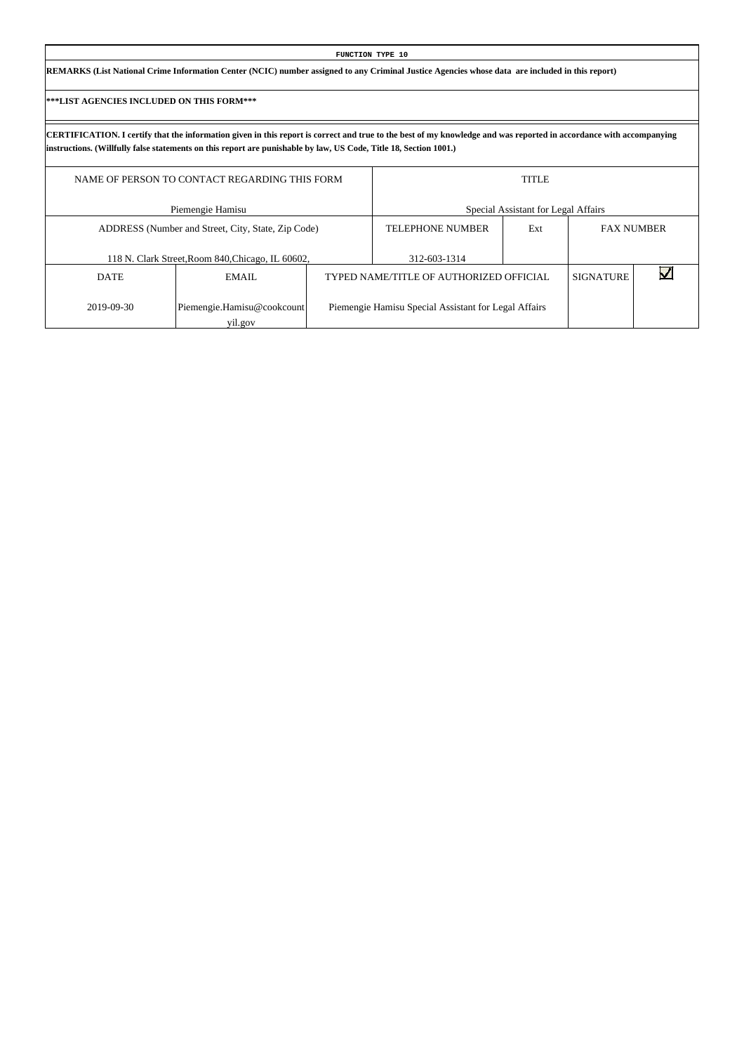**FUNCTION TYPE 10**

**REMARKS (List National Crime Information Center (NCIC) number assigned to any Criminal Justice Agencies whose data are included in this report)**

**\*\*\*LIST AGENCIES INCLUDED ON THIS FORM\*\*\***

**CERTIFICATION. I certify that the information given in this report is correct and true to the best of my knowledge and was reported in accordance with accompanying instructions. (Willfully false statements on this report are punishable by law, US Code, Title 18, Section 1001.)**

| NAME OF PERSON TO CONTACT REGARDING THIS FORM | | TITLE | | | |
|---|---|---|---|---|---|
| Piemengie Hamisu | | Special Assistant for Legal Affairs | | | |
| ADDRESS (Number and Street, City, State, Zip Code) | | TELEPHONE NUMBER | Ext | FAX NUMBER | |
| 118 N. Clark Street,Room 840,Chicago, IL 60602, | | 312-603-1314 | | | |
| DATE | EMAIL | TYPED NAME/TITLE OF AUTHORIZED OFFICIAL | | SIGNATURE | ☑ |
| 2019-09-30 | Piemengie.Hamisu@cookcountyil.gov | Piemengie Hamisu Special Assistant for Legal Affairs | | | |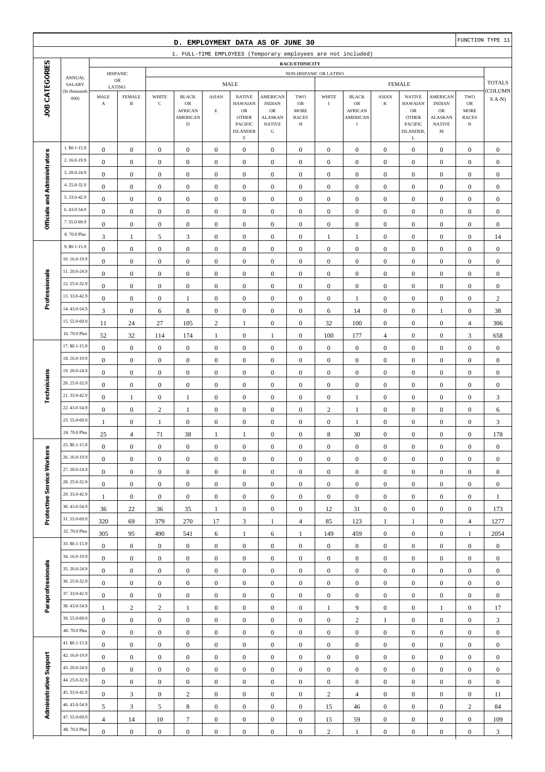## D. EMPLOYMENT DATA AS OF JUNE 30

FUNCTION TYPE 11

1. FULL-TIME EMPLOYEES (Temporary employees are not included)

| JOB CATEGORIES | ANNUAL SALARY (In thousands 000) | HISPANIC OR LATINO | | NON-HISPANIC OR LATINO | | | | | | | | | | | | | | TOTALS (COLUMNS A-N) |
|---|---|---|---|---|---|---|---|---|---|---|---|---|---|---|---|---|---|---|
| | | | | MALE | | | | | | FEMALE | | | | | | | | |
| | | MALE A | FEMALE B | WHITE C | BLACK OR AFRICAN AMERICAN D | ASIAN E | NATIVE HAWAIIAN OR OTHER PACIFIC ISLANDER F | AMERICAN INDIAN OR ALASKAN NATIVE G | TWO OR MORE RACES H | WHITE I | BLACK OR AFRICAN AMERICAN J | ASIAN K | NATIVE HAWAIIAN OR OTHER PACIFIC ISLANDER, L | AMERICAN INDIAN OR ALASKAN NATIVE M | TWO OR MORE RACES N | |
| Officials and Administrators | 1. $0.1-15.9 | 0 | 0 | 0 | 0 | 0 | 0 | 0 | 0 | 0 | 0 | 0 | 0 | 0 | 0 | 0 |
| | 2. 16.0-19.9 | 0 | 0 | 0 | 0 | 0 | 0 | 0 | 0 | 0 | 0 | 0 | 0 | 0 | 0 | 0 |
| | 3. 20.0-24.9 | 0 | 0 | 0 | 0 | 0 | 0 | 0 | 0 | 0 | 0 | 0 | 0 | 0 | 0 | 0 |
| | 4. 25.0-32.9 | 0 | 0 | 0 | 0 | 0 | 0 | 0 | 0 | 0 | 0 | 0 | 0 | 0 | 0 | 0 |
| | 5. 33.0-42.9 | 0 | 0 | 0 | 0 | 0 | 0 | 0 | 0 | 0 | 0 | 0 | 0 | 0 | 0 | 0 |
| | 6. 43.0-54.9 | 0 | 0 | 0 | 0 | 0 | 0 | 0 | 0 | 0 | 0 | 0 | 0 | 0 | 0 | 0 |
| | 7. 55.0-69.9 | 0 | 0 | 0 | 0 | 0 | 0 | 0 | 0 | 0 | 0 | 0 | 0 | 0 | 0 | 0 |
| | 8. 70.0 Plus | 3 | 1 | 5 | 3 | 0 | 0 | 0 | 0 | 1 | 1 | 0 | 0 | 0 | 0 | 14 |
| Professionals | 9. $0.1-15.9 | 0 | 0 | 0 | 0 | 0 | 0 | 0 | 0 | 0 | 0 | 0 | 0 | 0 | 0 | 0 |
| | 10. 16.0-19.9 | 0 | 0 | 0 | 0 | 0 | 0 | 0 | 0 | 0 | 0 | 0 | 0 | 0 | 0 | 0 |
| | 11. 20.0-24.9 | 0 | 0 | 0 | 0 | 0 | 0 | 0 | 0 | 0 | 0 | 0 | 0 | 0 | 0 | 0 |
| | 12. 25.0-32.9 | 0 | 0 | 0 | 0 | 0 | 0 | 0 | 0 | 0 | 0 | 0 | 0 | 0 | 0 | 0 |
| | 13. 33.0-42.9 | 0 | 0 | 0 | 1 | 0 | 0 | 0 | 0 | 0 | 1 | 0 | 0 | 0 | 0 | 2 |
| | 14. 43.0-54.9 | 3 | 0 | 6 | 8 | 0 | 0 | 0 | 0 | 6 | 14 | 0 | 0 | 1 | 0 | 38 |
| | 15. 55.0-69.9 | 11 | 24 | 27 | 105 | 2 | 1 | 0 | 0 | 32 | 100 | 0 | 0 | 0 | 4 | 306 |
| | 16. 70.0 Plus | 52 | 32 | 114 | 174 | 1 | 0 | 1 | 0 | 100 | 177 | 4 | 0 | 0 | 3 | 658 |
| Technicians | 17. $0.1-15.9 | 0 | 0 | 0 | 0 | 0 | 0 | 0 | 0 | 0 | 0 | 0 | 0 | 0 | 0 | 0 |
| | 18. 16.0-19.9 | 0 | 0 | 0 | 0 | 0 | 0 | 0 | 0 | 0 | 0 | 0 | 0 | 0 | 0 | 0 |
| | 19. 20.0-24.9 | 0 | 0 | 0 | 0 | 0 | 0 | 0 | 0 | 0 | 0 | 0 | 0 | 0 | 0 | 0 |
| | 20. 25.0-32.9 | 0 | 0 | 0 | 0 | 0 | 0 | 0 | 0 | 0 | 0 | 0 | 0 | 0 | 0 | 0 |
| | 21. 33.0-42.9 | 0 | 1 | 0 | 1 | 0 | 0 | 0 | 0 | 0 | 1 | 0 | 0 | 0 | 0 | 3 |
| | 22. 43.0-54.9 | 0 | 0 | 2 | 1 | 0 | 0 | 0 | 0 | 2 | 1 | 0 | 0 | 0 | 0 | 6 |
| | 23. 55.0-69.9 | 1 | 0 | 1 | 0 | 0 | 0 | 0 | 0 | 0 | 1 | 0 | 0 | 0 | 0 | 3 |
| | 24. 70.0 Plus | 25 | 4 | 71 | 38 | 1 | 1 | 0 | 0 | 8 | 30 | 0 | 0 | 0 | 0 | 178 |
| Protective Service Workers | 25. $0.1-15.9 | 0 | 0 | 0 | 0 | 0 | 0 | 0 | 0 | 0 | 0 | 0 | 0 | 0 | 0 | 0 |
| | 26. 16.0-19.9 | 0 | 0 | 0 | 0 | 0 | 0 | 0 | 0 | 0 | 0 | 0 | 0 | 0 | 0 | 0 |
| | 27. 20.0-24.9 | 0 | 0 | 0 | 0 | 0 | 0 | 0 | 0 | 0 | 0 | 0 | 0 | 0 | 0 | 0 |
| | 28. 25.0-32.9 | 0 | 0 | 0 | 0 | 0 | 0 | 0 | 0 | 0 | 0 | 0 | 0 | 0 | 0 | 0 |
| | 29. 33.0-42.9 | 1 | 0 | 0 | 0 | 0 | 0 | 0 | 0 | 0 | 0 | 0 | 0 | 0 | 0 | 1 |
| | 30. 43.0-54.9 | 36 | 22 | 36 | 35 | 1 | 0 | 0 | 0 | 12 | 31 | 0 | 0 | 0 | 0 | 173 |
| | 31. 55.0-69.9 | 320 | 69 | 379 | 270 | 17 | 3 | 1 | 4 | 85 | 123 | 1 | 1 | 0 | 4 | 1277 |
| | 32. 70.0 Plus | 305 | 95 | 490 | 541 | 6 | 1 | 6 | 1 | 149 | 459 | 0 | 0 | 0 | 1 | 2054 |
| Paraprofessionals | 33. $0.1-15.9 | 0 | 0 | 0 | 0 | 0 | 0 | 0 | 0 | 0 | 0 | 0 | 0 | 0 | 0 | 0 |
| | 34. 16.0-19.9 | 0 | 0 | 0 | 0 | 0 | 0 | 0 | 0 | 0 | 0 | 0 | 0 | 0 | 0 | 0 |
| | 35. 20.0-24.9 | 0 | 0 | 0 | 0 | 0 | 0 | 0 | 0 | 0 | 0 | 0 | 0 | 0 | 0 | 0 |
| | 36. 25.0-32.9 | 0 | 0 | 0 | 0 | 0 | 0 | 0 | 0 | 0 | 0 | 0 | 0 | 0 | 0 | 0 |
| | 37. 33.0-42.9 | 0 | 0 | 0 | 0 | 0 | 0 | 0 | 0 | 0 | 0 | 0 | 0 | 0 | 0 | 0 |
| | 38. 43.0-54.9 | 1 | 2 | 2 | 1 | 0 | 0 | 0 | 0 | 1 | 9 | 0 | 0 | 1 | 0 | 17 |
| | 39. 55.0-69.9 | 0 | 0 | 0 | 0 | 0 | 0 | 0 | 0 | 0 | 2 | 1 | 0 | 0 | 0 | 3 |
| | 40. 70.0 Plus | 0 | 0 | 0 | 0 | 0 | 0 | 0 | 0 | 0 | 0 | 0 | 0 | 0 | 0 | 0 |
| Administrative Support | 41. $0.1-15.9 | 0 | 0 | 0 | 0 | 0 | 0 | 0 | 0 | 0 | 0 | 0 | 0 | 0 | 0 | 0 |
| | 42. 16.0-19.9 | 0 | 0 | 0 | 0 | 0 | 0 | 0 | 0 | 0 | 0 | 0 | 0 | 0 | 0 | 0 |
| | 43. 20.0-24.9 | 0 | 0 | 0 | 0 | 0 | 0 | 0 | 0 | 0 | 0 | 0 | 0 | 0 | 0 | 0 |
| | 44. 25.0-32.9 | 0 | 0 | 0 | 0 | 0 | 0 | 0 | 0 | 0 | 0 | 0 | 0 | 0 | 0 | 0 |
| | 45. 33.0-42.9 | 0 | 3 | 0 | 2 | 0 | 0 | 0 | 0 | 2 | 4 | 0 | 0 | 0 | 0 | 11 |
| | 46. 43.0-54.9 | 5 | 3 | 5 | 8 | 0 | 0 | 0 | 0 | 15 | 46 | 0 | 0 | 0 | 2 | 84 |
| | 47. 55.0-69.9 | 4 | 14 | 10 | 7 | 0 | 0 | 0 | 0 | 15 | 59 | 0 | 0 | 0 | 0 | 109 |
| | 48. 70.0 Plus | 0 | 0 | 0 | 0 | 0 | 0 | 0 | 0 | 2 | 1 | 0 | 0 | 0 | 0 | 3 |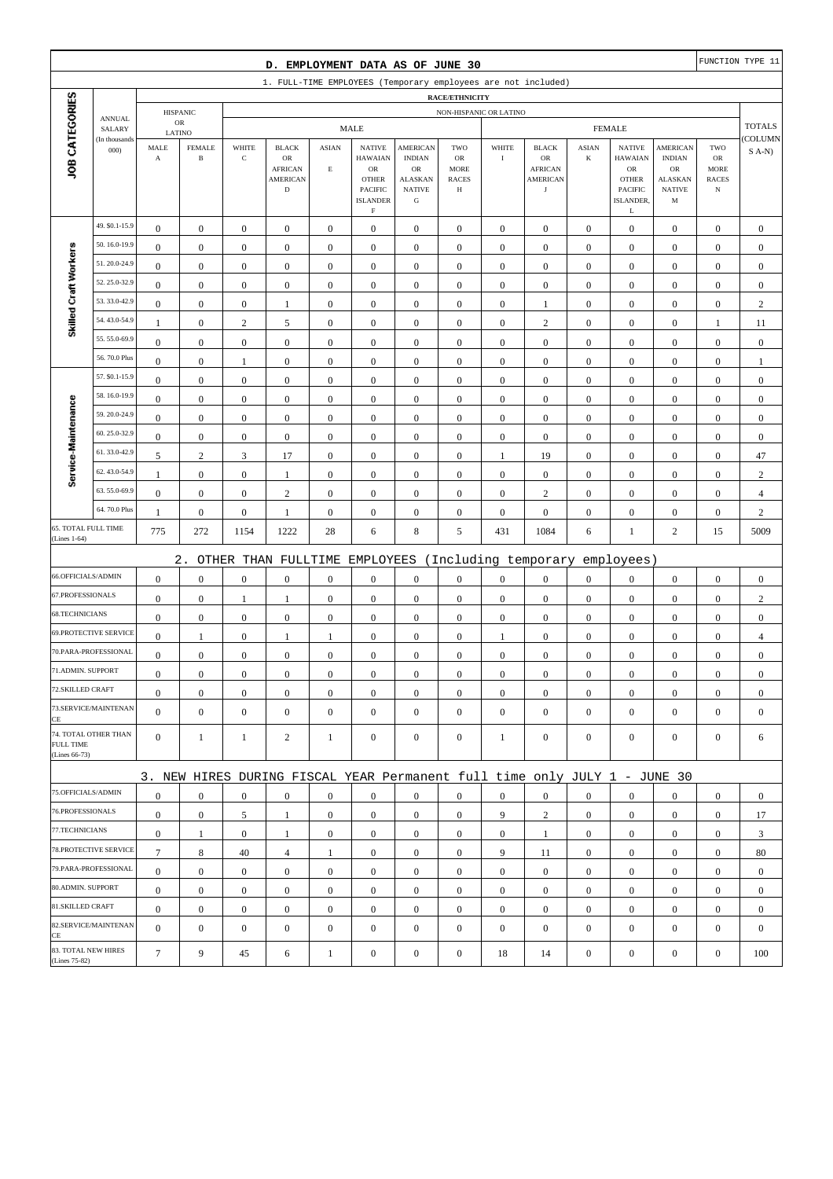## D. EMPLOYMENT DATA AS OF JUNE 30

FUNCTION TYPE 11

### 1. FULL-TIME EMPLOYEES (Temporary employees are not included)

| JOB CATEGORIES | ANNUAL SALARY (In thousands 000) | HISPANIC OR LATINO MALE A | HISPANIC OR LATINO FEMALE B | NON-HISPANIC MALE WHITE C | MALE BLACK OR AFRICAN AMERICAN D | MALE ASIAN E | MALE NATIVE HAWAIIAN OR OTHER PACIFIC ISLANDER F | MALE AMERICAN INDIAN OR ALASKAN NATIVE G | MALE TWO OR MORE RACES H | FEMALE WHITE I | FEMALE BLACK OR AFRICAN AMERICAN J | FEMALE ASIAN K | FEMALE NATIVE HAWAIIAN OR OTHER PACIFIC ISLANDER, L | FEMALE AMERICAN INDIAN OR ALASKAN NATIVE M | FEMALE TWO OR MORE RACES N | TOTALS (COLUMNS A-N) |
|---|---|---|---|---|---|---|---|---|---|---|---|---|---|---|---|---|
| Skilled Craft Workers | 49. $0.1-15.9 | 0 | 0 | 0 | 0 | 0 | 0 | 0 | 0 | 0 | 0 | 0 | 0 | 0 | 0 | 0 |
| | 50. 16.0-19.9 | 0 | 0 | 0 | 0 | 0 | 0 | 0 | 0 | 0 | 0 | 0 | 0 | 0 | 0 | 0 |
| | 51. 20.0-24.9 | 0 | 0 | 0 | 0 | 0 | 0 | 0 | 0 | 0 | 0 | 0 | 0 | 0 | 0 | 0 |
| | 52. 25.0-32.9 | 0 | 0 | 0 | 0 | 0 | 0 | 0 | 0 | 0 | 0 | 0 | 0 | 0 | 0 | 0 |
| | 53. 33.0-42.9 | 0 | 0 | 0 | 1 | 0 | 0 | 0 | 0 | 0 | 1 | 0 | 0 | 0 | 0 | 2 |
| | 54. 43.0-54.9 | 1 | 0 | 2 | 5 | 0 | 0 | 0 | 0 | 0 | 2 | 0 | 0 | 0 | 1 | 11 |
| | 55. 55.0-69.9 | 0 | 0 | 0 | 0 | 0 | 0 | 0 | 0 | 0 | 0 | 0 | 0 | 0 | 0 | 0 |
| | 56. 70.0 Plus | 0 | 0 | 1 | 0 | 0 | 0 | 0 | 0 | 0 | 0 | 0 | 0 | 0 | 0 | 1 |
| Service-Maintenance | 57. $0.1-15.9 | 0 | 0 | 0 | 0 | 0 | 0 | 0 | 0 | 0 | 0 | 0 | 0 | 0 | 0 | 0 |
| | 58. 16.0-19.9 | 0 | 0 | 0 | 0 | 0 | 0 | 0 | 0 | 0 | 0 | 0 | 0 | 0 | 0 | 0 |
| | 59. 20.0-24.9 | 0 | 0 | 0 | 0 | 0 | 0 | 0 | 0 | 0 | 0 | 0 | 0 | 0 | 0 | 0 |
| | 60. 25.0-32.9 | 0 | 0 | 0 | 0 | 0 | 0 | 0 | 0 | 0 | 0 | 0 | 0 | 0 | 0 | 0 |
| | 61. 33.0-42.9 | 5 | 2 | 3 | 17 | 0 | 0 | 0 | 0 | 1 | 19 | 0 | 0 | 0 | 0 | 47 |
| | 62. 43.0-54.9 | 1 | 0 | 0 | 1 | 0 | 0 | 0 | 0 | 0 | 0 | 0 | 0 | 0 | 0 | 2 |
| | 63. 55.0-69.9 | 0 | 0 | 0 | 2 | 0 | 0 | 0 | 0 | 0 | 2 | 0 | 0 | 0 | 0 | 4 |
| | 64. 70.0 Plus | 1 | 0 | 0 | 1 | 0 | 0 | 0 | 0 | 0 | 0 | 0 | 0 | 0 | 0 | 2 |
| 65. TOTAL FULL TIME (Lines 1-64) | | 775 | 272 | 1154 | 1222 | 28 | 6 | 8 | 5 | 431 | 1084 | 6 | 1 | 2 | 15 | 5009 |

### 2. OTHER THAN FULLTIME EMPLOYEES (Including temporary employees)

| JOB CATEGORIES | A | B | C | D | E | F | G | H | I | J | K | L | M | N | TOTALS |
|---|---|---|---|---|---|---|---|---|---|---|---|---|---|---|---|
| 66.OFFICIALS/ADMIN | 0 | 0 | 0 | 0 | 0 | 0 | 0 | 0 | 0 | 0 | 0 | 0 | 0 | 0 | 0 |
| 67.PROFESSIONALS | 0 | 0 | 1 | 1 | 0 | 0 | 0 | 0 | 0 | 0 | 0 | 0 | 0 | 0 | 2 |
| 68.TECHNICIANS | 0 | 0 | 0 | 0 | 0 | 0 | 0 | 0 | 0 | 0 | 0 | 0 | 0 | 0 | 0 |
| 69.PROTECTIVE SERVICE | 0 | 1 | 0 | 1 | 1 | 0 | 0 | 0 | 1 | 0 | 0 | 0 | 0 | 0 | 4 |
| 70.PARA-PROFESSIONAL | 0 | 0 | 0 | 0 | 0 | 0 | 0 | 0 | 0 | 0 | 0 | 0 | 0 | 0 | 0 |
| 71.ADMIN. SUPPORT | 0 | 0 | 0 | 0 | 0 | 0 | 0 | 0 | 0 | 0 | 0 | 0 | 0 | 0 | 0 |
| 72.SKILLED CRAFT | 0 | 0 | 0 | 0 | 0 | 0 | 0 | 0 | 0 | 0 | 0 | 0 | 0 | 0 | 0 |
| 73.SERVICE/MAINTENANCE | 0 | 0 | 0 | 0 | 0 | 0 | 0 | 0 | 0 | 0 | 0 | 0 | 0 | 0 | 0 |
| 74. TOTAL OTHER THAN FULL TIME (Lines 66-73) | 0 | 1 | 1 | 2 | 1 | 0 | 0 | 0 | 1 | 0 | 0 | 0 | 0 | 0 | 6 |

### 3. NEW HIRES DURING FISCAL YEAR Permanent full time only JULY 1 - JUNE 30

| JOB CATEGORIES | A | B | C | D | E | F | G | H | I | J | K | L | M | N | TOTALS |
|---|---|---|---|---|---|---|---|---|---|---|---|---|---|---|---|
| 75.OFFICIALS/ADMIN | 0 | 0 | 0 | 0 | 0 | 0 | 0 | 0 | 0 | 0 | 0 | 0 | 0 | 0 | 0 |
| 76.PROFESSIONALS | 0 | 0 | 5 | 1 | 0 | 0 | 0 | 0 | 9 | 2 | 0 | 0 | 0 | 0 | 17 |
| 77.TECHNICIANS | 0 | 1 | 0 | 1 | 0 | 0 | 0 | 0 | 0 | 1 | 0 | 0 | 0 | 0 | 3 |
| 78.PROTECTIVE SERVICE | 7 | 8 | 40 | 4 | 1 | 0 | 0 | 0 | 9 | 11 | 0 | 0 | 0 | 0 | 80 |
| 79.PARA-PROFESSIONAL | 0 | 0 | 0 | 0 | 0 | 0 | 0 | 0 | 0 | 0 | 0 | 0 | 0 | 0 | 0 |
| 80.ADMIN. SUPPORT | 0 | 0 | 0 | 0 | 0 | 0 | 0 | 0 | 0 | 0 | 0 | 0 | 0 | 0 | 0 |
| 81.SKILLED CRAFT | 0 | 0 | 0 | 0 | 0 | 0 | 0 | 0 | 0 | 0 | 0 | 0 | 0 | 0 | 0 |
| 82.SERVICE/MAINTENANCE | 0 | 0 | 0 | 0 | 0 | 0 | 0 | 0 | 0 | 0 | 0 | 0 | 0 | 0 | 0 |
| 83. TOTAL NEW HIRES (Lines 75-82) | 7 | 9 | 45 | 6 | 1 | 0 | 0 | 0 | 18 | 14 | 0 | 0 | 0 | 0 | 100 |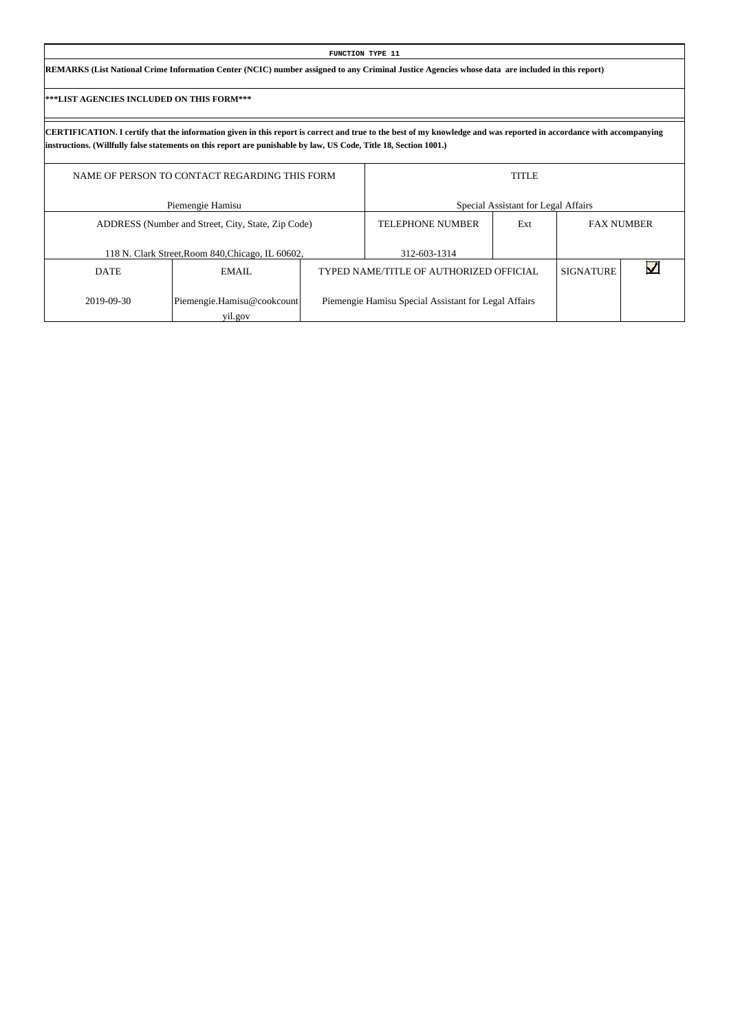**FUNCTION TYPE 11**

**REMARKS (List National Crime Information Center (NCIC) number assigned to any Criminal Justice Agencies whose data are included in this report)**

**\*\*\*LIST AGENCIES INCLUDED ON THIS FORM\*\*\***

**CERTIFICATION. I certify that the information given in this report is correct and true to the best of my knowledge and was reported in accordance with accompanying instructions. (Willfully false statements on this report are punishable by law, US Code, Title 18, Section 1001.)**

| NAME OF PERSON TO CONTACT REGARDING THIS FORM | | TITLE | | | |
|---|---|---|---|---|---|
| Piemengie Hamisu | | Special Assistant for Legal Affairs | | | |
| ADDRESS (Number and Street, City, State, Zip Code) | | TELEPHONE NUMBER | Ext | FAX NUMBER | |
| 118 N. Clark Street,Room 840,Chicago, IL 60602, | | 312-603-1314 | | | |
| DATE | EMAIL | TYPED NAME/TITLE OF AUTHORIZED OFFICIAL | | SIGNATURE | ☑ |
| 2019-09-30 | Piemengie.Hamisu@cookcountyil.gov | Piemengie Hamisu Special Assistant for Legal Affairs | | | |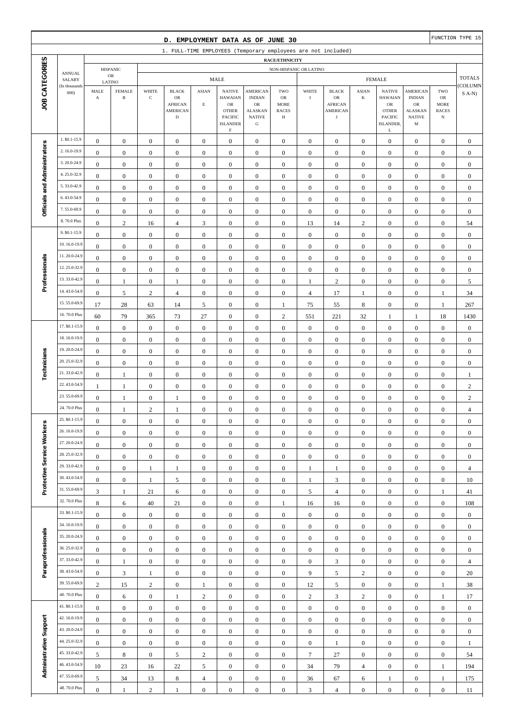## D. EMPLOYMENT DATA AS OF JUNE 30

FUNCTION TYPE 15

1. FULL-TIME EMPLOYEES (Temporary employees are not included)

| JOB CATEGORIES | ANNUAL SALARY (In thousands 000) | HISPANIC OR LATINO | | NON-HISPANIC OR LATINO | | | | | | | | | | | | | | TOTALS (COLUMNS A-N) |
|---|---|---|---|---|---|---|---|---|---|---|---|---|---|---|---|---|---|---|
| | | | | MALE | | | | | | FEMALE | | | | | | | | |
| | | MALE A | FEMALE B | WHITE C | BLACK OR AFRICAN AMERICAN D | ASIAN E | NATIVE HAWAIIAN OR OTHER PACIFIC ISLANDER F | AMERICAN INDIAN OR ALASKAN NATIVE G | TWO OR MORE RACES H | WHITE I | BLACK OR AFRICAN AMERICAN J | ASIAN K | NATIVE HAWAIIAN OR OTHER PACIFIC ISLANDER, L | AMERICAN INDIAN OR ALASKAN NATIVE M | TWO OR MORE RACES N | |
| Officials and Administrators | 1. $0.1-15.9 | 0 | 0 | 0 | 0 | 0 | 0 | 0 | 0 | 0 | 0 | 0 | 0 | 0 | 0 | 0 |
| | 2. 16.0-19.9 | 0 | 0 | 0 | 0 | 0 | 0 | 0 | 0 | 0 | 0 | 0 | 0 | 0 | 0 | 0 |
| | 3. 20.0-24.9 | 0 | 0 | 0 | 0 | 0 | 0 | 0 | 0 | 0 | 0 | 0 | 0 | 0 | 0 | 0 |
| | 4. 25.0-32.9 | 0 | 0 | 0 | 0 | 0 | 0 | 0 | 0 | 0 | 0 | 0 | 0 | 0 | 0 | 0 |
| | 5. 33.0-42.9 | 0 | 0 | 0 | 0 | 0 | 0 | 0 | 0 | 0 | 0 | 0 | 0 | 0 | 0 | 0 |
| | 6. 43.0-54.9 | 0 | 0 | 0 | 0 | 0 | 0 | 0 | 0 | 0 | 0 | 0 | 0 | 0 | 0 | 0 |
| | 7. 55.0-69.9 | 0 | 0 | 0 | 0 | 0 | 0 | 0 | 0 | 0 | 0 | 0 | 0 | 0 | 0 | 0 |
| | 8. 70.0 Plus | 0 | 2 | 16 | 4 | 3 | 0 | 0 | 0 | 13 | 14 | 2 | 0 | 0 | 0 | 54 |
| Professionals | 9. $0.1-15.9 | 0 | 0 | 0 | 0 | 0 | 0 | 0 | 0 | 0 | 0 | 0 | 0 | 0 | 0 | 0 |
| | 10. 16.0-19.9 | 0 | 0 | 0 | 0 | 0 | 0 | 0 | 0 | 0 | 0 | 0 | 0 | 0 | 0 | 0 |
| | 11. 20.0-24.9 | 0 | 0 | 0 | 0 | 0 | 0 | 0 | 0 | 0 | 0 | 0 | 0 | 0 | 0 | 0 |
| | 12. 25.0-32.9 | 0 | 0 | 0 | 0 | 0 | 0 | 0 | 0 | 0 | 0 | 0 | 0 | 0 | 0 | 0 |
| | 13. 33.0-42.9 | 0 | 1 | 0 | 1 | 0 | 0 | 0 | 0 | 1 | 2 | 0 | 0 | 0 | 0 | 5 |
| | 14. 43.0-54.9 | 0 | 5 | 2 | 4 | 0 | 0 | 0 | 0 | 4 | 17 | 1 | 0 | 0 | 1 | 34 |
| | 15. 55.0-69.9 | 17 | 28 | 63 | 14 | 5 | 0 | 0 | 1 | 75 | 55 | 8 | 0 | 0 | 1 | 267 |
| | 16. 70.0 Plus | 60 | 79 | 365 | 73 | 27 | 0 | 0 | 2 | 551 | 221 | 32 | 1 | 1 | 18 | 1430 |
| Technicians | 17. $0.1-15.9 | 0 | 0 | 0 | 0 | 0 | 0 | 0 | 0 | 0 | 0 | 0 | 0 | 0 | 0 | 0 |
| | 18. 16.0-19.9 | 0 | 0 | 0 | 0 | 0 | 0 | 0 | 0 | 0 | 0 | 0 | 0 | 0 | 0 | 0 |
| | 19. 20.0-24.9 | 0 | 0 | 0 | 0 | 0 | 0 | 0 | 0 | 0 | 0 | 0 | 0 | 0 | 0 | 0 |
| | 20. 25.0-32.9 | 0 | 0 | 0 | 0 | 0 | 0 | 0 | 0 | 0 | 0 | 0 | 0 | 0 | 0 | 0 |
| | 21. 33.0-42.9 | 0 | 1 | 0 | 0 | 0 | 0 | 0 | 0 | 0 | 0 | 0 | 0 | 0 | 0 | 1 |
| | 22. 43.0-54.9 | 1 | 1 | 0 | 0 | 0 | 0 | 0 | 0 | 0 | 0 | 0 | 0 | 0 | 0 | 2 |
| | 23. 55.0-69.9 | 0 | 1 | 0 | 1 | 0 | 0 | 0 | 0 | 0 | 0 | 0 | 0 | 0 | 0 | 2 |
| | 24. 70.0 Plus | 0 | 1 | 2 | 1 | 0 | 0 | 0 | 0 | 0 | 0 | 0 | 0 | 0 | 0 | 4 |
| Protective Service Workers | 25. $0.1-15.9 | 0 | 0 | 0 | 0 | 0 | 0 | 0 | 0 | 0 | 0 | 0 | 0 | 0 | 0 | 0 |
| | 26. 16.0-19.9 | 0 | 0 | 0 | 0 | 0 | 0 | 0 | 0 | 0 | 0 | 0 | 0 | 0 | 0 | 0 |
| | 27. 20.0-24.9 | 0 | 0 | 0 | 0 | 0 | 0 | 0 | 0 | 0 | 0 | 0 | 0 | 0 | 0 | 0 |
| | 28. 25.0-32.9 | 0 | 0 | 0 | 0 | 0 | 0 | 0 | 0 | 0 | 0 | 0 | 0 | 0 | 0 | 0 |
| | 29. 33.0-42.9 | 0 | 0 | 1 | 1 | 0 | 0 | 0 | 0 | 1 | 1 | 0 | 0 | 0 | 0 | 4 |
| | 30. 43.0-54.9 | 0 | 0 | 1 | 5 | 0 | 0 | 0 | 0 | 1 | 3 | 0 | 0 | 0 | 0 | 10 |
| | 31. 55.0-69.9 | 3 | 1 | 21 | 6 | 0 | 0 | 0 | 0 | 5 | 4 | 0 | 0 | 0 | 1 | 41 |
| | 32. 70.0 Plus | 8 | 6 | 40 | 21 | 0 | 0 | 0 | 1 | 16 | 16 | 0 | 0 | 0 | 0 | 108 |
| Paraprofessionals | 33. $0.1-15.9 | 0 | 0 | 0 | 0 | 0 | 0 | 0 | 0 | 0 | 0 | 0 | 0 | 0 | 0 | 0 |
| | 34. 16.0-19.9 | 0 | 0 | 0 | 0 | 0 | 0 | 0 | 0 | 0 | 0 | 0 | 0 | 0 | 0 | 0 |
| | 35. 20.0-24.9 | 0 | 0 | 0 | 0 | 0 | 0 | 0 | 0 | 0 | 0 | 0 | 0 | 0 | 0 | 0 |
| | 36. 25.0-32.9 | 0 | 0 | 0 | 0 | 0 | 0 | 0 | 0 | 0 | 0 | 0 | 0 | 0 | 0 | 0 |
| | 37. 33.0-42.9 | 0 | 1 | 0 | 0 | 0 | 0 | 0 | 0 | 0 | 3 | 0 | 0 | 0 | 0 | 4 |
| | 38. 43.0-54.9 | 0 | 3 | 1 | 0 | 0 | 0 | 0 | 0 | 9 | 5 | 2 | 0 | 0 | 0 | 20 |
| | 39. 55.0-69.9 | 2 | 15 | 2 | 0 | 1 | 0 | 0 | 0 | 12 | 5 | 0 | 0 | 0 | 1 | 38 |
| | 40. 70.0 Plus | 0 | 6 | 0 | 1 | 2 | 0 | 0 | 0 | 2 | 3 | 2 | 0 | 0 | 1 | 17 |
| Administrative Support | 41. $0.1-15.9 | 0 | 0 | 0 | 0 | 0 | 0 | 0 | 0 | 0 | 0 | 0 | 0 | 0 | 0 | 0 |
| | 42. 16.0-19.9 | 0 | 0 | 0 | 0 | 0 | 0 | 0 | 0 | 0 | 0 | 0 | 0 | 0 | 0 | 0 |
| | 43. 20.0-24.9 | 0 | 0 | 0 | 0 | 0 | 0 | 0 | 0 | 0 | 0 | 0 | 0 | 0 | 0 | 0 |
| | 44. 25.0-32.9 | 0 | 0 | 0 | 0 | 0 | 0 | 0 | 0 | 0 | 1 | 0 | 0 | 0 | 0 | 1 |
| | 45. 33.0-42.9 | 5 | 8 | 0 | 5 | 2 | 0 | 0 | 0 | 7 | 27 | 0 | 0 | 0 | 0 | 54 |
| | 46. 43.0-54.9 | 10 | 23 | 16 | 22 | 5 | 0 | 0 | 0 | 34 | 79 | 4 | 0 | 0 | 1 | 194 |
| | 47. 55.0-69.9 | 5 | 34 | 13 | 8 | 4 | 0 | 0 | 0 | 36 | 67 | 6 | 1 | 0 | 1 | 175 |
| | 48. 70.0 Plus | 0 | 1 | 2 | 1 | 0 | 0 | 0 | 0 | 3 | 4 | 0 | 0 | 0 | 0 | 11 |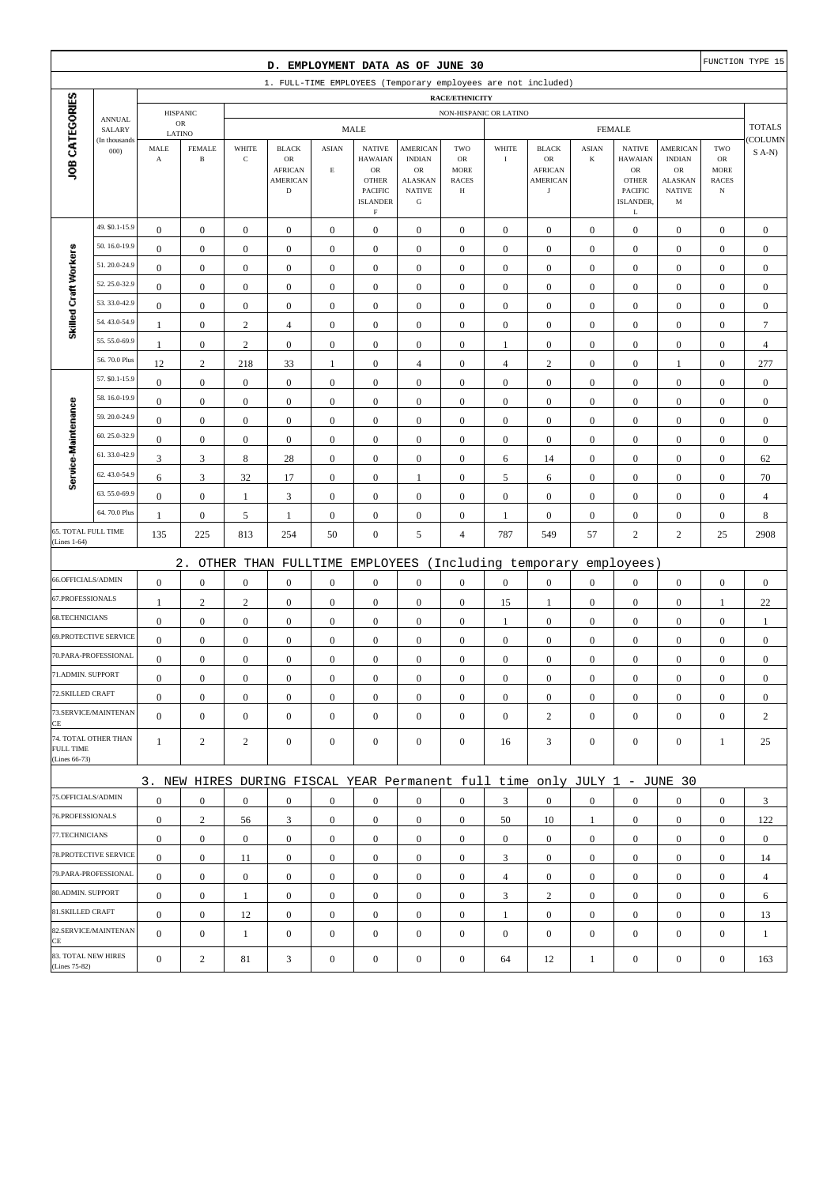# D. EMPLOYMENT DATA AS OF JUNE 30

FUNCTION TYPE 15

## 1. FULL-TIME EMPLOYEES (Temporary employees are not included)

| JOB CATEGORIES | ANNUAL SALARY (In thousands 000) | HISPANIC OR LATINO | | NON-HISPANIC OR LATINO | | | | | | | | | | | | | TOTALS (COLUMNS A-N) |
|---|---|---|---|---|---|---|---|---|---|---|---|---|---|---|---|---|---|
| | | | | MALE | | | | | | FEMALE | | | | | | | |
| | | MALE A | FEMALE B | WHITE C | BLACK OR AFRICAN AMERICAN D | ASIAN E | NATIVE HAWAIIAN OR OTHER PACIFIC ISLANDER F | AMERICAN INDIAN OR ALASKAN NATIVE G | TWO OR MORE RACES H | WHITE I | BLACK OR AFRICAN AMERICAN J | ASIAN K | NATIVE HAWAIIAN OR OTHER PACIFIC ISLANDER, L | AMERICAN INDIAN OR ALASKAN NATIVE M | TWO OR MORE RACES N | |
| Skilled Craft Workers | 49. $0.1-15.9 | 0 | 0 | 0 | 0 | 0 | 0 | 0 | 0 | 0 | 0 | 0 | 0 | 0 | 0 | 0 |
| | 50. 16.0-19.9 | 0 | 0 | 0 | 0 | 0 | 0 | 0 | 0 | 0 | 0 | 0 | 0 | 0 | 0 | 0 |
| | 51. 20.0-24.9 | 0 | 0 | 0 | 0 | 0 | 0 | 0 | 0 | 0 | 0 | 0 | 0 | 0 | 0 | 0 |
| | 52. 25.0-32.9 | 0 | 0 | 0 | 0 | 0 | 0 | 0 | 0 | 0 | 0 | 0 | 0 | 0 | 0 | 0 |
| | 53. 33.0-42.9 | 0 | 0 | 0 | 0 | 0 | 0 | 0 | 0 | 0 | 0 | 0 | 0 | 0 | 0 | 0 |
| | 54. 43.0-54.9 | 1 | 0 | 2 | 4 | 0 | 0 | 0 | 0 | 0 | 0 | 0 | 0 | 0 | 0 | 7 |
| | 55. 55.0-69.9 | 1 | 0 | 2 | 0 | 0 | 0 | 0 | 0 | 1 | 0 | 0 | 0 | 0 | 0 | 4 |
| | 56. 70.0 Plus | 12 | 2 | 218 | 33 | 1 | 0 | 4 | 0 | 4 | 2 | 0 | 0 | 1 | 0 | 277 |
| Service-Maintenance | 57. $0.1-15.9 | 0 | 0 | 0 | 0 | 0 | 0 | 0 | 0 | 0 | 0 | 0 | 0 | 0 | 0 | 0 |
| | 58. 16.0-19.9 | 0 | 0 | 0 | 0 | 0 | 0 | 0 | 0 | 0 | 0 | 0 | 0 | 0 | 0 | 0 |
| | 59. 20.0-24.9 | 0 | 0 | 0 | 0 | 0 | 0 | 0 | 0 | 0 | 0 | 0 | 0 | 0 | 0 | 0 |
| | 60. 25.0-32.9 | 0 | 0 | 0 | 0 | 0 | 0 | 0 | 0 | 0 | 0 | 0 | 0 | 0 | 0 | 0 |
| | 61. 33.0-42.9 | 3 | 3 | 8 | 28 | 0 | 0 | 0 | 0 | 6 | 14 | 0 | 0 | 0 | 0 | 62 |
| | 62. 43.0-54.9 | 6 | 3 | 32 | 17 | 0 | 0 | 1 | 0 | 5 | 6 | 0 | 0 | 0 | 0 | 70 |
| | 63. 55.0-69.9 | 0 | 0 | 1 | 3 | 0 | 0 | 0 | 0 | 0 | 0 | 0 | 0 | 0 | 0 | 4 |
| | 64. 70.0 Plus | 1 | 0 | 5 | 1 | 0 | 0 | 0 | 0 | 1 | 0 | 0 | 0 | 0 | 0 | 8 |
| 65. TOTAL FULL TIME (Lines 1-64) | | 135 | 225 | 813 | 254 | 50 | 0 | 5 | 4 | 787 | 549 | 57 | 2 | 2 | 25 | 2908 |

## 2. OTHER THAN FULLTIME EMPLOYEES (Including temporary employees)

| JOB CATEGORIES | A | B | C | D | E | F | G | H | I | J | K | L | M | N | TOTALS |
|---|---|---|---|---|---|---|---|---|---|---|---|---|---|---|---|
| 66.OFFICIALS/ADMIN | 0 | 0 | 0 | 0 | 0 | 0 | 0 | 0 | 0 | 0 | 0 | 0 | 0 | 0 | 0 |
| 67.PROFESSIONALS | 1 | 2 | 2 | 0 | 0 | 0 | 0 | 0 | 15 | 1 | 0 | 0 | 0 | 1 | 22 |
| 68.TECHNICIANS | 0 | 0 | 0 | 0 | 0 | 0 | 0 | 0 | 1 | 0 | 0 | 0 | 0 | 0 | 1 |
| 69.PROTECTIVE SERVICE | 0 | 0 | 0 | 0 | 0 | 0 | 0 | 0 | 0 | 0 | 0 | 0 | 0 | 0 | 0 |
| 70.PARA-PROFESSIONAL | 0 | 0 | 0 | 0 | 0 | 0 | 0 | 0 | 0 | 0 | 0 | 0 | 0 | 0 | 0 |
| 71.ADMIN. SUPPORT | 0 | 0 | 0 | 0 | 0 | 0 | 0 | 0 | 0 | 0 | 0 | 0 | 0 | 0 | 0 |
| 72.SKILLED CRAFT | 0 | 0 | 0 | 0 | 0 | 0 | 0 | 0 | 0 | 0 | 0 | 0 | 0 | 0 | 0 |
| 73.SERVICE/MAINTENANCE | 0 | 0 | 0 | 0 | 0 | 0 | 0 | 0 | 0 | 2 | 0 | 0 | 0 | 0 | 2 |
| 74. TOTAL OTHER THAN FULL TIME (Lines 66-73) | 1 | 2 | 2 | 0 | 0 | 0 | 0 | 0 | 16 | 3 | 0 | 0 | 0 | 1 | 25 |

## 3. NEW HIRES DURING FISCAL YEAR Permanent full time only JULY 1 - JUNE 30

| JOB CATEGORIES | A | B | C | D | E | F | G | H | I | J | K | L | M | N | TOTALS |
|---|---|---|---|---|---|---|---|---|---|---|---|---|---|---|---|
| 75.OFFICIALS/ADMIN | 0 | 0 | 0 | 0 | 0 | 0 | 0 | 0 | 3 | 0 | 0 | 0 | 0 | 0 | 3 |
| 76.PROFESSIONALS | 0 | 2 | 56 | 3 | 0 | 0 | 0 | 0 | 50 | 10 | 1 | 0 | 0 | 0 | 122 |
| 77.TECHNICIANS | 0 | 0 | 0 | 0 | 0 | 0 | 0 | 0 | 0 | 0 | 0 | 0 | 0 | 0 | 0 |
| 78.PROTECTIVE SERVICE | 0 | 0 | 11 | 0 | 0 | 0 | 0 | 0 | 3 | 0 | 0 | 0 | 0 | 0 | 14 |
| 79.PARA-PROFESSIONAL | 0 | 0 | 0 | 0 | 0 | 0 | 0 | 0 | 4 | 0 | 0 | 0 | 0 | 0 | 4 |
| 80.ADMIN. SUPPORT | 0 | 0 | 1 | 0 | 0 | 0 | 0 | 0 | 3 | 2 | 0 | 0 | 0 | 0 | 6 |
| 81.SKILLED CRAFT | 0 | 0 | 12 | 0 | 0 | 0 | 0 | 0 | 1 | 0 | 0 | 0 | 0 | 0 | 13 |
| 82.SERVICE/MAINTENANCE | 0 | 0 | 1 | 0 | 0 | 0 | 0 | 0 | 0 | 0 | 0 | 0 | 0 | 0 | 1 |
| 83. TOTAL NEW HIRES (Lines 75-82) | 0 | 2 | 81 | 3 | 0 | 0 | 0 | 0 | 64 | 12 | 1 | 0 | 0 | 0 | 163 |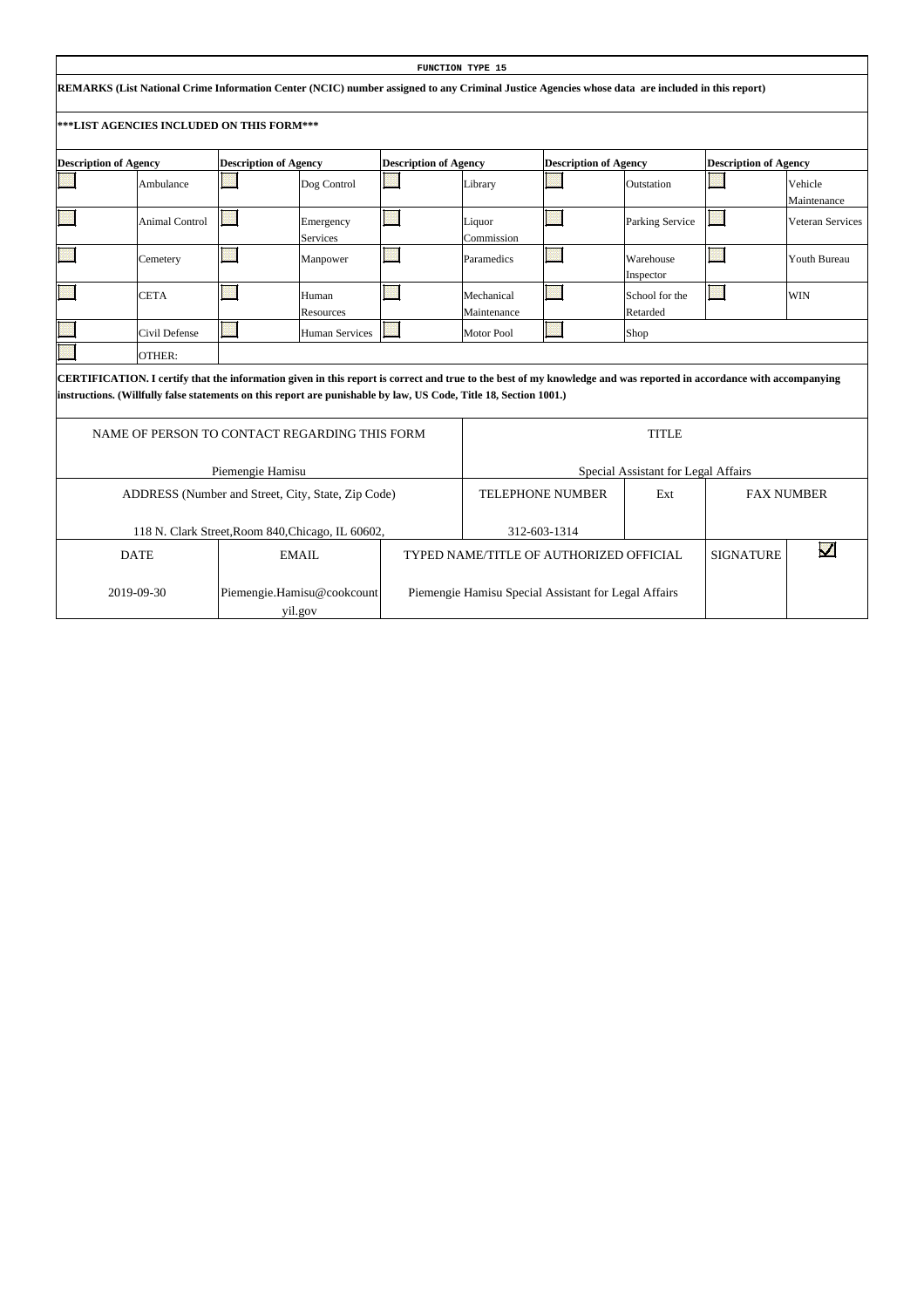**FUNCTION TYPE 15**

**REMARKS (List National Crime Information Center (NCIC) number assigned to any Criminal Justice Agencies whose data are included in this report)**

**\*\*\*LIST AGENCIES INCLUDED ON THIS FORM\*\*\***

| **Description of Agency** | | **Description of Agency** | | **Description of Agency** | | **Description of Agency** | | **Description of Agency** | |
|---|---|---|---|---|---|---|---|---|---|
| ☐ | Ambulance | ☐ | Dog Control | ☐ | Library | ☐ | Outstation | ☐ | Vehicle Maintenance |
| ☐ | Animal Control | ☐ | Emergency Services | ☐ | Liquor Commission | ☐ | Parking Service | ☐ | Veteran Services |
| ☐ | Cemetery | ☐ | Manpower | ☐ | Paramedics | ☐ | Warehouse Inspector | ☐ | Youth Bureau |
| ☐ | CETA | ☐ | Human Resources | ☐ | Mechanical Maintenance | ☐ | School for the Retarded | ☐ | WIN |
| ☐ | Civil Defense | ☐ | Human Services | ☐ | Motor Pool | ☐ | Shop | | |
| ☐ | OTHER: | | | | | | | | |

**CERTIFICATION. I certify that the information given in this report is correct and true to the best of my knowledge and was reported in accordance with accompanying instructions. (Willfully false statements on this report are punishable by law, US Code, Title 18, Section 1001.)**

| NAME OF PERSON TO CONTACT REGARDING THIS FORM | | TITLE | | | |
|---|---|---|---|---|---|
| Piemengie Hamisu | | Special Assistant for Legal Affairs | | | |
| ADDRESS (Number and Street, City, State, Zip Code) | | TELEPHONE NUMBER | Ext | FAX NUMBER | |
| 118 N. Clark Street,Room 840,Chicago, IL 60602, | | 312-603-1314 | | | |
| DATE | EMAIL | TYPED NAME/TITLE OF AUTHORIZED OFFICIAL | | SIGNATURE | ☑ |
| 2019-09-30 | Piemengie.Hamisu@cookcountyil.gov | Piemengie Hamisu Special Assistant for Legal Affairs | | | |